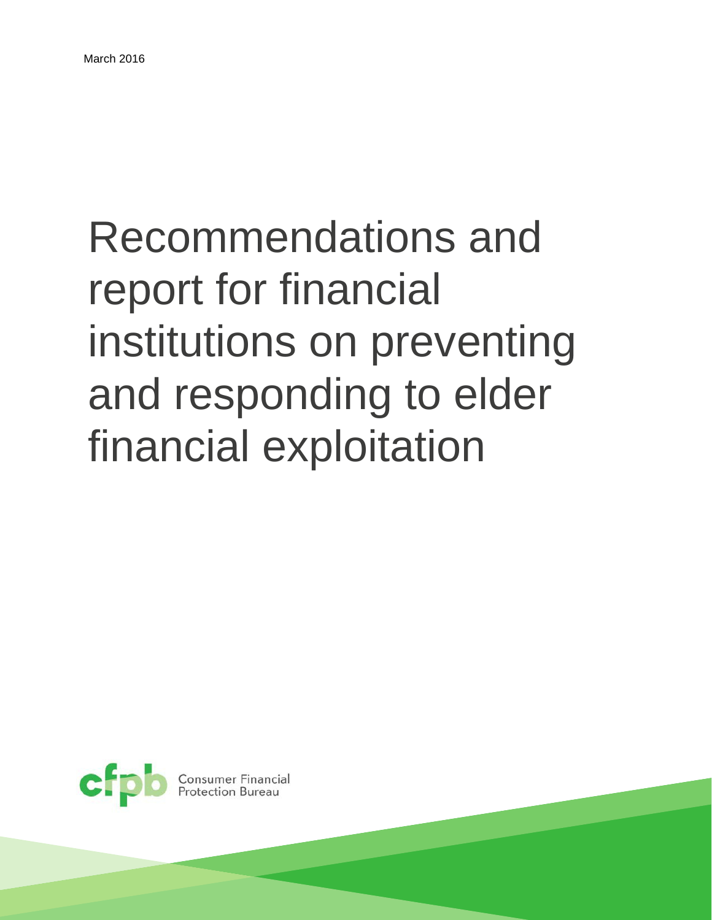March 2016

# Recommendations and report for financial institutions on preventing and responding to elder financial exploitation

Consumer Financial Protection Bureau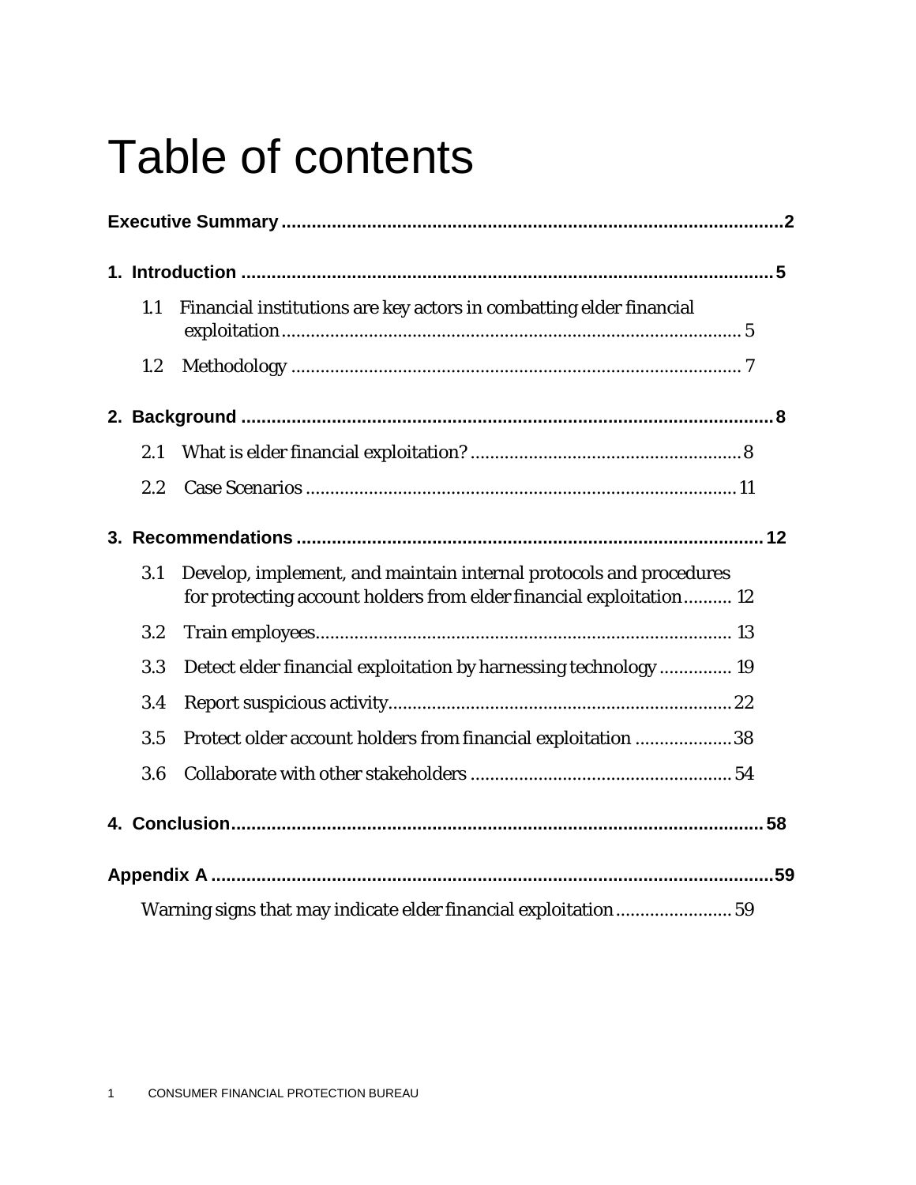# Table of contents

**Executive Summary** .......... **2**

**1. Introduction** .......... **5**

- 1.1 Financial institutions are key actors in combatting elder financial exploitation .......... 5
- 1.2 Methodology .......... 7

**2. Background** .......... **8**

- 2.1 What is elder financial exploitation? .......... 8
- 2.2 Case Scenarios .......... 11

**3. Recommendations** .......... **12**

- 3.1 Develop, implement, and maintain internal protocols and procedures for protecting account holders from elder financial exploitation .......... 12
- 3.2 Train employees .......... 13
- 3.3 Detect elder financial exploitation by harnessing technology .......... 19
- 3.4 Report suspicious activity .......... 22
- 3.5 Protect older account holders from financial exploitation .......... 38
- 3.6 Collaborate with other stakeholders .......... 54

**4. Conclusion** .......... **58**

**Appendix A** .......... **59**

Warning signs that may indicate elder financial exploitation .......... 59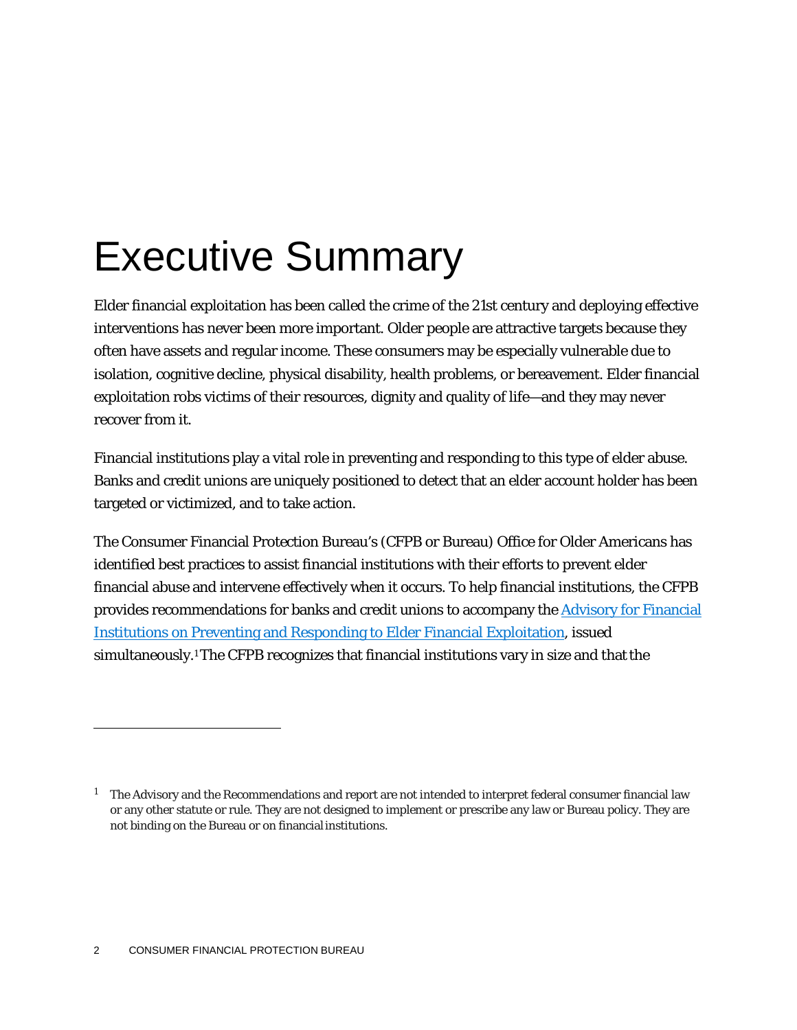# Executive Summary

Elder financial exploitation has been called the crime of the 21st century and deploying effective interventions has never been more important. Older people are attractive targets because they often have assets and regular income. These consumers may be especially vulnerable due to isolation, cognitive decline, physical disability, health problems, or bereavement. Elder financial exploitation robs victims of their resources, dignity and quality of life—and they may never recover from it.

Financial institutions play a vital role in preventing and responding to this type of elder abuse. Banks and credit unions are uniquely positioned to detect that an elder account holder has been targeted or victimized, and to take action.

The Consumer Financial Protection Bureau's (CFPB or Bureau) Office for Older Americans has identified best practices to assist financial institutions with their efforts to prevent elder financial abuse and intervene effectively when it occurs. To help financial institutions, the CFPB provides recommendations for banks and credit unions to accompany the [Advisory for Financial Institutions on Preventing and Responding to Elder Financial Exploitation], issued simultaneously.[1] The CFPB recognizes that financial institutions vary in size and that the

[1] The Advisory and the Recommendations and report are not intended to interpret federal consumer financial law or any other statute or rule. They are not designed to implement or prescribe any law or Bureau policy. They are not binding on the Bureau or on financial institutions.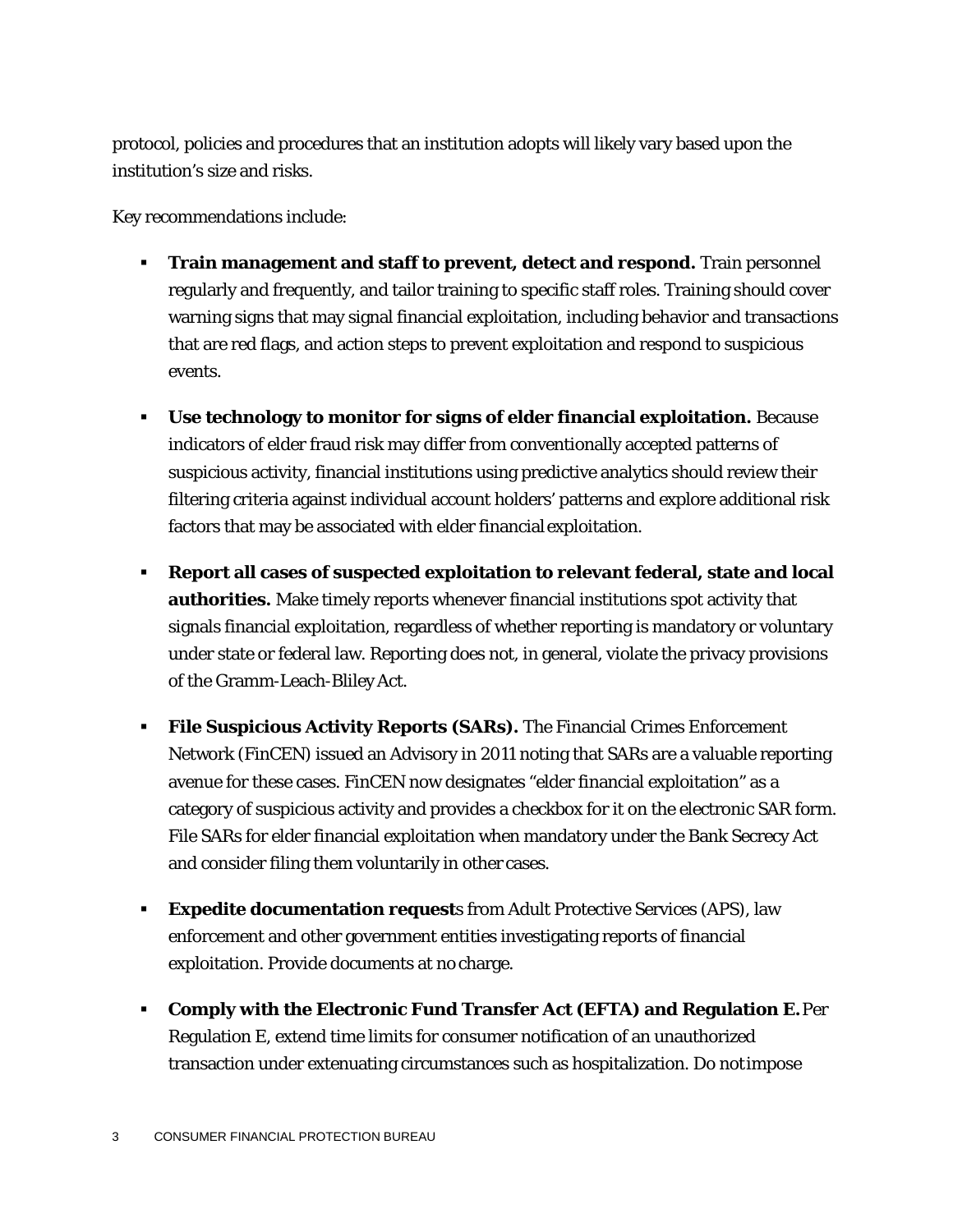protocol, policies and procedures that an institution adopts will likely vary based upon the institution's size and risks.

Key recommendations include:

- **Train management and staff to prevent, detect and respond.** Train personnel regularly and frequently, and tailor training to specific staff roles. Training should cover warning signs that may signal financial exploitation, including behavior and transactions that are red flags, and action steps to prevent exploitation and respond to suspicious events.
- **Use technology to monitor for signs of elder financial exploitation.** Because indicators of elder fraud risk may differ from conventionally accepted patterns of suspicious activity, financial institutions using predictive analytics should review their filtering criteria against individual account holders' patterns and explore additional risk factors that may be associated with elder financial exploitation.
- **Report all cases of suspected exploitation to relevant federal, state and local authorities.** Make timely reports whenever financial institutions spot activity that signals financial exploitation, regardless of whether reporting is mandatory or voluntary under state or federal law. Reporting does not, in general, violate the privacy provisions of the Gramm-Leach-Bliley Act.
- **File Suspicious Activity Reports (SARs).** The Financial Crimes Enforcement Network (FinCEN) issued an Advisory in 2011 noting that SARs are a valuable reporting avenue for these cases. FinCEN now designates "elder financial exploitation" as a category of suspicious activity and provides a checkbox for it on the electronic SAR form. File SARs for elder financial exploitation when mandatory under the Bank Secrecy Act and consider filing them voluntarily in other cases.
- **Expedite documentation request**s from Adult Protective Services (APS), law enforcement and other government entities investigating reports of financial exploitation. Provide documents at no charge.
- **Comply with the Electronic Fund Transfer Act (EFTA) and Regulation E.** Per Regulation E, extend time limits for consumer notification of an unauthorized transaction under extenuating circumstances such as hospitalization. Do not impose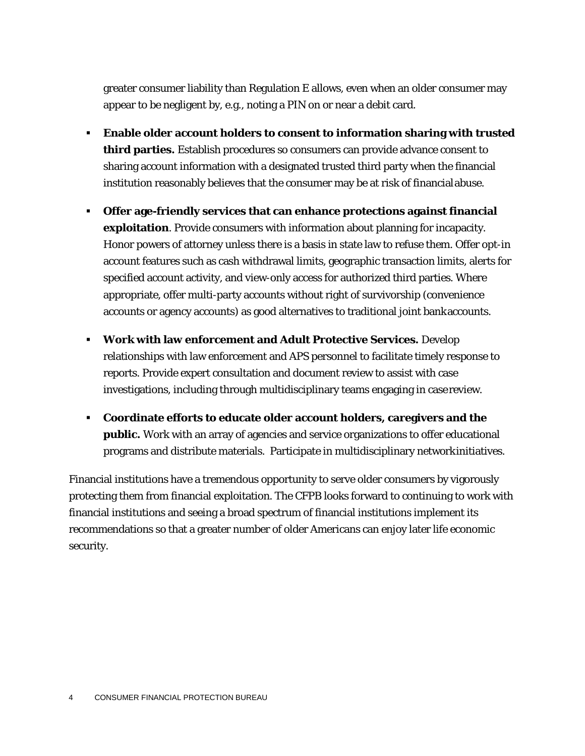greater consumer liability than Regulation E allows, even when an older consumer may appear to be negligent by, e.g., noting a PIN on or near a debit card.

- **Enable older account holders to consent to information sharing with trusted third parties.** Establish procedures so consumers can provide advance consent to sharing account information with a designated trusted third party when the financial institution reasonably believes that the consumer may be at risk of financial abuse.
- **Offer age-friendly services that can enhance protections against financial exploitation**. Provide consumers with information about planning for incapacity. Honor powers of attorney unless there is a basis in state law to refuse them. Offer opt-in account features such as cash withdrawal limits, geographic transaction limits, alerts for specified account activity, and view-only access for authorized third parties. Where appropriate, offer multi-party accounts without right of survivorship (convenience accounts or agency accounts) as good alternatives to traditional joint bank accounts.
- **Work with law enforcement and Adult Protective Services.** Develop relationships with law enforcement and APS personnel to facilitate timely response to reports. Provide expert consultation and document review to assist with case investigations, including through multidisciplinary teams engaging in case review.
- **Coordinate efforts to educate older account holders, caregivers and the public.** Work with an array of agencies and service organizations to offer educational programs and distribute materials. Participate in multidisciplinary network initiatives.

Financial institutions have a tremendous opportunity to serve older consumers by vigorously protecting them from financial exploitation. The CFPB looks forward to continuing to work with financial institutions and seeing a broad spectrum of financial institutions implement its recommendations so that a greater number of older Americans can enjoy later life economic security.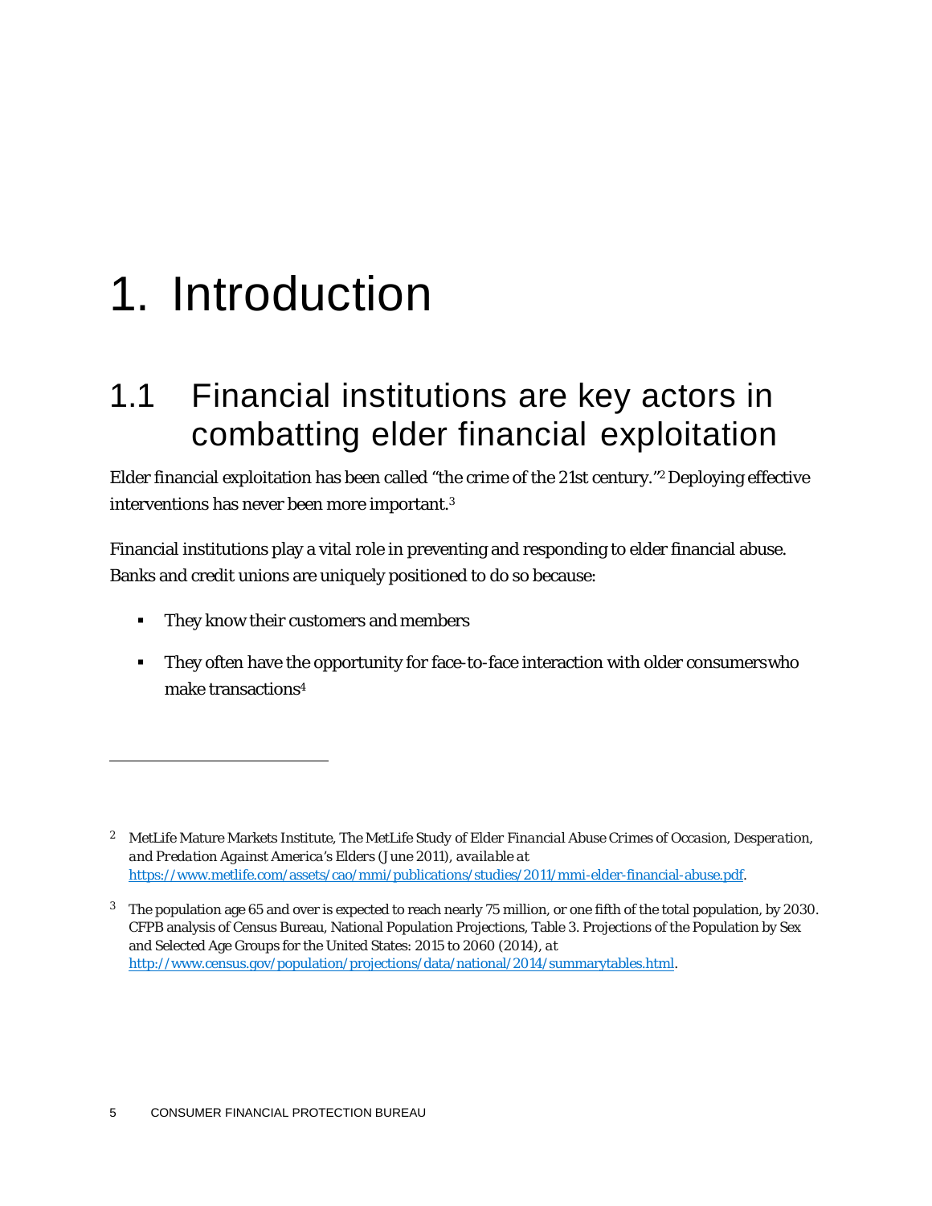# 1. Introduction

## 1.1 Financial institutions are key actors in combatting elder financial exploitation

Elder financial exploitation has been called "the crime of the 21st century."[2] Deploying effective interventions has never been more important.[3]

Financial institutions play a vital role in preventing and responding to elder financial abuse. Banks and credit unions are uniquely positioned to do so because:

- They know their customers and members
- They often have the opportunity for face-to-face interaction with older consumers who make transactions[4]

---

[2] MetLife Mature Markets Institute, *The MetLife Study of Elder Financial Abuse Crimes of Occasion, Desperation, and Predation Against America's Elders* (June 2011), *available at* https://www.metlife.com/assets/cao/mmi/publications/studies/2011/mmi-elder-financial-abuse.pdf.

[3] The population age 65 and over is expected to reach nearly 75 million, or one fifth of the total population, by 2030. CFPB analysis of Census Bureau, National Population Projections, Table 3. Projections of the Population by Sex and Selected Age Groups for the United States: 2015 to 2060 (2014), *at* http://www.census.gov/population/projections/data/national/2014/summarytables.html.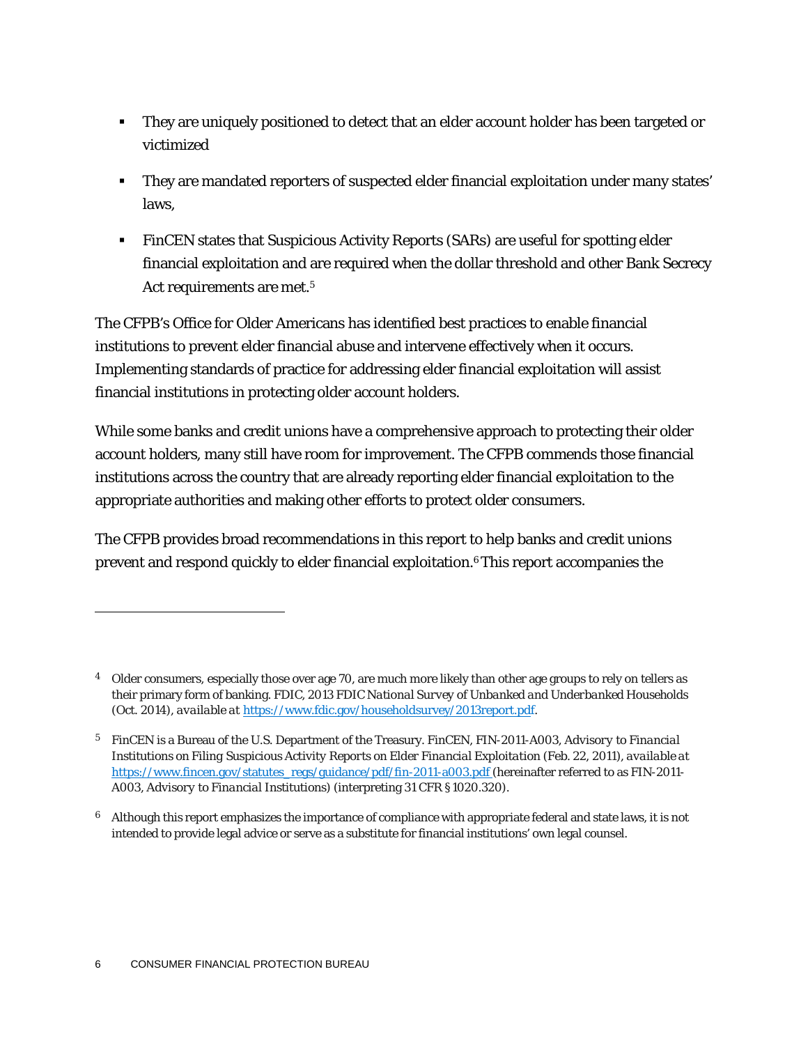- They are uniquely positioned to detect that an elder account holder has been targeted or victimized
- They are mandated reporters of suspected elder financial exploitation under many states' laws,
- FinCEN states that Suspicious Activity Reports (SARs) are useful for spotting elder financial exploitation and are required when the dollar threshold and other Bank Secrecy Act requirements are met.[5]

The CFPB's Office for Older Americans has identified best practices to enable financial institutions to prevent elder financial abuse and intervene effectively when it occurs. Implementing standards of practice for addressing elder financial exploitation will assist financial institutions in protecting older account holders.

While some banks and credit unions have a comprehensive approach to protecting their older account holders, many still have room for improvement. The CFPB commends those financial institutions across the country that are already reporting elder financial exploitation to the appropriate authorities and making other efforts to protect older consumers.

The CFPB provides broad recommendations in this report to help banks and credit unions prevent and respond quickly to elder financial exploitation.[6] This report accompanies the

---

[4] Older consumers, especially those over age 70, are much more likely than other age groups to rely on tellers as their primary form of banking. FDIC, *2013 FDIC National Survey of Unbanked and Underbanked Households* (Oct. 2014), *available at* https://www.fdic.gov/householdsurvey/2013report.pdf.

[5] FinCEN is a Bureau of the U.S. Department of the Treasury. FinCEN, FIN-2011-A003, *Advisory to Financial Institutions on Filing Suspicious Activity Reports on Elder Financial Exploitation* (Feb. 22, 2011), *available at* https://www.fincen.gov/statutes_regs/guidance/pdf/fin-2011-a003.pdf (hereinafter referred to as FIN-2011-A003, *Advisory to Financial Institutions*) (interpreting 31 CFR § 1020.320).

[6] Although this report emphasizes the importance of compliance with appropriate federal and state laws, it is not intended to provide legal advice or serve as a substitute for financial institutions' own legal counsel.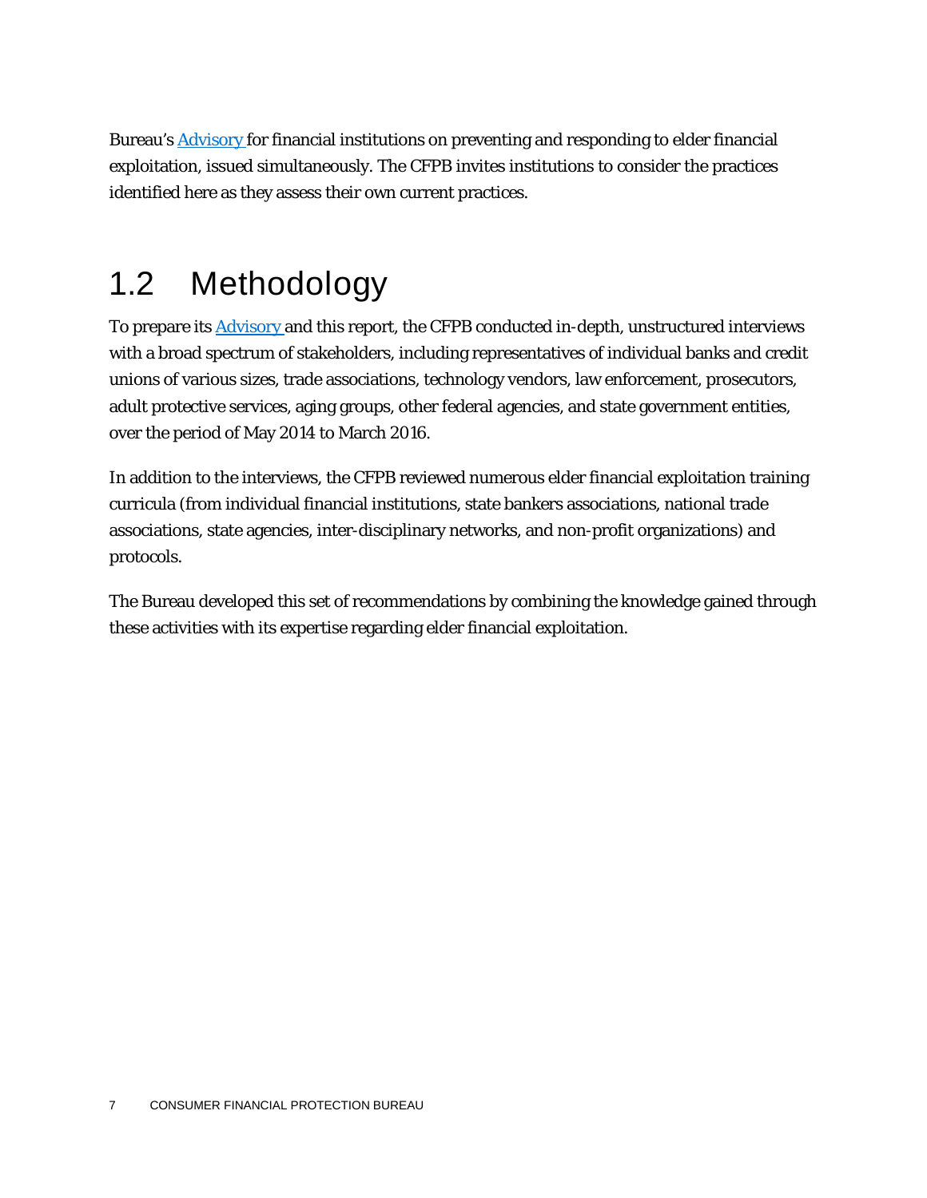Bureau's Advisory for financial institutions on preventing and responding to elder financial exploitation, issued simultaneously. The CFPB invites institutions to consider the practices identified here as they assess their own current practices.

## 1.2 Methodology

To prepare its Advisory and this report, the CFPB conducted in-depth, unstructured interviews with a broad spectrum of stakeholders, including representatives of individual banks and credit unions of various sizes, trade associations, technology vendors, law enforcement, prosecutors, adult protective services, aging groups, other federal agencies, and state government entities, over the period of May 2014 to March 2016.

In addition to the interviews, the CFPB reviewed numerous elder financial exploitation training curricula (from individual financial institutions, state bankers associations, national trade associations, state agencies, inter-disciplinary networks, and non-profit organizations) and protocols.

The Bureau developed this set of recommendations by combining the knowledge gained through these activities with its expertise regarding elder financial exploitation.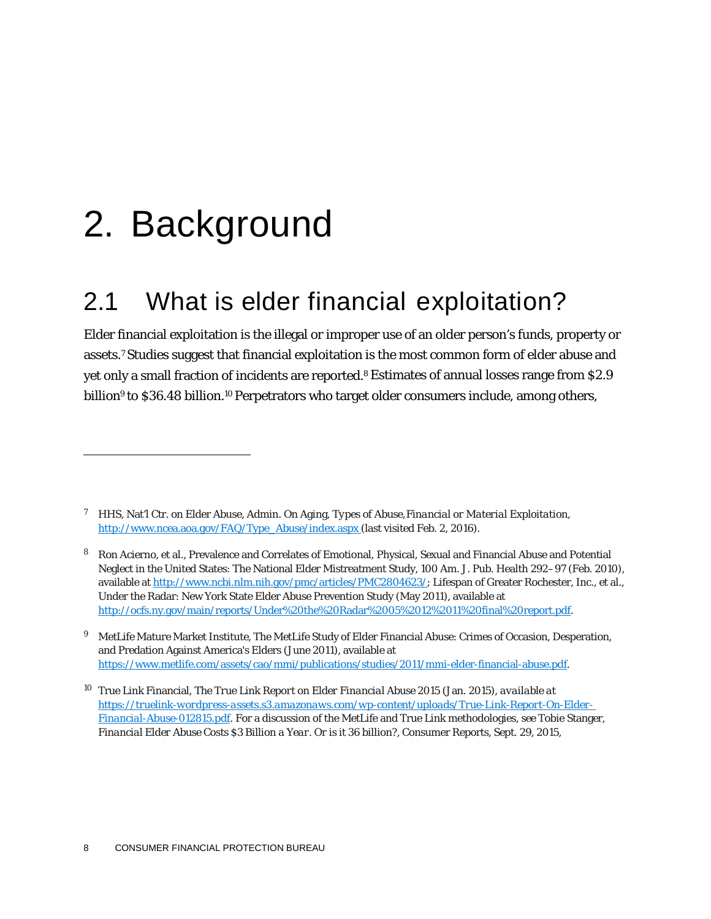# 2. Background

## 2.1 What is elder financial exploitation?

Elder financial exploitation is the illegal or improper use of an older person's funds, property or assets.[7] Studies suggest that financial exploitation is the most common form of elder abuse and yet only a small fraction of incidents are reported.[8] Estimates of annual losses range from $2.9 billion[9] to $36.48 billion.[10] Perpetrators who target older consumers include, among others,

---

[7] HHS, Nat'l Ctr. on Elder Abuse, Admin. On Aging, Types of Abuse, *Financial or Material Exploitation*, http://www.ncea.aoa.gov/FAQ/Type_Abuse/index.aspx (last visited Feb. 2, 2016).

[8] Ron Acierno, et al., Prevalence and Correlates of Emotional, Physical, Sexual and Financial Abuse and Potential Neglect in the United States: The National Elder Mistreatment Study, 100 Am. J. Pub. Health 292–97 (Feb. 2010), available at http://www.ncbi.nlm.nih.gov/pmc/articles/PMC2804623/; Lifespan of Greater Rochester, Inc., et al., Under the Radar: New York State Elder Abuse Prevention Study (May 2011), available at http://ocfs.ny.gov/main/reports/Under%20the%20Radar%2005%2012%2011%20final%20report.pdf.

[9] MetLife Mature Market Institute, The MetLife Study of Elder Financial Abuse: Crimes of Occasion, Desperation, and Predation Against America's Elders (June 2011), available at https://www.metlife.com/assets/cao/mmi/publications/studies/2011/mmi-elder-financial-abuse.pdf.

[10] True Link Financial, The True Link Report on Elder Financial Abuse 2015 (Jan. 2015), *available at* *https://truelink-wordpress-assets.s3.amazonaws.com/wp-content/uploads/True-Link-Report-On-Elder-Financial-Abuse-012815.pdf*. For a discussion of the MetLife and True Link methodologies, see Tobie Stanger, *Financial Elder Abuse Costs $3 Billion a Year. Or is it 36 billion?*, Consumer Reports, Sept. 29, 2015,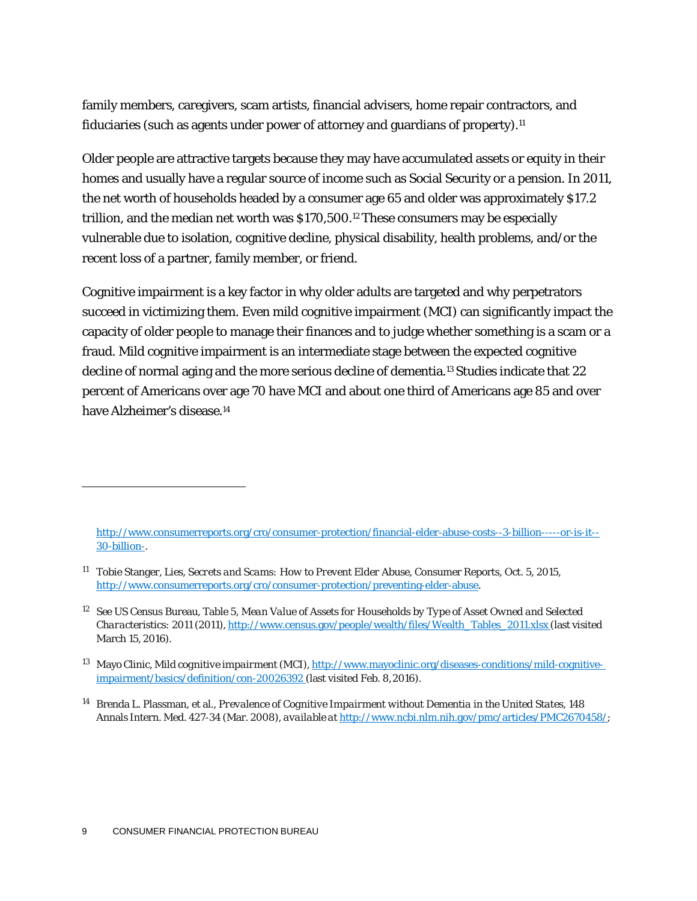family members, caregivers, scam artists, financial advisers, home repair contractors, and fiduciaries (such as agents under power of attorney and guardians of property).[11]

Older people are attractive targets because they may have accumulated assets or equity in their homes and usually have a regular source of income such as Social Security or a pension. In 2011, the net worth of households headed by a consumer age 65 and older was approximately $17.2 trillion, and the median net worth was $170,500.[12] These consumers may be especially vulnerable due to isolation, cognitive decline, physical disability, health problems, and/or the recent loss of a partner, family member, or friend.

Cognitive impairment is a key factor in why older adults are targeted and why perpetrators succeed in victimizing them. Even mild cognitive impairment (MCI) can significantly impact the capacity of older people to manage their finances and to judge whether something is a scam or a fraud. Mild cognitive impairment is an intermediate stage between the expected cognitive decline of normal aging and the more serious decline of dementia.[13] Studies indicate that 22 percent of Americans over age 70 have MCI and about one third of Americans age 85 and over have Alzheimer's disease.[14]

---

http://www.consumerreports.org/cro/consumer-protection/financial-elder-abuse-costs--3-billion-----or-is-it--30-billion-.

[11] Tobie Stanger, *Lies, Secrets and Scams: How to Prevent Elder Abuse*, Consumer Reports, Oct. 5, 2015, http://www.consumerreports.org/cro/consumer-protection/preventing-elder-abuse.

[12] *See* US Census Bureau, Table 5, *Mean Value of Assets for Households by Type of Asset Owned and Selected Characteristics: 2011* (2011), http://www.census.gov/people/wealth/files/Wealth_Tables_2011.xlsx (last visited March 15, 2016).

[13] Mayo Clinic, *Mild cognitive impairment (MCI)*, http://www.mayoclinic.org/diseases-conditions/mild-cognitive-impairment/basics/definition/con-20026392 (last visited Feb. 8, 2016).

[14] Brenda L. Plassman, et al., *Prevalence of Cognitive Impairment without Dementia in the United States*, 148 Annals Intern. Med. 427-34 (Mar. 2008), *available at* http://www.ncbi.nlm.nih.gov/pmc/articles/PMC2670458/;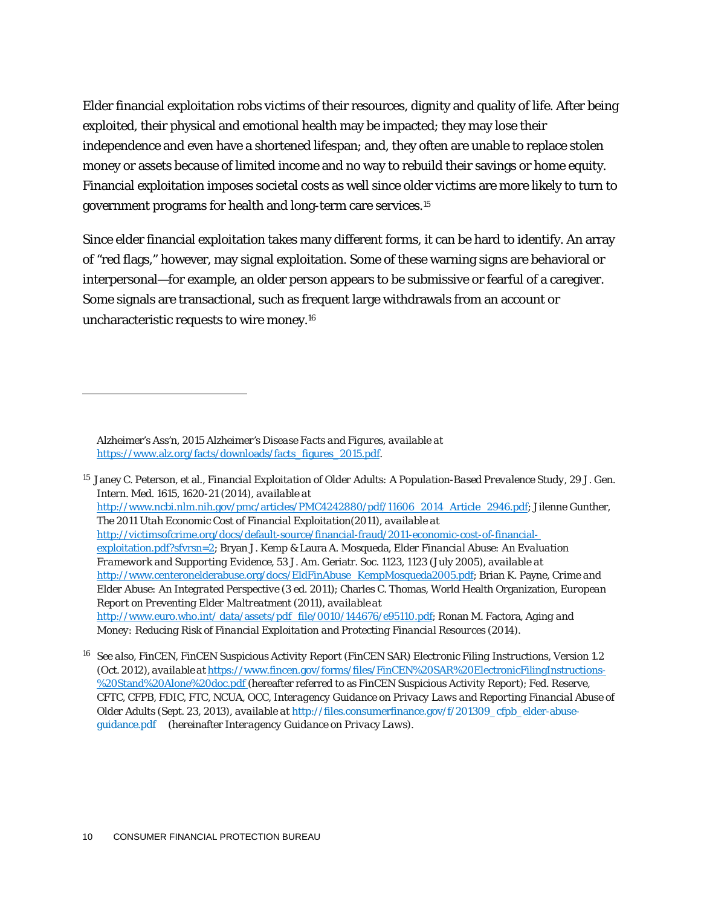Elder financial exploitation robs victims of their resources, dignity and quality of life. After being exploited, their physical and emotional health may be impacted; they may lose their independence and even have a shortened lifespan; and, they often are unable to replace stolen money or assets because of limited income and no way to rebuild their savings or home equity. Financial exploitation imposes societal costs as well since older victims are more likely to turn to government programs for health and long-term care services.[15]

Since elder financial exploitation takes many different forms, it can be hard to identify. An array of "red flags," however, may signal exploitation. Some of these warning signs are behavioral or interpersonal—for example, an older person appears to be submissive or fearful of a caregiver. Some signals are transactional, such as frequent large withdrawals from an account or uncharacteristic requests to wire money.[16]

---

Alzheimer's Ass'n, 2015 *Alzheimer's Disease Facts and Figures*, *available at* https://www.alz.org/facts/downloads/facts_figures_2015.pdf.

[15] Janey C. Peterson, et al., *Financial Exploitation of Older Adults: A Population-Based Prevalence Study*, 29 J. Gen. Intern. Med. 1615, 1620-21 (2014), *available at* http://www.ncbi.nlm.nih.gov/pmc/articles/PMC4242880/pdf/11606_2014_Article_2946.pdf; Jilenne Gunther, *The 2011 Utah Economic Cost of Financial Exploitation*(2011), *available at* http://victimsofcrime.org/docs/default-source/financial-fraud/2011-economic-cost-of-financial-exploitation.pdf?sfvrsn=2; Bryan J. Kemp & Laura A. Mosqueda, *Elder Financial Abuse: An Evaluation Framework and Supporting Evidence*, 53 J. Am. Geriatr. Soc. 1123, 1123 (July 2005), *available at* http://www.centeronelderabuse.org/docs/EldFinAbuse_KempMosqueda2005.pdf; Brian K. Payne, *Crime and Elder Abuse: An Integrated Perspective* (3 ed. 2011); Charles C. Thomas, World Health Organization, *European Report on Preventing Elder Maltreatment* (2011), *available at* http://www.euro.who.int/_data/assets/pdf_file/0010/144676/e95110.pdf; Ronan M. Factora, *Aging and Money: Reducing Risk of Financial Exploitation and Protecting Financial Resources* (2014).

[16] *See also*, FinCEN, FinCEN Suspicious Activity Report (FinCEN SAR) Electronic Filing Instructions, Version 1.2 (Oct. 2012), *available at* https://www.fincen.gov/forms/files/FinCEN%20SAR%20ElectronicFilingInstructions-%20Stand%20Alone%20doc.pdf (hereafter referred to as FinCEN Suspicious Activity Report); Fed. Reserve, CFTC, CFPB, FDIC, FTC, NCUA, OCC, *Interagency Guidance on Privacy Laws and Reporting Financial Abuse of Older Adults* (Sept. 23, 2013), *available at* http://files.consumerfinance.gov/f/201309_cfpb_elder-abuse-guidance.pdf (hereinafter *Interagency Guidance on Privacy Laws*).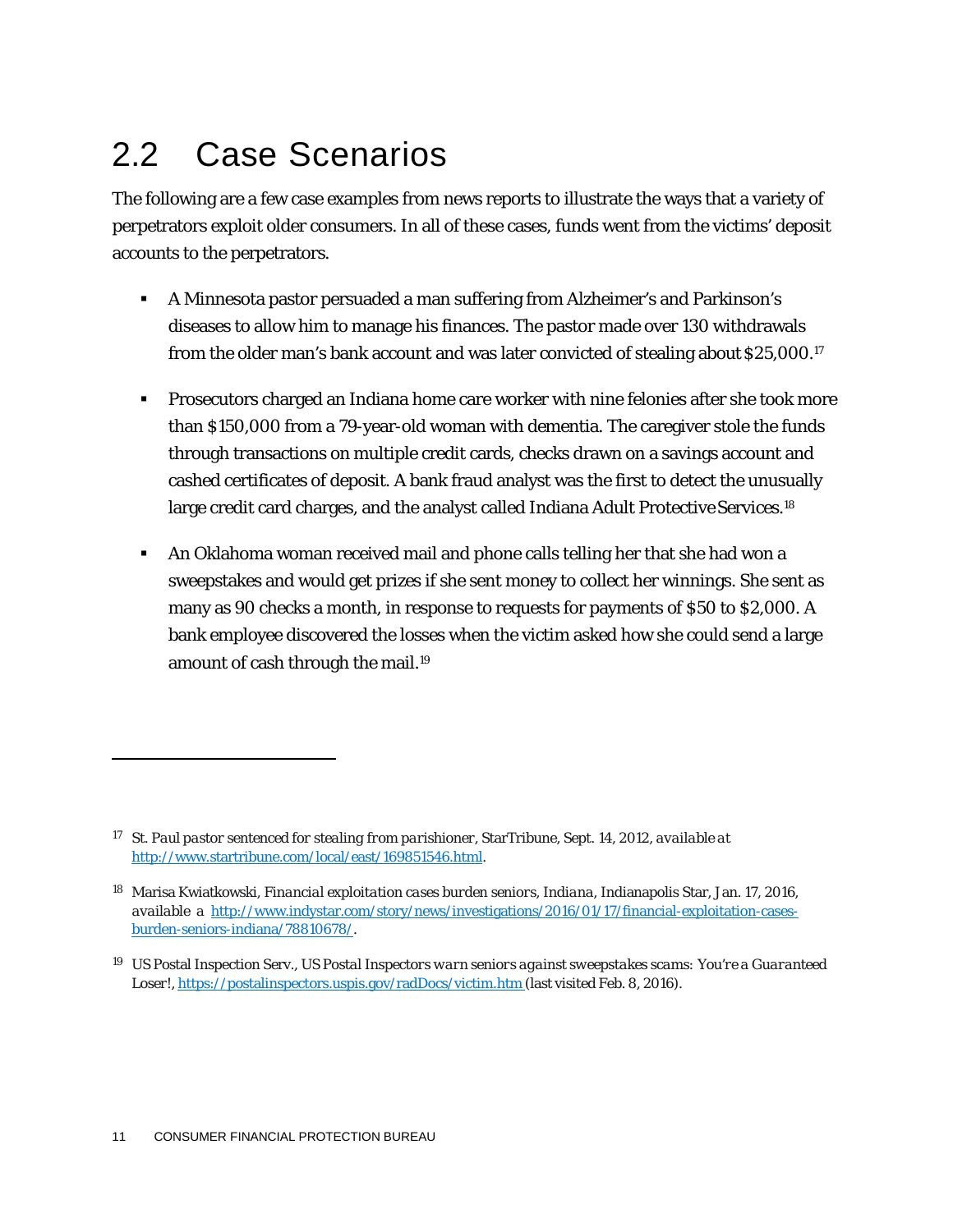## 2.2 Case Scenarios

The following are a few case examples from news reports to illustrate the ways that a variety of perpetrators exploit older consumers. In all of these cases, funds went from the victims' deposit accounts to the perpetrators.

- A Minnesota pastor persuaded a man suffering from Alzheimer's and Parkinson's diseases to allow him to manage his finances. The pastor made over 130 withdrawals from the older man's bank account and was later convicted of stealing about $25,000.[17]

- Prosecutors charged an Indiana home care worker with nine felonies after she took more than $150,000 from a 79-year-old woman with dementia. The caregiver stole the funds through transactions on multiple credit cards, checks drawn on a savings account and cashed certificates of deposit. A bank fraud analyst was the first to detect the unusually large credit card charges, and the analyst called Indiana Adult Protective Services.[18]

- An Oklahoma woman received mail and phone calls telling her that she had won a sweepstakes and would get prizes if she sent money to collect her winnings. She sent as many as 90 checks a month, in response to requests for payments of $50 to $2,000. A bank employee discovered the losses when the victim asked how she could send a large amount of cash through the mail.[19]

---

[17] *St. Paul pastor sentenced for stealing from parishioner*, StarTribune, Sept. 14, 2012, *available at* http://www.startribune.com/local/east/169851546.html.

[18] Marisa Kwiatkowski, *Financial exploitation cases burden seniors, Indiana*, Indianapolis Star, Jan. 17, 2016, available a http://www.indystar.com/story/news/investigations/2016/01/17/financial-exploitation-cases-burden-seniors-indiana/78810678/.

[19] US Postal Inspection Serv., *US Postal Inspectors warn seniors against sweepstakes scams: You're a Guaranteed Loser!*, https://postalinspectors.uspis.gov/radDocs/victim.htm (last visited Feb. 8, 2016).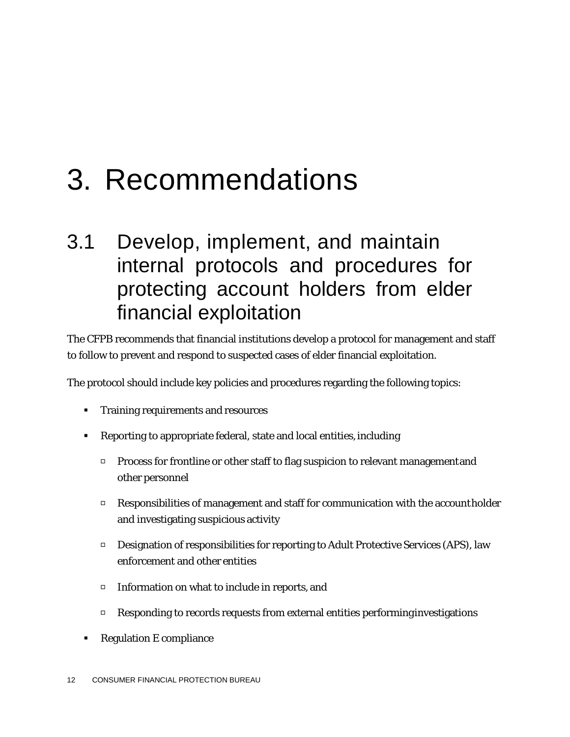# 3. Recommendations

## 3.1 Develop, implement, and maintain internal protocols and procedures for protecting account holders from elder financial exploitation

The CFPB recommends that financial institutions develop a protocol for management and staff to follow to prevent and respond to suspected cases of elder financial exploitation.

The protocol should include key policies and procedures regarding the following topics:

- Training requirements and resources
- Reporting to appropriate federal, state and local entities, including
  - Process for frontline or other staff to flag suspicion to relevant management and other personnel
  - Responsibilities of management and staff for communication with the account holder and investigating suspicious activity
  - Designation of responsibilities for reporting to Adult Protective Services (APS), law enforcement and other entities
  - Information on what to include in reports, and
  - Responding to records requests from external entities performing investigations
- Regulation E compliance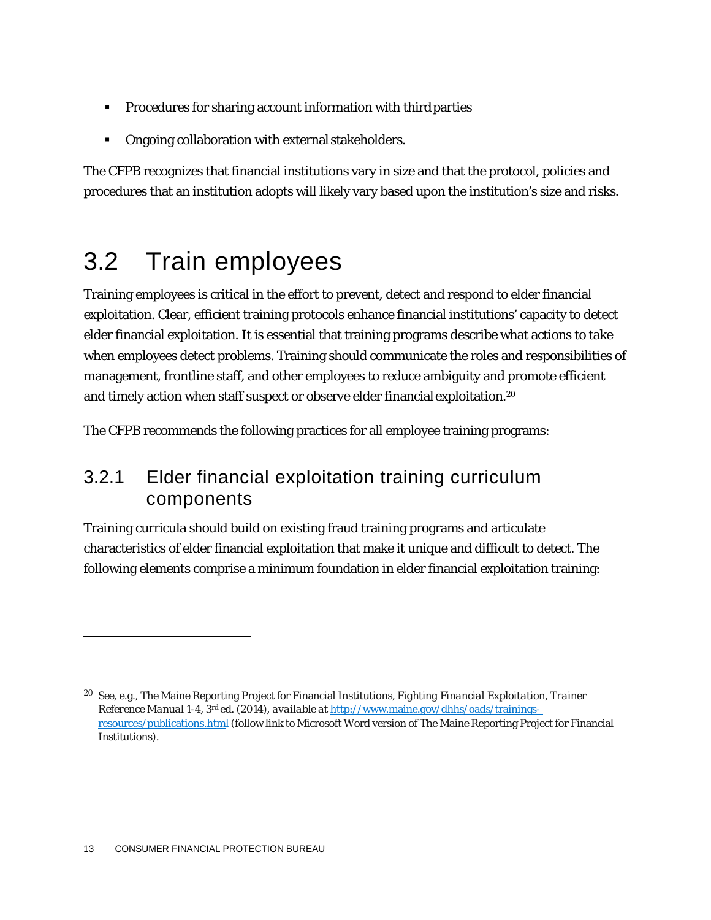- Procedures for sharing account information with third parties
- Ongoing collaboration with external stakeholders.

The CFPB recognizes that financial institutions vary in size and that the protocol, policies and procedures that an institution adopts will likely vary based upon the institution's size and risks.

## 3.2 Train employees

Training employees is critical in the effort to prevent, detect and respond to elder financial exploitation. Clear, efficient training protocols enhance financial institutions' capacity to detect elder financial exploitation. It is essential that training programs describe what actions to take when employees detect problems. Training should communicate the roles and responsibilities of management, frontline staff, and other employees to reduce ambiguity and promote efficient and timely action when staff suspect or observe elder financial exploitation.[20]

The CFPB recommends the following practices for all employee training programs:

### 3.2.1 Elder financial exploitation training curriculum components

Training curricula should build on existing fraud training programs and articulate characteristics of elder financial exploitation that make it unique and difficult to detect. The following elements comprise a minimum foundation in elder financial exploitation training:

---

[20] See, e.g., The Maine Reporting Project for Financial Institutions, *Fighting Financial Exploitation, Trainer Reference Manual* 1-4, 3rd ed. (2014), *available at* http://www.maine.gov/dhhs/oads/trainings-resources/publications.html (follow link to Microsoft Word version of The Maine Reporting Project for Financial Institutions).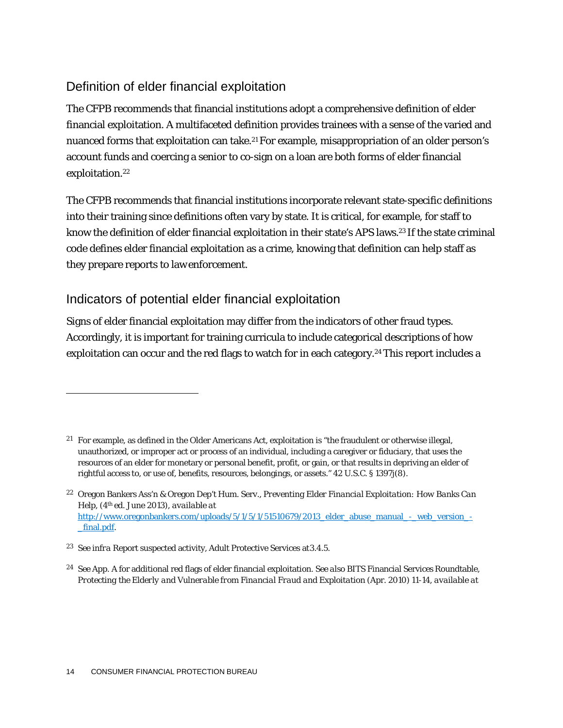## Definition of elder financial exploitation

The CFPB recommends that financial institutions adopt a comprehensive definition of elder financial exploitation. A multifaceted definition provides trainees with a sense of the varied and nuanced forms that exploitation can take.[21] For example, misappropriation of an older person's account funds and coercing a senior to co-sign on a loan are both forms of elder financial exploitation.[22]

The CFPB recommends that financial institutions incorporate relevant state-specific definitions into their training since definitions often vary by state. It is critical, for example, for staff to know the definition of elder financial exploitation in their state's APS laws.[23] If the state criminal code defines elder financial exploitation as a crime, knowing that definition can help staff as they prepare reports to law enforcement.

## Indicators of potential elder financial exploitation

Signs of elder financial exploitation may differ from the indicators of other fraud types. Accordingly, it is important for training curricula to include categorical descriptions of how exploitation can occur and the red flags to watch for in each category.[24] This report includes a

---

[21] For example, as defined in the Older Americans Act, exploitation is "the fraudulent or otherwise illegal, unauthorized, or improper act or process of an individual, including a caregiver or fiduciary, that uses the resources of an elder for monetary or personal benefit, profit, or gain, or that results in depriving an elder of rightful access to, or use of, benefits, resources, belongings, or assets." 42 U.S.C. § 1397j(8).

[22] Oregon Bankers Ass'n & Oregon Dep't Hum. Serv., *Preventing Elder Financial Exploitation: How Banks Can Help*, (4th ed. June 2013), *available at* http://www.oregonbankers.com/uploads/5/1/5/1/51510679/2013_elder_abuse_manual_-_web_version_-_final.pdf.

[23] *See infra* Report suspected activity, Adult Protective Services at 3.4.5.

[24] See App. A for additional red flags of elder financial exploitation. *See also* BITS Financial Services Roundtable, *Protecting the Elderly and Vulnerable from Financial Fraud and Exploitation* (Apr. 2010) 11-14, *available at*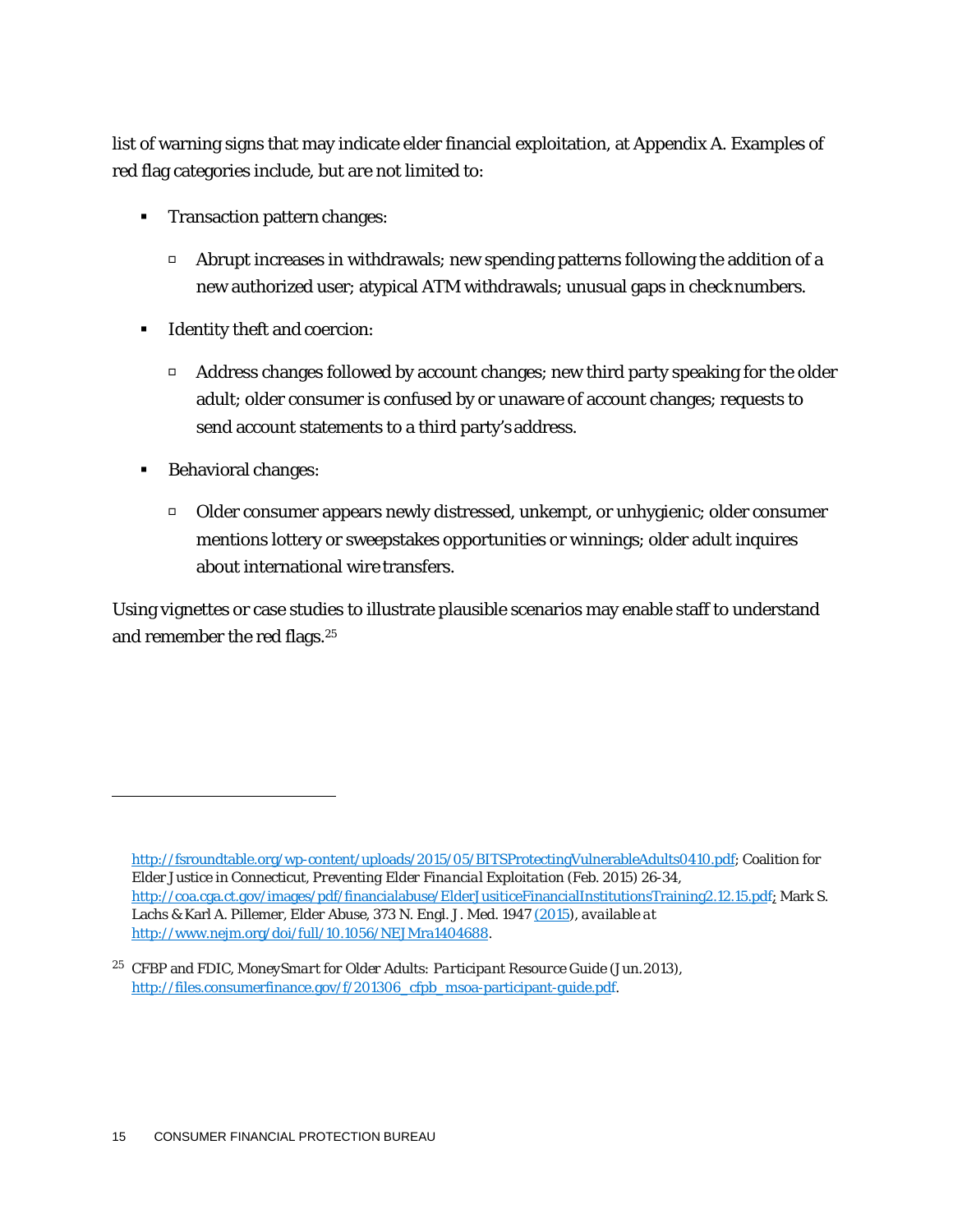list of warning signs that may indicate elder financial exploitation, at Appendix A. Examples of red flag categories include, but are not limited to:

- Transaction pattern changes:
  - Abrupt increases in withdrawals; new spending patterns following the addition of a new authorized user; atypical ATM withdrawals; unusual gaps in check numbers.
- Identity theft and coercion:
  - Address changes followed by account changes; new third party speaking for the older adult; older consumer is confused by or unaware of account changes; requests to send account statements to a third party's address.
- Behavioral changes:
  - Older consumer appears newly distressed, unkempt, or unhygienic; older consumer mentions lottery or sweepstakes opportunities or winnings; older adult inquires about international wire transfers.

Using vignettes or case studies to illustrate plausible scenarios may enable staff to understand and remember the red flags.[25]

---

http://fsroundtable.org/wp-content/uploads/2015/05/BITSProtectingVulnerableAdults0410.pdf; Coalition for Elder Justice in Connecticut, *Preventing Elder Financial Exploitation* (Feb. 2015) 26-34, http://coa.cga.ct.gov/images/pdf/financialabuse/ElderJusiticeFinancialInstitutionsTraining2.12.15.pdf; Mark S. Lachs & Karl A. Pillemer, Elder Abuse, 373 N. Engl. J. Med. 1947 (2015), *available at* http://www.nejm.org/doi/full/10.1056/NEJMra1404688.

[25] CFBP and FDIC, *MoneySmart for Older Adults: Participant Resource Guide* (Jun. 2013), http://files.consumerfinance.gov/f/201306_cfpb_msoa-participant-guide.pdf.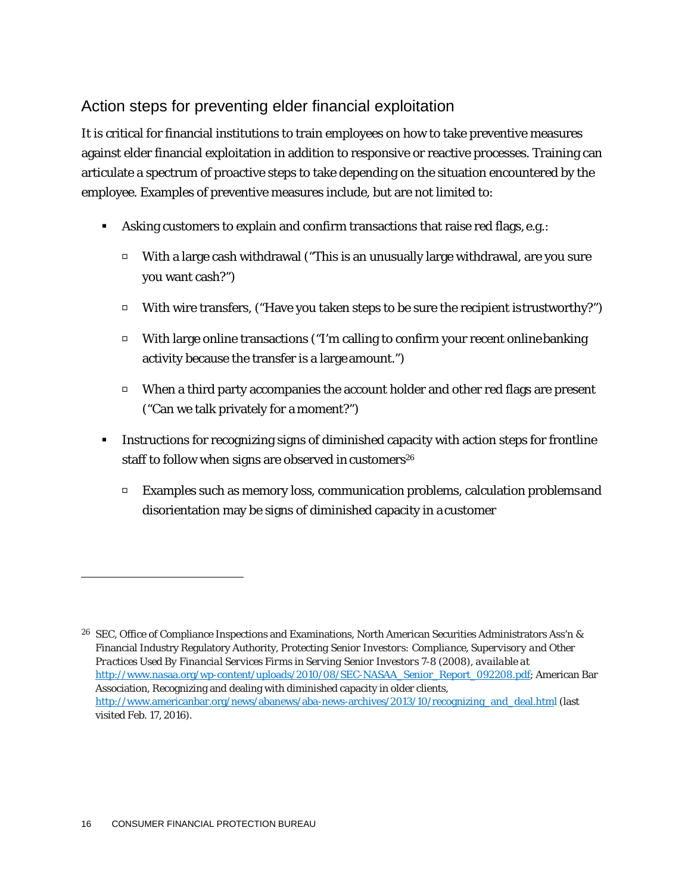## Action steps for preventing elder financial exploitation

It is critical for financial institutions to train employees on how to take preventive measures against elder financial exploitation in addition to responsive or reactive processes. Training can articulate a spectrum of proactive steps to take depending on the situation encountered by the employee. Examples of preventive measures include, but are not limited to:

- Asking customers to explain and confirm transactions that raise red flags, e.g.:
  - With a large cash withdrawal ("This is an unusually large withdrawal, are you sure you want cash?")
  - With wire transfers, ("Have you taken steps to be sure the recipient is trustworthy?")
  - With large online transactions ("I'm calling to confirm your recent online banking activity because the transfer is a large amount.")
  - When a third party accompanies the account holder and other red flags are present ("Can we talk privately for a moment?")
- Instructions for recognizing signs of diminished capacity with action steps for frontline staff to follow when signs are observed in customers[26]
  - Examples such as memory loss, communication problems, calculation problems and disorientation may be signs of diminished capacity in a customer

---

[26] SEC, Office of Compliance Inspections and Examinations, North American Securities Administrators Ass'n & Financial Industry Regulatory Authority, *Protecting Senior Investors: Compliance, Supervisory and Other Practices Used By Financial Services Firms in Serving Senior Investors* 7-8 (2008), *available at* http://www.nasaa.org/wp-content/uploads/2010/08/SEC-NASAA_Senior_Report_092208.pdf; American Bar Association, Recognizing and dealing with diminished capacity in older clients, http://www.americanbar.org/news/abanews/aba-news-archives/2013/10/recognizing_and_deal.html (last visited Feb. 17, 2016).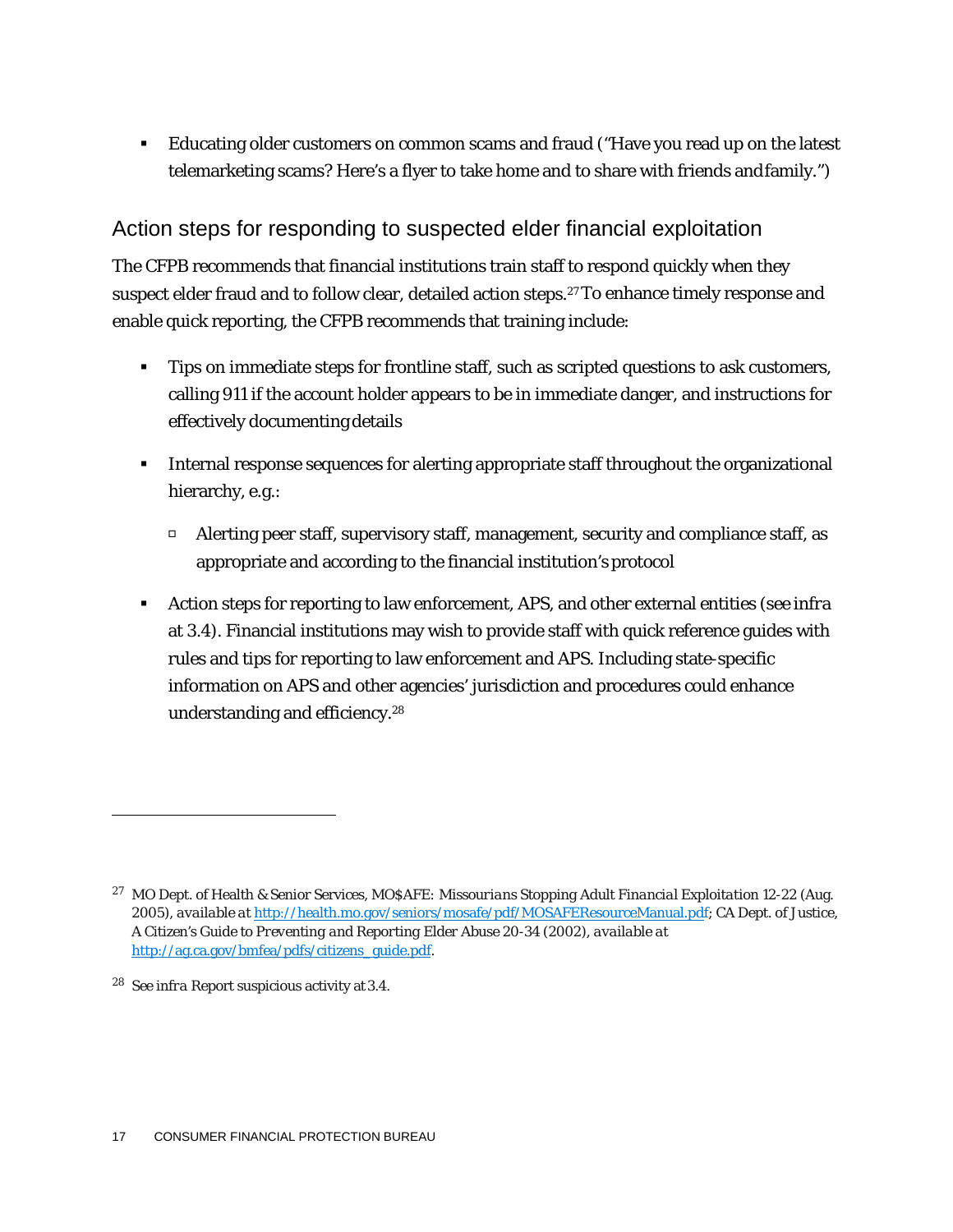- Educating older customers on common scams and fraud ("Have you read up on the latest telemarketing scams? Here's a flyer to take home and to share with friends and family.")

## Action steps for responding to suspected elder financial exploitation

The CFPB recommends that financial institutions train staff to respond quickly when they suspect elder fraud and to follow clear, detailed action steps.[27] To enhance timely response and enable quick reporting, the CFPB recommends that training include:

- Tips on immediate steps for frontline staff, such as scripted questions to ask customers, calling 911 if the account holder appears to be in immediate danger, and instructions for effectively documenting details
- Internal response sequences for alerting appropriate staff throughout the organizational hierarchy, e.g.:
  - Alerting peer staff, supervisory staff, management, security and compliance staff, as appropriate and according to the financial institution's protocol
- Action steps for reporting to law enforcement, APS, and other external entities (see *infra* at 3.4). Financial institutions may wish to provide staff with quick reference guides with rules and tips for reporting to law enforcement and APS. Including state-specific information on APS and other agencies' jurisdiction and procedures could enhance understanding and efficiency.[28]

---

[27] MO Dept. of Health & Senior Services, *MO$AFE: Missourians Stopping Adult Financial Exploitation* 12-22 (Aug. 2005), *available at* http://health.mo.gov/seniors/mosafe/pdf/MOSAFEResourceManual.pdf; CA Dept. of Justice, *A Citizen's Guide to Preventing and Reporting Elder Abuse* 20-34 (2002), *available at* http://ag.ca.gov/bmfea/pdfs/citizens_guide.pdf.

[28] *See infra* Report suspicious activity at 3.4.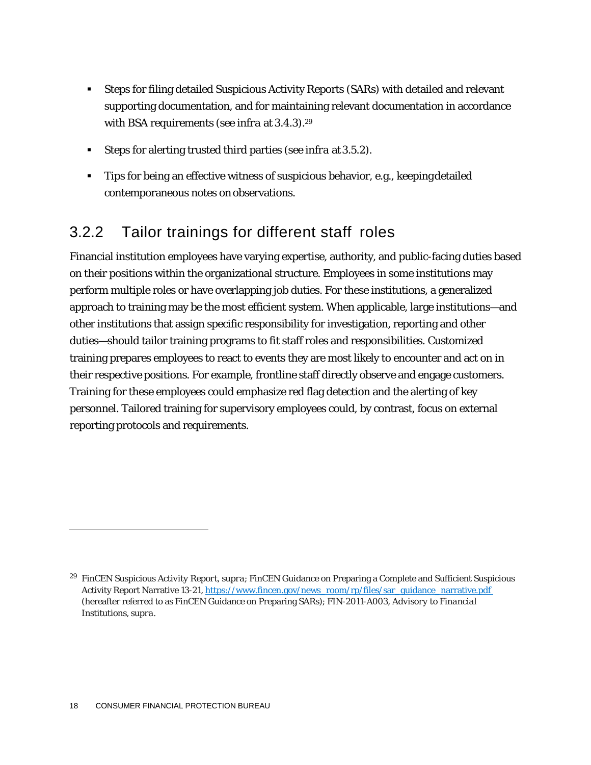- Steps for filing detailed Suspicious Activity Reports (SARs) with detailed and relevant supporting documentation, and for maintaining relevant documentation in accordance with BSA requirements (see *infra* at 3.4.3).[29]
- Steps for alerting trusted third parties (see *infra* at 3.5.2).
- Tips for being an effective witness of suspicious behavior, e.g., keeping detailed contemporaneous notes on observations.

### 3.2.2 Tailor trainings for different staff roles

Financial institution employees have varying expertise, authority, and public-facing duties based on their positions within the organizational structure. Employees in some institutions may perform multiple roles or have overlapping job duties. For these institutions, a generalized approach to training may be the most efficient system. When applicable, large institutions—and other institutions that assign specific responsibility for investigation, reporting and other duties—should tailor training programs to fit staff roles and responsibilities. Customized training prepares employees to react to events they are most likely to encounter and act on in their respective positions. For example, frontline staff directly observe and engage customers. Training for these employees could emphasize red flag detection and the alerting of key personnel. Tailored training for supervisory employees could, by contrast, focus on external reporting protocols and requirements.

---

[29] FinCEN Suspicious Activity Report, *supra*; FinCEN Guidance on Preparing a Complete and Sufficient Suspicious Activity Report Narrative 13-21, https://www.fincen.gov/news_room/rp/files/sar_guidance_narrative.pdf (hereafter referred to as FinCEN Guidance on Preparing SARs); FIN-2011-A003, *Advisory to Financial Institutions*, *supra*.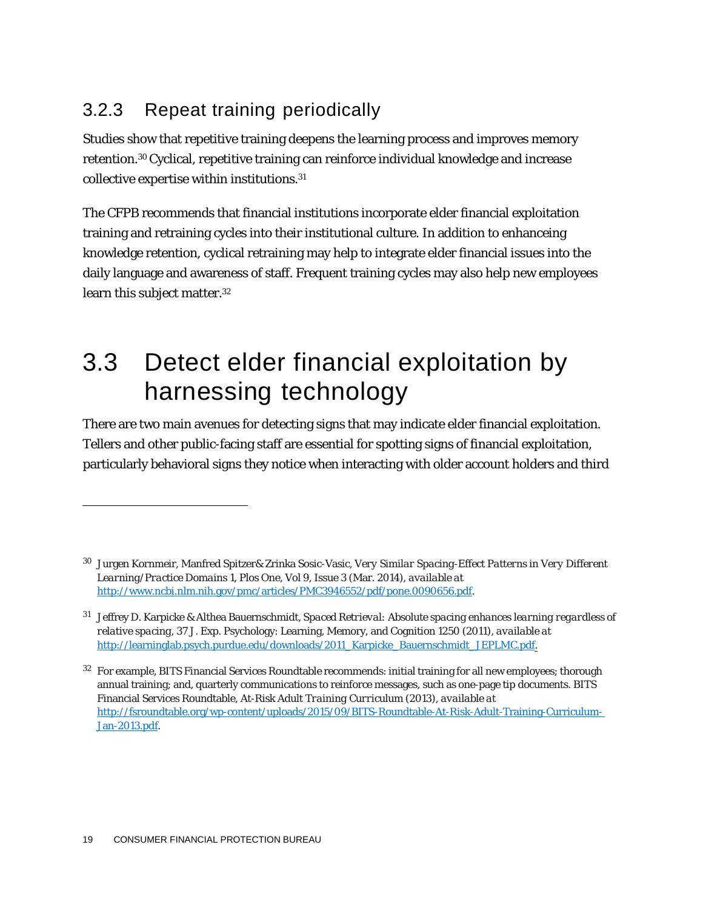### 3.2.3 Repeat training periodically

Studies show that repetitive training deepens the learning process and improves memory retention.[30] Cyclical, repetitive training can reinforce individual knowledge and increase collective expertise within institutions.[31]

The CFPB recommends that financial institutions incorporate elder financial exploitation training and retraining cycles into their institutional culture. In addition to enhanceing knowledge retention, cyclical retraining may help to integrate elder financial issues into the daily language and awareness of staff. Frequent training cycles may also help new employees learn this subject matter.[32]

## 3.3 Detect elder financial exploitation by harnessing technology

There are two main avenues for detecting signs that may indicate elder financial exploitation. Tellers and other public-facing staff are essential for spotting signs of financial exploitation, particularly behavioral signs they notice when interacting with older account holders and third

---

[30] Jurgen Kornmeir, Manfred Spitzer& Zrinka Sosic-Vasic, *Very Similar Spacing-Effect Patterns in Very Different Learning/Practice Domains* 1, Plos One, Vol 9, Issue 3 (Mar. 2014), *available at* http://www.ncbi.nlm.nih.gov/pmc/articles/PMC3946552/pdf/pone.0090656.pdf.

[31] Jeffrey D. Karpicke & Althea Bauernschmidt, *Spaced Retrieval: Absolute spacing enhances learning regardless of relative spacing*, 37 J. Exp. Psychology: Learning, Memory, and Cognition 1250 (2011), *available at* http://learninglab.psych.purdue.edu/downloads/2011_Karpicke_Bauernschmidt_JEPLMC.pdf.

[32] For example, BITS Financial Services Roundtable recommends: initial training for all new employees; thorough annual training; and, quarterly communications to reinforce messages, such as one-page tip documents. BITS Financial Services Roundtable, *At-Risk Adult Training Curriculum* (2013), *available at* http://fsroundtable.org/wp-content/uploads/2015/09/BITS-Roundtable-At-Risk-Adult-Training-Curriculum-Jan-2013.pdf.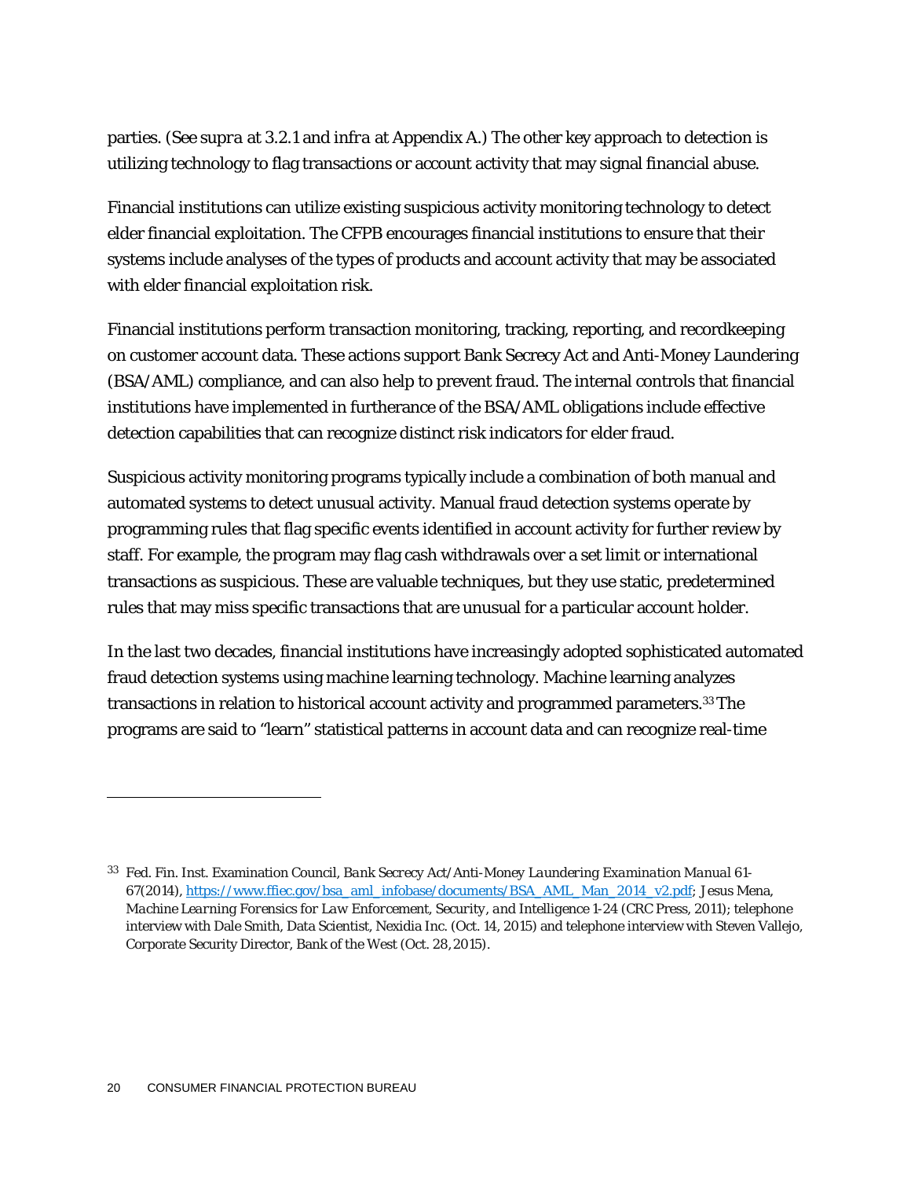parties. (See *supra* at 3.2.1 and *infra* at Appendix A.) The other key approach to detection is utilizing technology to flag transactions or account activity that may signal financial abuse.

Financial institutions can utilize existing suspicious activity monitoring technology to detect elder financial exploitation. The CFPB encourages financial institutions to ensure that their systems include analyses of the types of products and account activity that may be associated with elder financial exploitation risk.

Financial institutions perform transaction monitoring, tracking, reporting, and recordkeeping on customer account data. These actions support Bank Secrecy Act and Anti-Money Laundering (BSA/AML) compliance, and can also help to prevent fraud. The internal controls that financial institutions have implemented in furtherance of the BSA/AML obligations include effective detection capabilities that can recognize distinct risk indicators for elder fraud.

Suspicious activity monitoring programs typically include a combination of both manual and automated systems to detect unusual activity. Manual fraud detection systems operate by programming rules that flag specific events identified in account activity for further review by staff. For example, the program may flag cash withdrawals over a set limit or international transactions as suspicious. These are valuable techniques, but they use static, predetermined rules that may miss specific transactions that are unusual for a particular account holder.

In the last two decades, financial institutions have increasingly adopted sophisticated automated fraud detection systems using machine learning technology. Machine learning analyzes transactions in relation to historical account activity and programmed parameters.[33] The programs are said to "learn" statistical patterns in account data and can recognize real-time

---

[33] Fed. Fin. Inst. Examination Council, *Bank Secrecy Act/Anti-Money Laundering Examination Manual* 61-67(2014), https://www.ffiec.gov/bsa_aml_infobase/documents/BSA_AML_Man_2014_v2.pdf; Jesus Mena, *Machine Learning Forensics for Law Enforcement, Security, and Intelligence* 1-24 (CRC Press, 2011); telephone interview with Dale Smith, Data Scientist, Nexidia Inc. (Oct. 14, 2015) and telephone interview with Steven Vallejo, Corporate Security Director, Bank of the West (Oct. 28, 2015).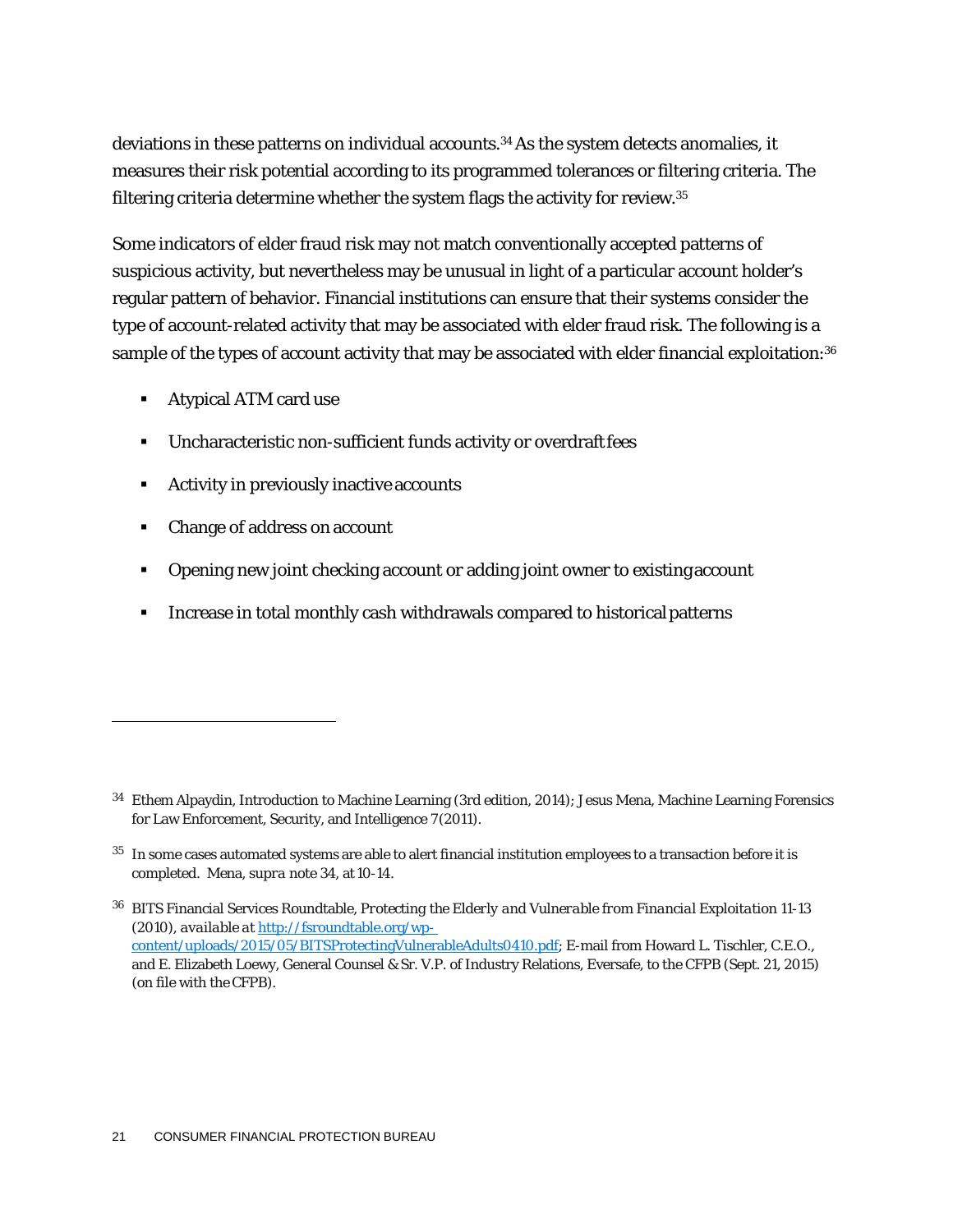deviations in these patterns on individual accounts.[34] As the system detects anomalies, it measures their risk potential according to its programmed tolerances or filtering criteria. The filtering criteria determine whether the system flags the activity for review.[35]

Some indicators of elder fraud risk may not match conventionally accepted patterns of suspicious activity, but nevertheless may be unusual in light of a particular account holder's regular pattern of behavior. Financial institutions can ensure that their systems consider the type of account-related activity that may be associated with elder fraud risk. The following is a sample of the types of account activity that may be associated with elder financial exploitation:[36]

- Atypical ATM card use
- Uncharacteristic non-sufficient funds activity or overdraft fees
- Activity in previously inactive accounts
- Change of address on account
- Opening new joint checking account or adding joint owner to existing account
- Increase in total monthly cash withdrawals compared to historical patterns

---

[34] Ethem Alpaydin, Introduction to Machine Learning (3rd edition, 2014); Jesus Mena, Machine Learning Forensics for Law Enforcement, Security, and Intelligence 7 (2011).

[35] In some cases automated systems are able to alert financial institution employees to a transaction before it is completed. Mena, *supra* note 34, at 10-14.

[36] BITS Financial Services Roundtable, *Protecting the Elderly and Vulnerable from Financial Exploitation* 11-13 (2010), *available at* http://fsroundtable.org/wp-content/uploads/2015/05/BITSProtectingVulnerableAdults0410.pdf; E-mail from Howard L. Tischler, C.E.O., and E. Elizabeth Loewy, General Counsel & Sr. V.P. of Industry Relations, Eversafe, to the CFPB (Sept. 21, 2015) (on file with the CFPB).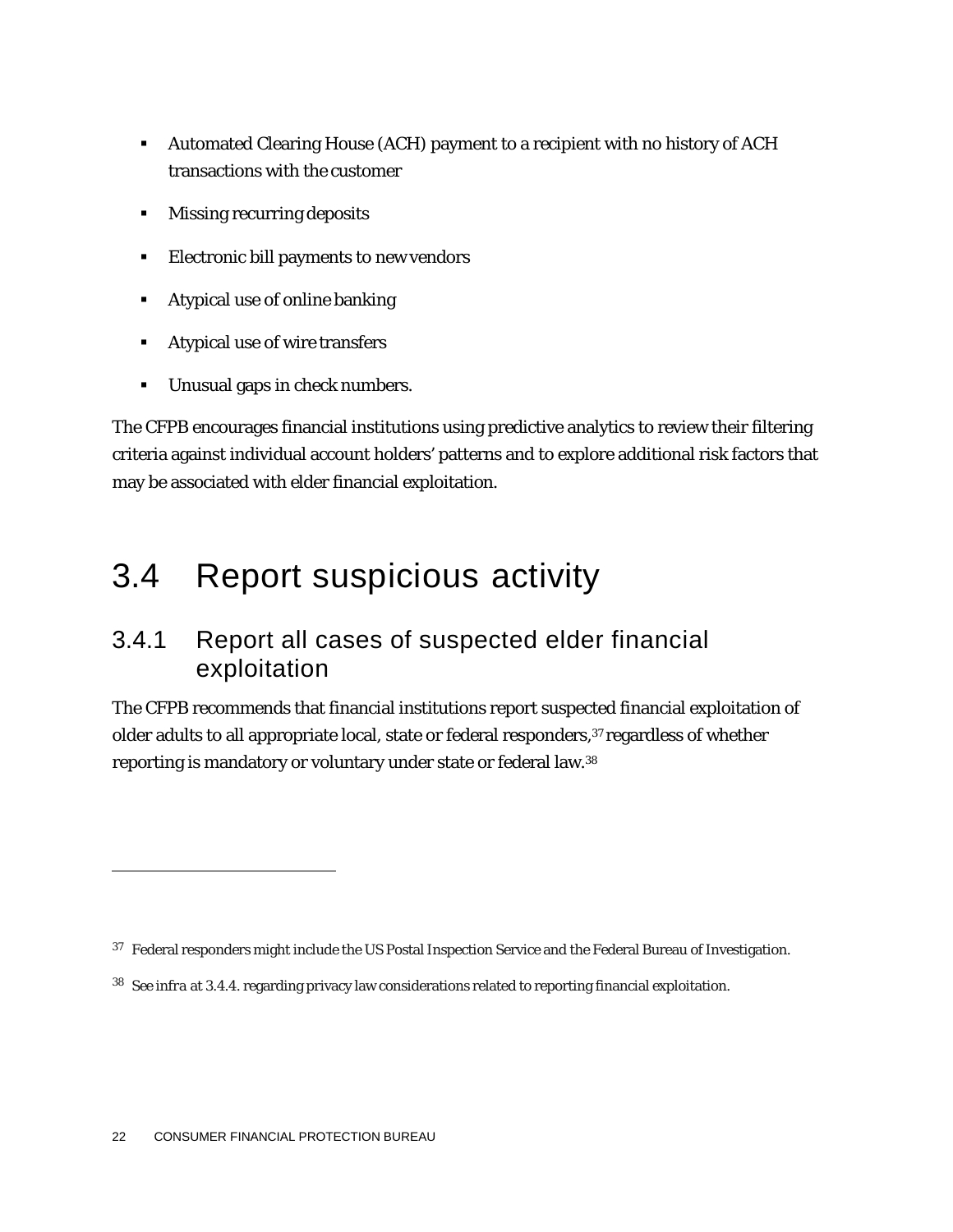- Automated Clearing House (ACH) payment to a recipient with no history of ACH transactions with the customer
- Missing recurring deposits
- Electronic bill payments to new vendors
- Atypical use of online banking
- Atypical use of wire transfers
- Unusual gaps in check numbers.

The CFPB encourages financial institutions using predictive analytics to review their filtering criteria against individual account holders' patterns and to explore additional risk factors that may be associated with elder financial exploitation.

# 3.4 Report suspicious activity

## 3.4.1 Report all cases of suspected elder financial exploitation

The CFPB recommends that financial institutions report suspected financial exploitation of older adults to all appropriate local, state or federal responders,[37] regardless of whether reporting is mandatory or voluntary under state or federal law.[38]

---

[37] Federal responders might include the US Postal Inspection Service and the Federal Bureau of Investigation.

[38] See *infra* at 3.4.4. regarding privacy law considerations related to reporting financial exploitation.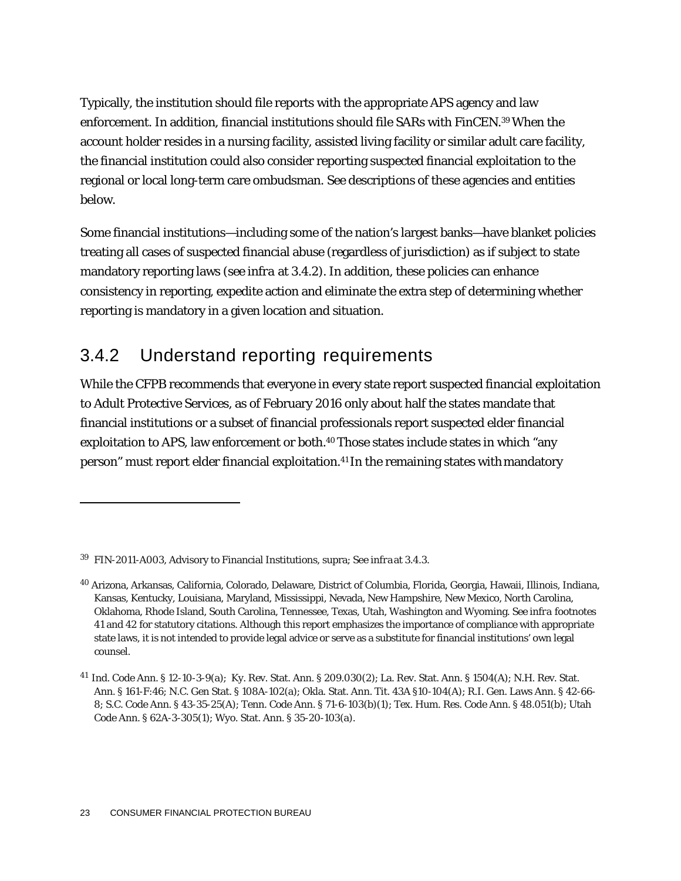Typically, the institution should file reports with the appropriate APS agency and law enforcement. In addition, financial institutions should file SARs with FinCEN.[39] When the account holder resides in a nursing facility, assisted living facility or similar adult care facility, the financial institution could also consider reporting suspected financial exploitation to the regional or local long-term care ombudsman. See descriptions of these agencies and entities below.

Some financial institutions—including some of the nation's largest banks—have blanket policies treating all cases of suspected financial abuse (regardless of jurisdiction) as if subject to state mandatory reporting laws (see *infra* at 3.4.2). In addition, these policies can enhance consistency in reporting, expedite action and eliminate the extra step of determining whether reporting is mandatory in a given location and situation.

### 3.4.2 Understand reporting requirements

While the CFPB recommends that everyone in every state report suspected financial exploitation to Adult Protective Services, as of February 2016 only about half the states mandate that financial institutions or a subset of financial professionals report suspected elder financial exploitation to APS, law enforcement or both.[40] Those states include states in which "any person" must report elder financial exploitation.[41] In the remaining states with mandatory

---

[39] FIN-2011-A003, Advisory to Financial Institutions, supra; See *infra* at 3.4.3.

[40] Arizona, Arkansas, California, Colorado, Delaware, District of Columbia, Florida, Georgia, Hawaii, Illinois, Indiana, Kansas, Kentucky, Louisiana, Maryland, Mississippi, Nevada, New Hampshire, New Mexico, North Carolina, Oklahoma, Rhode Island, South Carolina, Tennessee, Texas, Utah, Washington and Wyoming. See *infra* footnotes 41 and 42 for statutory citations. Although this report emphasizes the importance of compliance with appropriate state laws, it is not intended to provide legal advice or serve as a substitute for financial institutions' own legal counsel.

[41] Ind. Code Ann. § 12-10-3-9(a); Ky. Rev. Stat. Ann. § 209.030(2); La. Rev. Stat. Ann. § 1504(A); N.H. Rev. Stat. Ann. § 161-F:46; N.C. Gen Stat. § 108A-102(a); Okla. Stat. Ann. Tit. 43A §10-104(A); R.I. Gen. Laws Ann. § 42-66-8; S.C. Code Ann. § 43-35-25(A); Tenn. Code Ann. § 71-6-103(b)(1); Tex. Hum. Res. Code Ann. § 48.051(b); Utah Code Ann. § 62A-3-305(1); Wyo. Stat. Ann. § 35-20-103(a).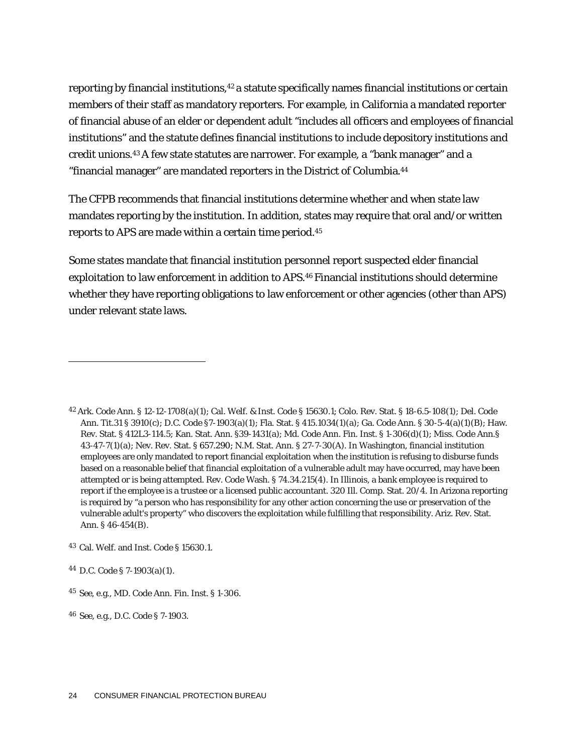reporting by financial institutions,[42] a statute specifically names financial institutions or certain members of their staff as mandatory reporters. For example, in California a mandated reporter of financial abuse of an elder or dependent adult "includes all officers and employees of financial institutions" and the statute defines financial institutions to include depository institutions and credit unions.[43] A few state statutes are narrower. For example, a "bank manager" and a "financial manager" are mandated reporters in the District of Columbia.[44]

The CFPB recommends that financial institutions determine whether and when state law mandates reporting by the institution. In addition, states may require that oral and/or written reports to APS are made within a certain time period.[45]

Some states mandate that financial institution personnel report suspected elder financial exploitation to law enforcement in addition to APS.[46] Financial institutions should determine whether they have reporting obligations to law enforcement or other agencies (other than APS) under relevant state laws.

---

[42] Ark. Code Ann. § 12-12-1708(a)(1); Cal. Welf. & Inst. Code § 15630.1; Colo. Rev. Stat. § 18-6.5-108(1); Del. Code Ann. Tit.31 § 3910(c); D.C. Code §7-1903(a)(1); Fla. Stat. § 415.1034(1)(a); Ga. Code Ann. § 30-5-4(a)(1)(B); Haw. Rev. Stat. § 412L3-114.5; Kan. Stat. Ann. §39-1431(a); Md. Code Ann. Fin. Inst. § 1-306(d)(1); Miss. Code Ann.§ 43-47-7(1)(a); Nev. Rev. Stat. § 657.290; N.M. Stat. Ann. § 27-7-30(A). In Washington, financial institution employees are only mandated to report financial exploitation when the institution is refusing to disburse funds based on a reasonable belief that financial exploitation of a vulnerable adult may have occurred, may have been attempted or is being attempted. Rev. Code Wash. § 74.34.215(4). In Illinois, a bank employee is required to report if the employee is a trustee or a licensed public accountant. 320 Ill. Comp. Stat. 20/4. In Arizona reporting is required by "a person who has responsibility for any other action concerning the use or preservation of the vulnerable adult's property" who discovers the exploitation while fulfilling that responsibility. Ariz. Rev. Stat. Ann. § 46-454(B).

[43] Cal. Welf. and Inst. Code § 15630.1.

[44] D.C. Code § 7-1903(a)(1).

[45] See, e.g., MD. Code Ann. Fin. Inst. § 1-306.

[46] See, e.g., D.C. Code § 7-1903.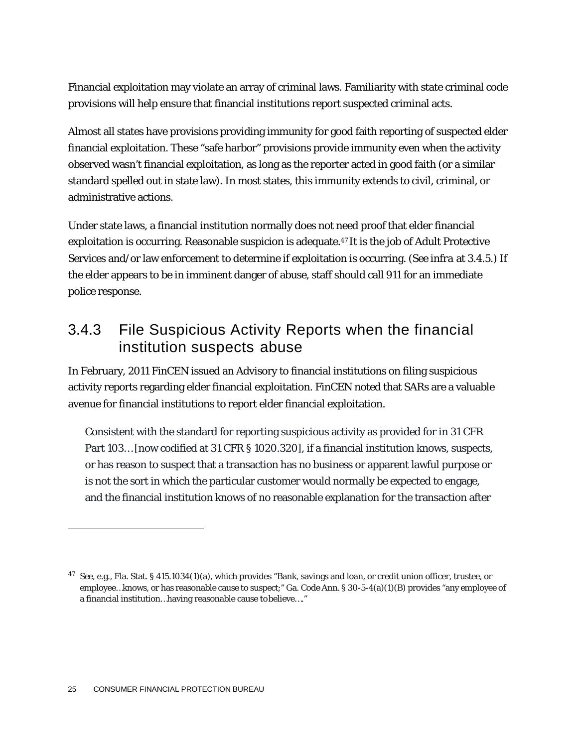Financial exploitation may violate an array of criminal laws. Familiarity with state criminal code provisions will help ensure that financial institutions report suspected criminal acts.

Almost all states have provisions providing immunity for good faith reporting of suspected elder financial exploitation. These "safe harbor" provisions provide immunity even when the activity observed wasn't financial exploitation, as long as the reporter acted in good faith (or a similar standard spelled out in state law). In most states, this immunity extends to civil, criminal, or administrative actions.

Under state laws, a financial institution normally does not need proof that elder financial exploitation is occurring. Reasonable suspicion is adequate.[47] It is the job of Adult Protective Services and/or law enforcement to determine if exploitation is occurring. (See *infra* at 3.4.5.) If the elder appears to be in imminent danger of abuse, staff should call 911 for an immediate police response.

### 3.4.3 File Suspicious Activity Reports when the financial institution suspects abuse

In February, 2011 FinCEN issued an Advisory to financial institutions on filing suspicious activity reports regarding elder financial exploitation. FinCEN noted that SARs are a valuable avenue for financial institutions to report elder financial exploitation.

> Consistent with the standard for reporting suspicious activity as provided for in 31 CFR Part 103…[now codified at 31 CFR § 1020.320], if a financial institution knows, suspects, or has reason to suspect that a transaction has no business or apparent lawful purpose or is not the sort in which the particular customer would normally be expected to engage, and the financial institution knows of no reasonable explanation for the transaction after

---

[47] See, e.g., Fla. Stat. § 415.1034(1)(a), which provides "Bank, savings and loan, or credit union officer, trustee, or employee…knows, or has reasonable cause to suspect;" Ga. Code Ann. § 30-5-4(a)(1)(B) provides "any employee of a financial institution…having reasonable cause to believe…."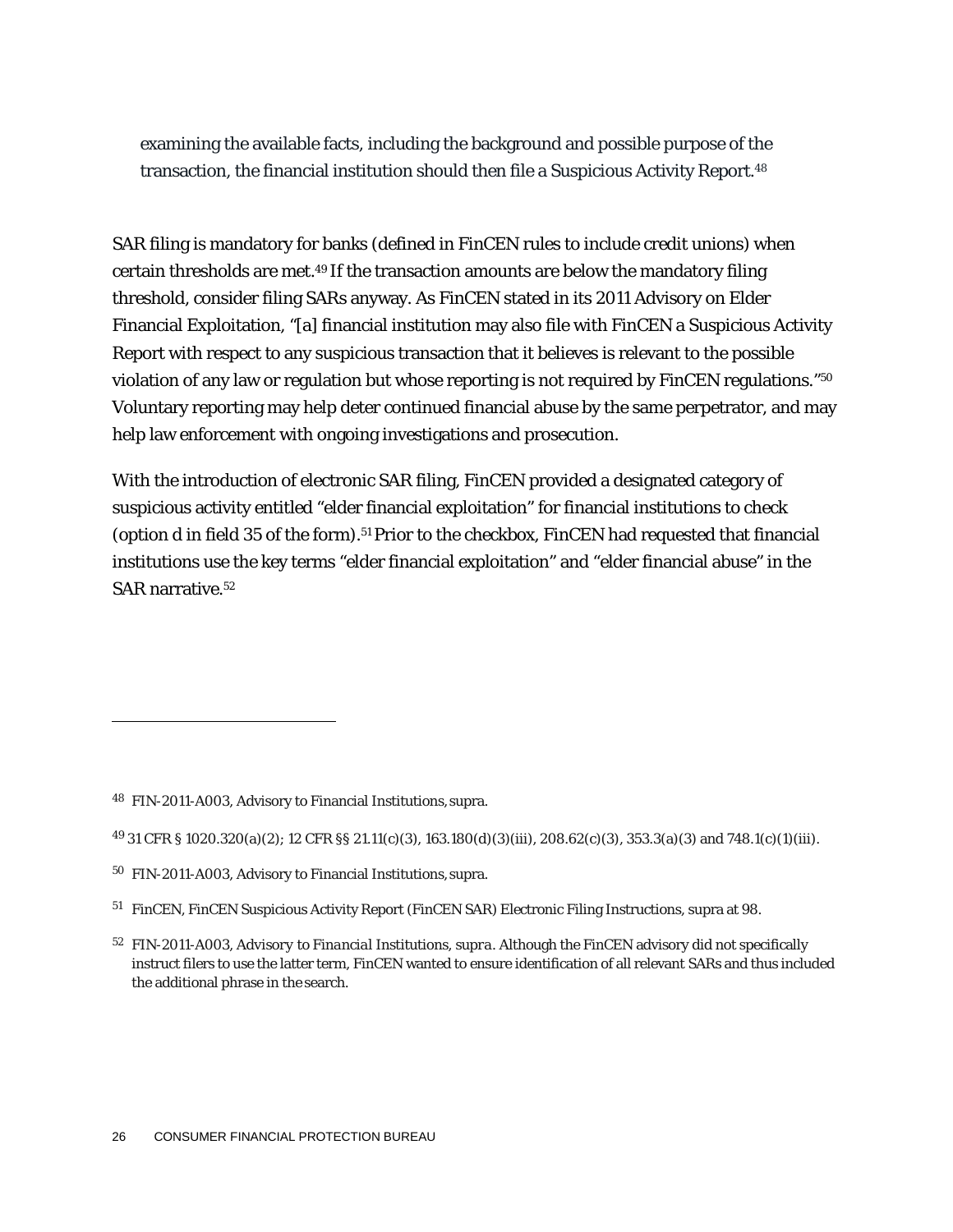examining the available facts, including the background and possible purpose of the transaction, the financial institution should then file a Suspicious Activity Report.[48]

SAR filing is mandatory for banks (defined in FinCEN rules to include credit unions) when certain thresholds are met.[49] If the transaction amounts are below the mandatory filing threshold, consider filing SARs anyway. As FinCEN stated in its 2011 Advisory on Elder Financial Exploitation, "[a] financial institution may also file with FinCEN a Suspicious Activity Report with respect to any suspicious transaction that it believes is relevant to the possible violation of any law or regulation but whose reporting is not required by FinCEN regulations."[50] Voluntary reporting may help deter continued financial abuse by the same perpetrator, and may help law enforcement with ongoing investigations and prosecution.

With the introduction of electronic SAR filing, FinCEN provided a designated category of suspicious activity entitled "elder financial exploitation" for financial institutions to check (option d in field 35 of the form).[51] Prior to the checkbox, FinCEN had requested that financial institutions use the key terms "elder financial exploitation" and "elder financial abuse" in the SAR narrative.[52]

---

[48] FIN-2011-A003, Advisory to Financial Institutions, supra.

[49] 31 CFR § 1020.320(a)(2); 12 CFR §§ 21.11(c)(3), 163.180(d)(3)(iii), 208.62(c)(3), 353.3(a)(3) and 748.1(c)(1)(iii).

[50] FIN-2011-A003, Advisory to Financial Institutions, supra.

[51] FinCEN, FinCEN Suspicious Activity Report (FinCEN SAR) Electronic Filing Instructions, supra at 98.

[52] FIN-2011-A003, *Advisory to Financial Institutions*, *supra*. Although the FinCEN advisory did not specifically instruct filers to use the latter term, FinCEN wanted to ensure identification of all relevant SARs and thus included the additional phrase in the search.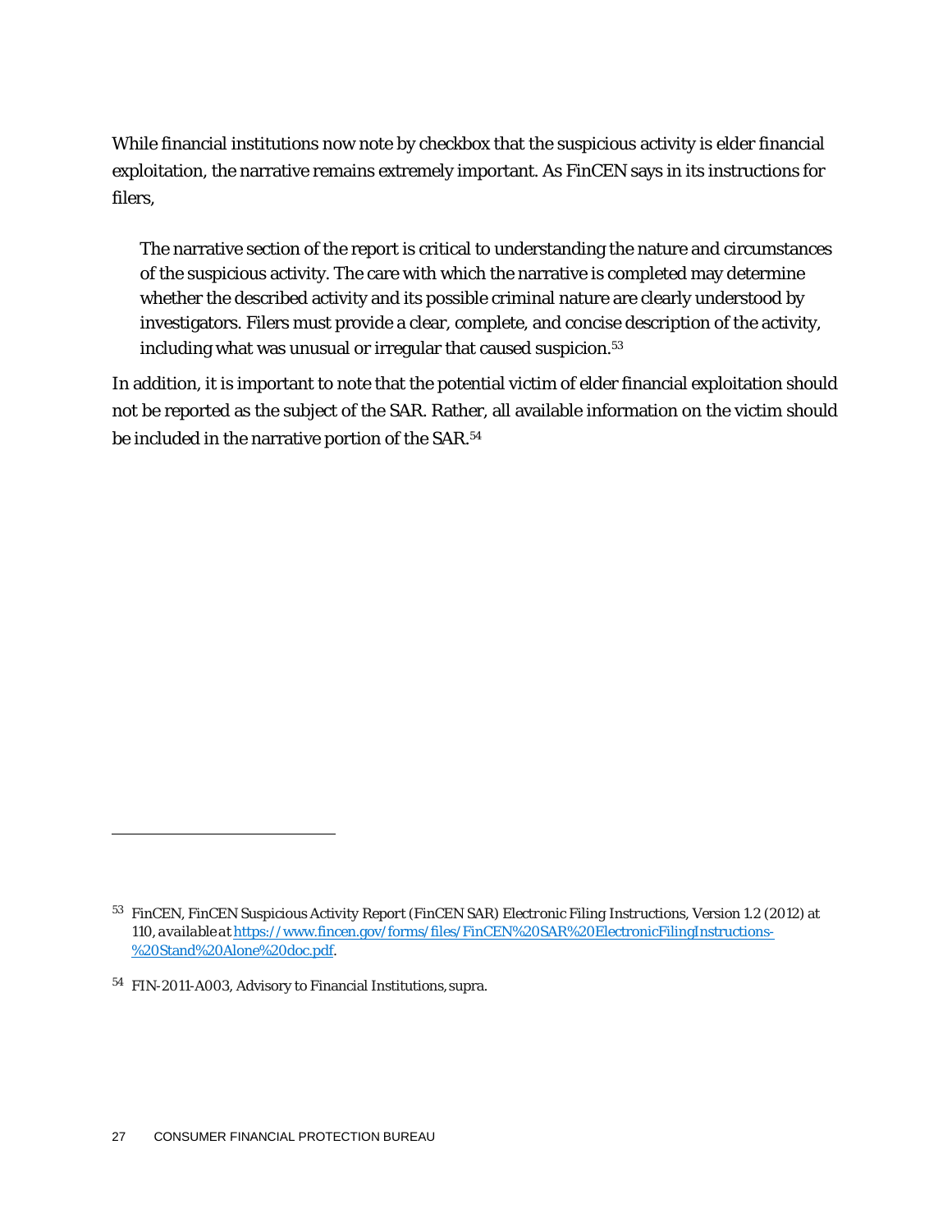While financial institutions now note by checkbox that the suspicious activity is elder financial exploitation, the narrative remains extremely important. As FinCEN says in its instructions for filers,

> The narrative section of the report is critical to understanding the nature and circumstances of the suspicious activity. The care with which the narrative is completed may determine whether the described activity and its possible criminal nature are clearly understood by investigators. Filers must provide a clear, complete, and concise description of the activity, including what was unusual or irregular that caused suspicion.[53]

In addition, it is important to note that the potential victim of elder financial exploitation should not be reported as the subject of the SAR. Rather, all available information on the victim should be included in the narrative portion of the SAR.[54]

---

[53] FinCEN, FinCEN Suspicious Activity Report (FinCEN SAR) Electronic Filing Instructions, Version 1.2 (2012) at 110, *available at* https://www.fincen.gov/forms/files/FinCEN%20SAR%20ElectronicFilingInstructions-%20Stand%20Alone%20doc.pdf.

[54] FIN-2011-A003, Advisory to Financial Institutions, supra.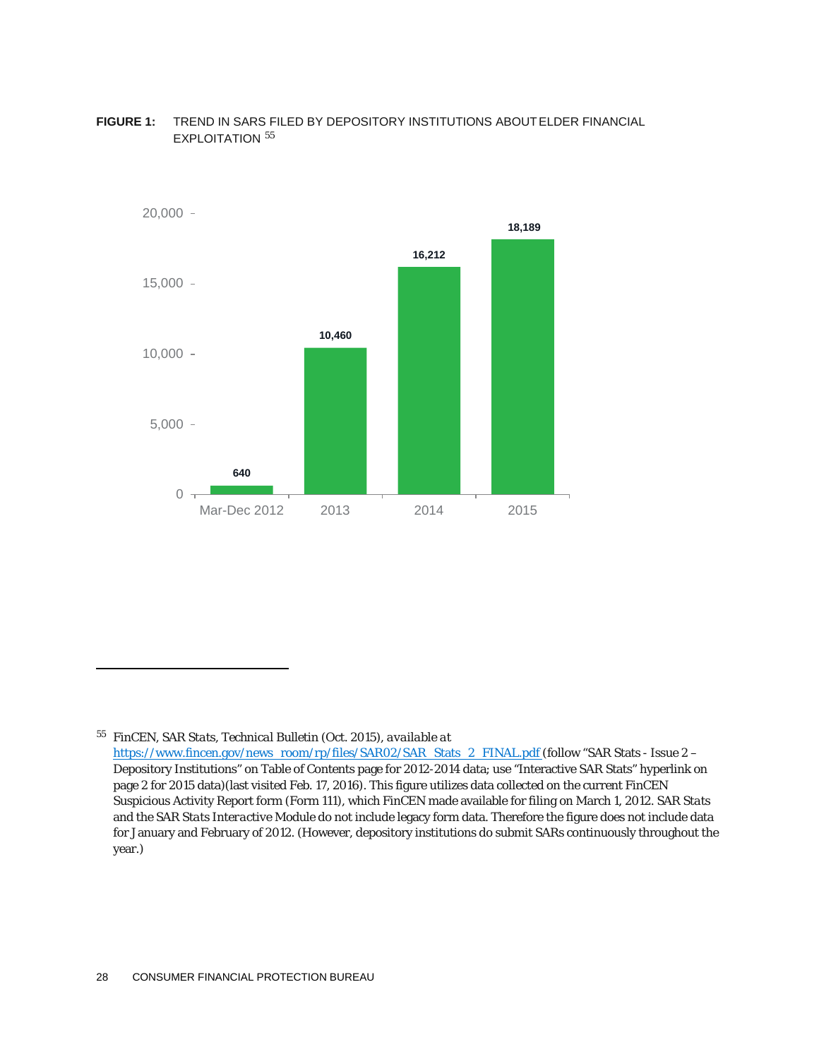**FIGURE 1:** TREND IN SARS FILED BY DEPOSITORY INSTITUTIONS ABOUT ELDER FINANCIAL EXPLOITATION [55]

| Period | SARs filed |
| --- | --- |
| Mar-Dec 2012 | 640 |
| 2013 | 10,460 |
| 2014 | 16,212 |
| 2015 | 18,189 |

[55] FinCEN, *SAR Stats, Technical Bulletin* (Oct. 2015), *available at* https://www.fincen.gov/news_room/rp/files/SAR02/SAR_Stats_2_FINAL.pdf (follow "SAR Stats - Issue 2 – Depository Institutions" on Table of Contents page for 2012-2014 data; use "Interactive SAR Stats" hyperlink on page 2 for 2015 data)(last visited Feb. 17, 2016). This figure utilizes data collected on the current FinCEN Suspicious Activity Report form (Form 111), which FinCEN made available for filing on March 1, 2012. *SAR Stats* and the *SAR Stats Interactive Module* do not include legacy form data. Therefore the figure does not include data for January and February of 2012. (However, depository institutions do submit SARs continuously throughout the year.)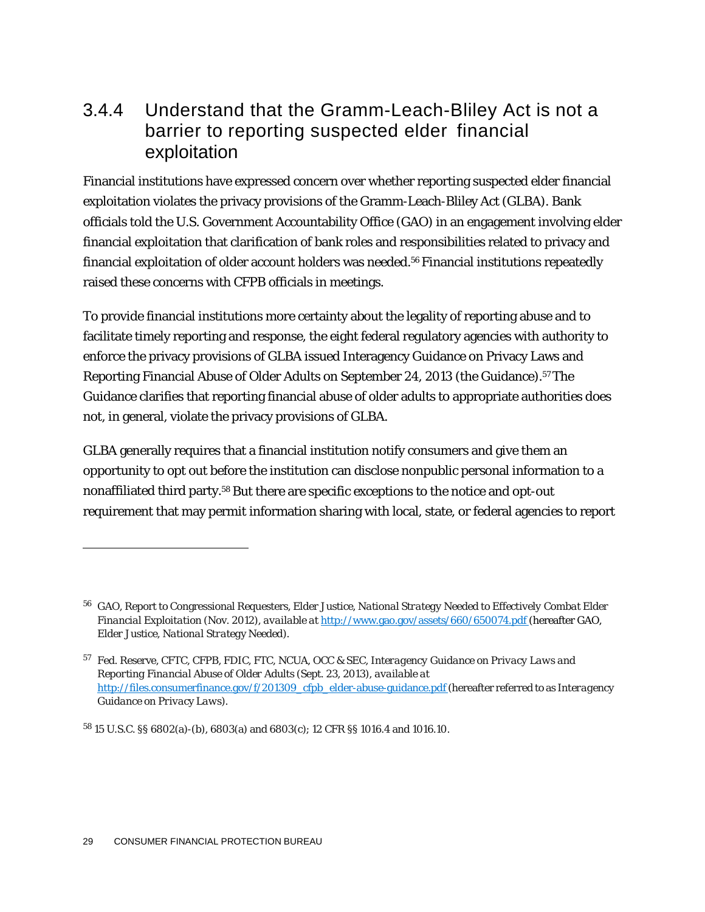### 3.4.4 Understand that the Gramm-Leach-Bliley Act is not a barrier to reporting suspected elder financial exploitation

Financial institutions have expressed concern over whether reporting suspected elder financial exploitation violates the privacy provisions of the Gramm-Leach-Bliley Act (GLBA). Bank officials told the U.S. Government Accountability Office (GAO) in an engagement involving elder financial exploitation that clarification of bank roles and responsibilities related to privacy and financial exploitation of older account holders was needed.[56] Financial institutions repeatedly raised these concerns with CFPB officials in meetings.

To provide financial institutions more certainty about the legality of reporting abuse and to facilitate timely reporting and response, the eight federal regulatory agencies with authority to enforce the privacy provisions of GLBA issued Interagency Guidance on Privacy Laws and Reporting Financial Abuse of Older Adults on September 24, 2013 (the Guidance).[57] The Guidance clarifies that reporting financial abuse of older adults to appropriate authorities does not, in general, violate the privacy provisions of GLBA.

GLBA generally requires that a financial institution notify consumers and give them an opportunity to opt out before the institution can disclose nonpublic personal information to a nonaffiliated third party.[58] But there are specific exceptions to the notice and opt-out requirement that may permit information sharing with local, state, or federal agencies to report

---

[56] GAO, Report to Congressional Requesters, Elder Justice, *National Strategy Needed to Effectively Combat Elder Financial Exploitation* (Nov. 2012), *available at* http://www.gao.gov/assets/660/650074.pdf (hereafter GAO, *Elder Justice, National Strategy Needed*).

[57] Fed. Reserve, CFTC, CFPB, FDIC, FTC, NCUA, OCC & SEC, *Interagency Guidance on Privacy Laws and Reporting Financial Abuse of Older Adults* (Sept. 23, 2013), *available at* http://files.consumerfinance.gov/f/201309_cfpb_elder-abuse-guidance.pdf (hereafter referred to as *Interagency Guidance on Privacy Laws*).

[58] 15 U.S.C. §§ 6802(a)-(b), 6803(a) and 6803(c); 12 CFR §§ 1016.4 and 1016.10.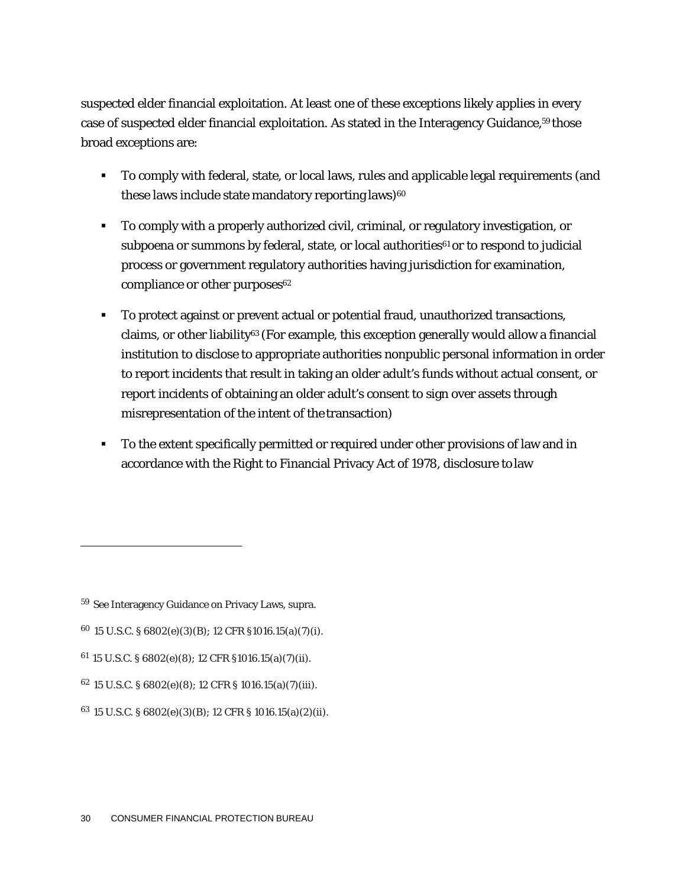suspected elder financial exploitation. At least one of these exceptions likely applies in every case of suspected elder financial exploitation. As stated in the Interagency Guidance,[59] those broad exceptions are:

- To comply with federal, state, or local laws, rules and applicable legal requirements (and these laws include state mandatory reporting laws)[60]
- To comply with a properly authorized civil, criminal, or regulatory investigation, or subpoena or summons by federal, state, or local authorities[61] or to respond to judicial process or government regulatory authorities having jurisdiction for examination, compliance or other purposes[62]
- To protect against or prevent actual or potential fraud, unauthorized transactions, claims, or other liability[63] (For example, this exception generally would allow a financial institution to disclose to appropriate authorities nonpublic personal information in order to report incidents that result in taking an older adult's funds without actual consent, or report incidents of obtaining an older adult's consent to sign over assets through misrepresentation of the intent of the transaction)
- To the extent specifically permitted or required under other provisions of law and in accordance with the Right to Financial Privacy Act of 1978, disclosure to law

---

[59] See Interagency Guidance on Privacy Laws, supra.

[60] 15 U.S.C. § 6802(e)(3)(B); 12 CFR §1016.15(a)(7)(i).

[61] 15 U.S.C. § 6802(e)(8); 12 CFR §1016.15(a)(7)(ii).

[62] 15 U.S.C. § 6802(e)(8); 12 CFR § 1016.15(a)(7)(iii).

[63] 15 U.S.C. § 6802(e)(3)(B); 12 CFR § 1016.15(a)(2)(ii).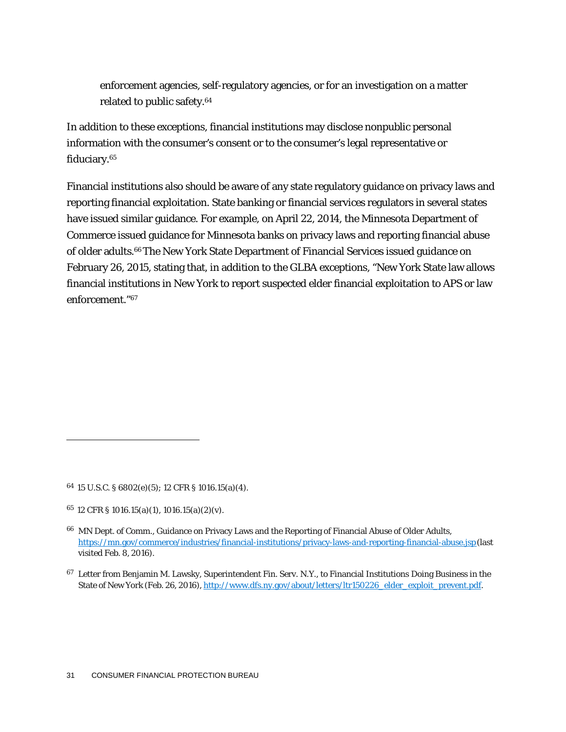enforcement agencies, self-regulatory agencies, or for an investigation on a matter related to public safety.[64]

In addition to these exceptions, financial institutions may disclose nonpublic personal information with the consumer's consent or to the consumer's legal representative or fiduciary.[65]

Financial institutions also should be aware of any state regulatory guidance on privacy laws and reporting financial exploitation. State banking or financial services regulators in several states have issued similar guidance. For example, on April 22, 2014, the Minnesota Department of Commerce issued guidance for Minnesota banks on privacy laws and reporting financial abuse of older adults.[66] The New York State Department of Financial Services issued guidance on February 26, 2015, stating that, in addition to the GLBA exceptions, "New York State law allows financial institutions in New York to report suspected elder financial exploitation to APS or law enforcement."[67]

---

[64] 15 U.S.C. § 6802(e)(5); 12 CFR § 1016.15(a)(4).

[65] 12 CFR § 1016.15(a)(1), 1016.15(a)(2)(v).

[66] MN Dept. of Comm., Guidance on Privacy Laws and the Reporting of Financial Abuse of Older Adults, https://mn.gov/commerce/industries/financial-institutions/privacy-laws-and-reporting-financial-abuse.jsp (last visited Feb. 8, 2016).

[67] Letter from Benjamin M. Lawsky, Superintendent Fin. Serv. N.Y., to Financial Institutions Doing Business in the State of New York (Feb. 26, 2016), http://www.dfs.ny.gov/about/letters/ltr150226_elder_exploit_prevent.pdf.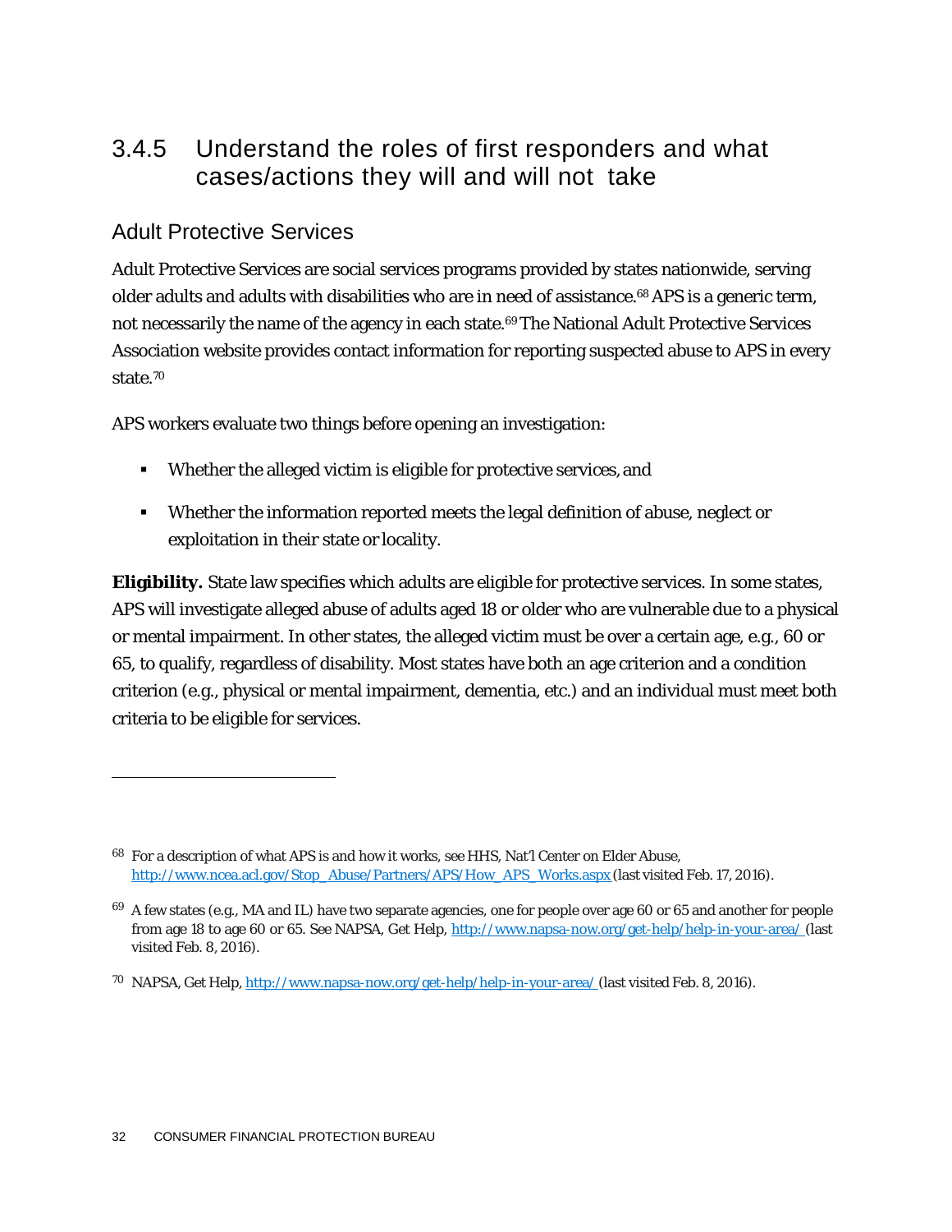## 3.4.5 Understand the roles of first responders and what cases/actions they will and will not take

### Adult Protective Services

Adult Protective Services are social services programs provided by states nationwide, serving older adults and adults with disabilities who are in need of assistance.[68] APS is a generic term, not necessarily the name of the agency in each state.[69] The National Adult Protective Services Association website provides contact information for reporting suspected abuse to APS in every state.[70]

APS workers evaluate two things before opening an investigation:

- Whether the alleged victim is eligible for protective services, and
- Whether the information reported meets the legal definition of abuse, neglect or exploitation in their state or locality.

**Eligibility.** State law specifies which adults are eligible for protective services. In some states, APS will investigate alleged abuse of adults aged 18 or older who are vulnerable due to a physical or mental impairment. In other states, the alleged victim must be over a certain age, e.g., 60 or 65, to qualify, regardless of disability. Most states have both an age criterion and a condition criterion (e.g., physical or mental impairment, dementia, etc.) and an individual must meet both criteria to be eligible for services.

---

[68] For a description of what APS is and how it works, see HHS, Nat'l Center on Elder Abuse, http://www.ncea.acl.gov/Stop_Abuse/Partners/APS/How_APS_Works.aspx (last visited Feb. 17, 2016).

[69] A few states (e.g., MA and IL) have two separate agencies, one for people over age 60 or 65 and another for people from age 18 to age 60 or 65. See NAPSA, Get Help, http://www.napsa-now.org/get-help/help-in-your-area/ (last visited Feb. 8, 2016).

[70] NAPSA, Get Help, http://www.napsa-now.org/get-help/help-in-your-area/ (last visited Feb. 8, 2016).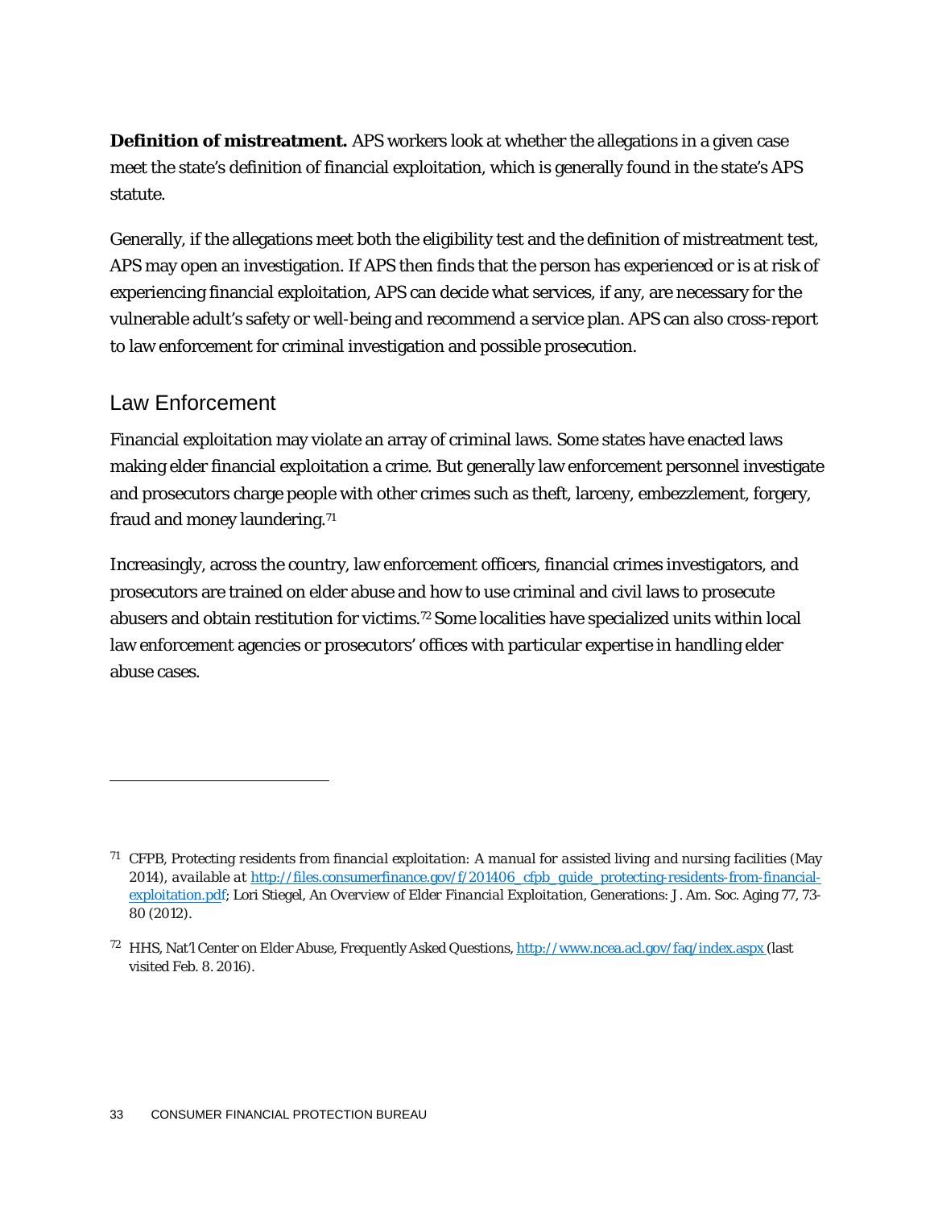**Definition of mistreatment.** APS workers look at whether the allegations in a given case meet the state's definition of financial exploitation, which is generally found in the state's APS statute.

Generally, if the allegations meet both the eligibility test and the definition of mistreatment test, APS may open an investigation. If APS then finds that the person has experienced or is at risk of experiencing financial exploitation, APS can decide what services, if any, are necessary for the vulnerable adult's safety or well-being and recommend a service plan. APS can also cross-report to law enforcement for criminal investigation and possible prosecution.

## Law Enforcement

Financial exploitation may violate an array of criminal laws. Some states have enacted laws making elder financial exploitation a crime. But generally law enforcement personnel investigate and prosecutors charge people with other crimes such as theft, larceny, embezzlement, forgery, fraud and money laundering.[71]

Increasingly, across the country, law enforcement officers, financial crimes investigators, and prosecutors are trained on elder abuse and how to use criminal and civil laws to prosecute abusers and obtain restitution for victims.[72] Some localities have specialized units within local law enforcement agencies or prosecutors' offices with particular expertise in handling elder abuse cases.

---

[71] CFPB, *Protecting residents from financial exploitation: A manual for assisted living and nursing facilities* (May 2014), *available at* http://files.consumerfinance.gov/f/201406_cfpb_guide_protecting-residents-from-financial-exploitation.pdf; Lori Stiegel, *An Overview of Elder Financial Exploitation*, Generations: J. Am. Soc. Aging 77, 73-80 (2012).

[72] HHS, Nat'l Center on Elder Abuse, Frequently Asked Questions, http://www.ncea.acl.gov/faq/index.aspx (last visited Feb. 8. 2016).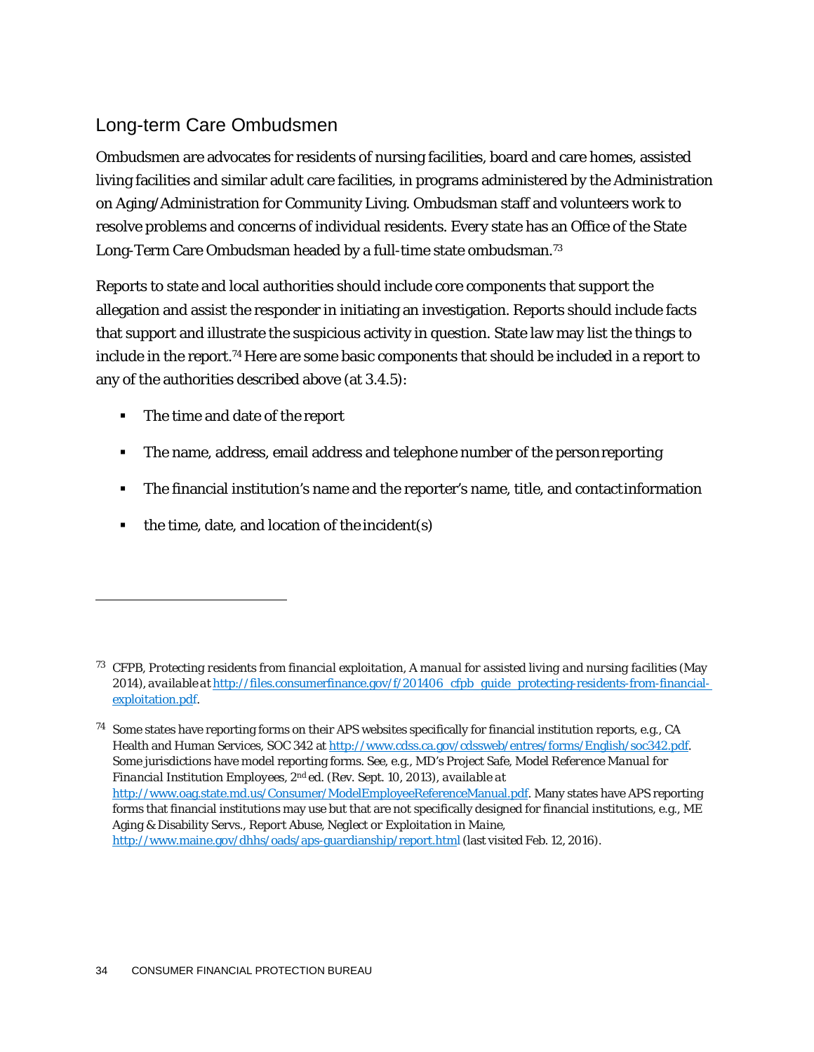## Long-term Care Ombudsmen

Ombudsmen are advocates for residents of nursing facilities, board and care homes, assisted living facilities and similar adult care facilities, in programs administered by the Administration on Aging/Administration for Community Living. Ombudsman staff and volunteers work to resolve problems and concerns of individual residents. Every state has an Office of the State Long-Term Care Ombudsman headed by a full-time state ombudsman.[73]

Reports to state and local authorities should include core components that support the allegation and assist the responder in initiating an investigation. Reports should include facts that support and illustrate the suspicious activity in question. State law may list the things to include in the report.[74] Here are some basic components that should be included in a report to any of the authorities described above (at 3.4.5):

- The time and date of the report
- The name, address, email address and telephone number of the person reporting
- The financial institution's name and the reporter's name, title, and contact information
- the time, date, and location of the incident(s)

---

[73] CFPB, *Protecting residents from financial exploitation, A manual for assisted living and nursing facilities* (May 2014), *available at* http://files.consumerfinance.gov/f/201406_cfpb_guide_protecting-residents-from-financial-exploitation.pdf.

[74] Some states have reporting forms on their APS websites specifically for financial institution reports, e.g., CA Health and Human Services, SOC 342 at http://www.cdss.ca.gov/cdssweb/entres/forms/English/soc342.pdf. Some jurisdictions have model reporting forms. See, e.g., MD's Project Safe, *Model Reference Manual for Financial Institution Employees*, 2nd ed. (Rev. Sept. 10, 2013), *available at* http://www.oag.state.md.us/Consumer/ModelEmployeeReferenceManual.pdf. Many states have APS reporting forms that financial institutions may use but that are not specifically designed for financial institutions, e.g., ME Aging & Disability Servs., *Report Abuse, Neglect or Exploitation in Maine*, http://www.maine.gov/dhhs/oads/aps-guardianship/report.html (last visited Feb. 12, 2016).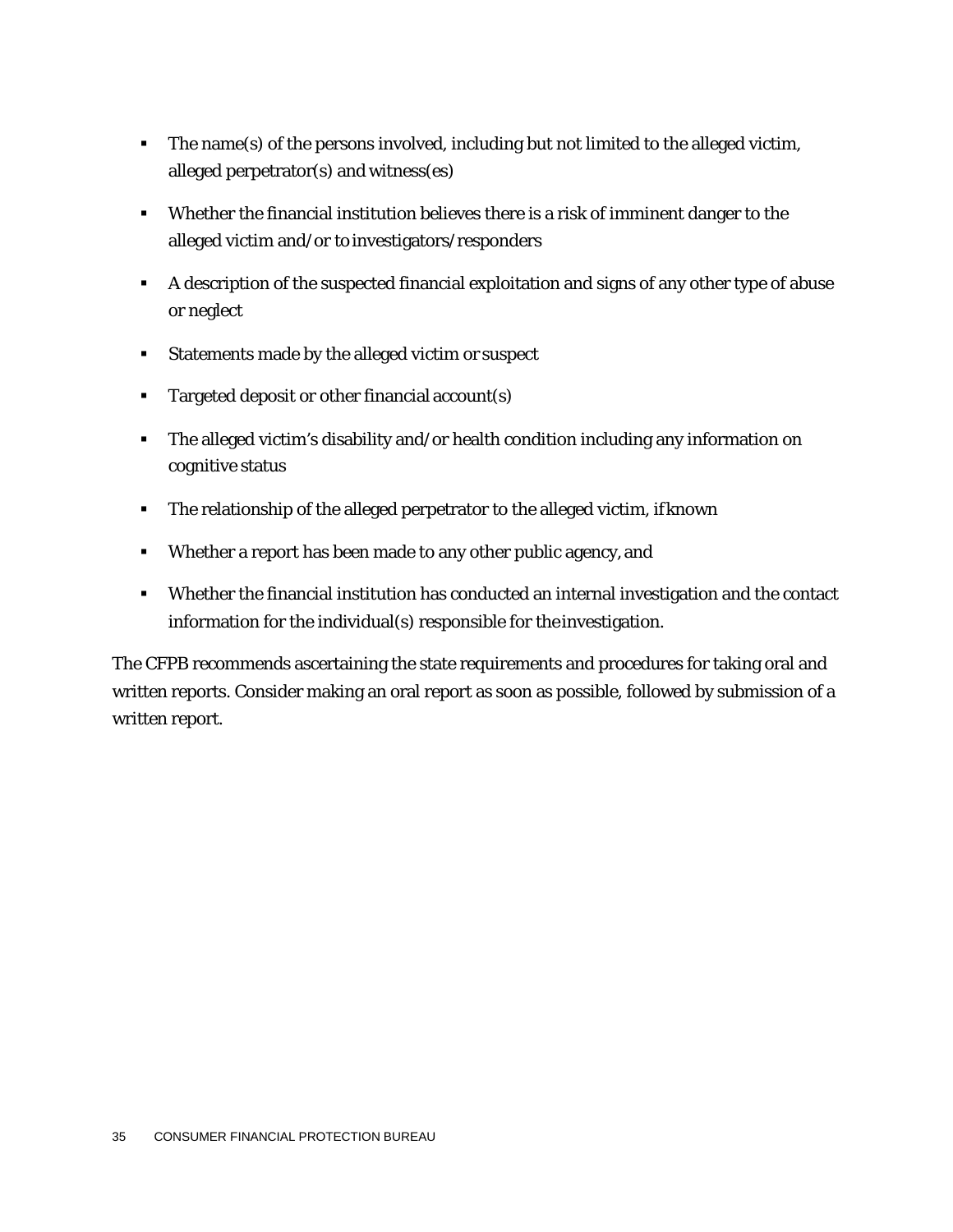- The name(s) of the persons involved, including but not limited to the alleged victim, alleged perpetrator(s) and witness(es)
- Whether the financial institution believes there is a risk of imminent danger to the alleged victim and/or to investigators/responders
- A description of the suspected financial exploitation and signs of any other type of abuse or neglect
- Statements made by the alleged victim or suspect
- Targeted deposit or other financial account(s)
- The alleged victim's disability and/or health condition including any information on cognitive status
- The relationship of the alleged perpetrator to the alleged victim, if known
- Whether a report has been made to any other public agency, and
- Whether the financial institution has conducted an internal investigation and the contact information for the individual(s) responsible for the investigation.

The CFPB recommends ascertaining the state requirements and procedures for taking oral and written reports. Consider making an oral report as soon as possible, followed by submission of a written report.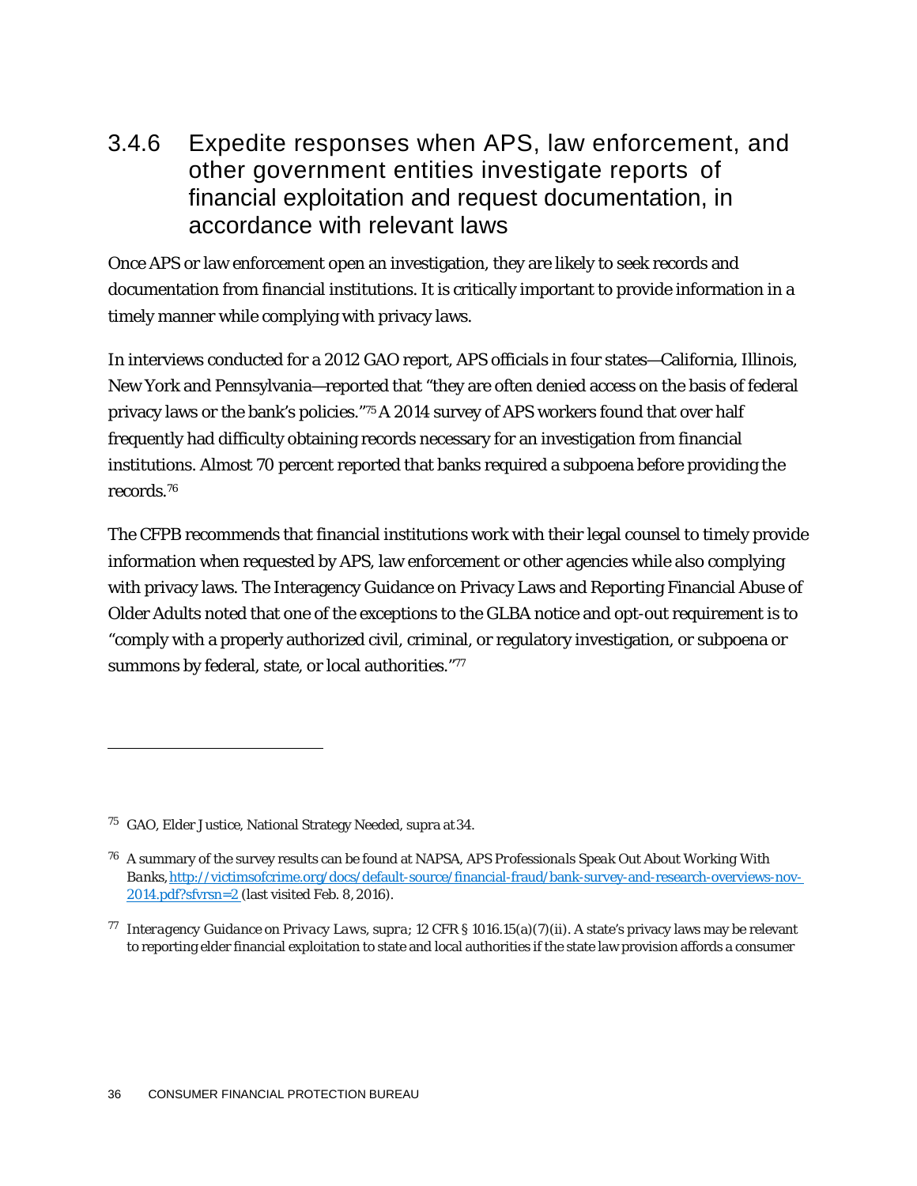### 3.4.6 Expedite responses when APS, law enforcement, and other government entities investigate reports of financial exploitation and request documentation, in accordance with relevant laws

Once APS or law enforcement open an investigation, they are likely to seek records and documentation from financial institutions. It is critically important to provide information in a timely manner while complying with privacy laws.

In interviews conducted for a 2012 GAO report, APS officials in four states—California, Illinois, New York and Pennsylvania—reported that "they are often denied access on the basis of federal privacy laws or the bank's policies."[75] A 2014 survey of APS workers found that over half frequently had difficulty obtaining records necessary for an investigation from financial institutions. Almost 70 percent reported that banks required a subpoena before providing the records.[76]

The CFPB recommends that financial institutions work with their legal counsel to timely provide information when requested by APS, law enforcement or other agencies while also complying with privacy laws. The Interagency Guidance on Privacy Laws and Reporting Financial Abuse of Older Adults noted that one of the exceptions to the GLBA notice and opt-out requirement is to "comply with a properly authorized civil, criminal, or regulatory investigation, or subpoena or summons by federal, state, or local authorities."[77]

---

[75] GAO, Elder Justice, National Strategy Needed, supra at 34.

[76] A summary of the survey results can be found at NAPSA, *APS Professionals Speak Out About Working With Banks*, [http://victimsofcrime.org/docs/default-source/financial-fraud/bank-survey-and-research-overviews-nov-2014.pdf?sfvrsn=2](http://victimsofcrime.org/docs/default-source/financial-fraud/bank-survey-and-research-overviews-nov-2014.pdf?sfvrsn=2) (last visited Feb. 8, 2016).

[77] *Interagency Guidance on Privacy Laws*, *supra*; 12 CFR § 1016.15(a)(7)(ii). A state's privacy laws may be relevant to reporting elder financial exploitation to state and local authorities if the state law provision affords a consumer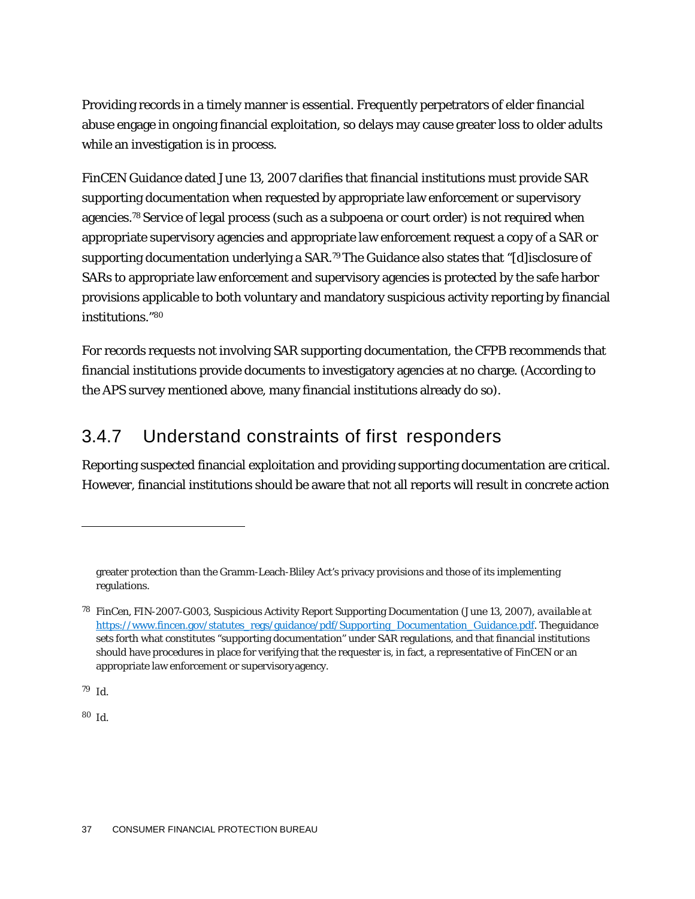Providing records in a timely manner is essential. Frequently perpetrators of elder financial abuse engage in ongoing financial exploitation, so delays may cause greater loss to older adults while an investigation is in process.

FinCEN Guidance dated June 13, 2007 clarifies that financial institutions must provide SAR supporting documentation when requested by appropriate law enforcement or supervisory agencies.[78] Service of legal process (such as a subpoena or court order) is not required when appropriate supervisory agencies and appropriate law enforcement request a copy of a SAR or supporting documentation underlying a SAR.[79] The Guidance also states that "[d]isclosure of SARs to appropriate law enforcement and supervisory agencies is protected by the safe harbor provisions applicable to both voluntary and mandatory suspicious activity reporting by financial institutions."[80]

For records requests not involving SAR supporting documentation, the CFPB recommends that financial institutions provide documents to investigatory agencies at no charge. (According to the APS survey mentioned above, many financial institutions already do so).

### 3.4.7 Understand constraints of first responders

Reporting suspected financial exploitation and providing supporting documentation are critical. However, financial institutions should be aware that not all reports will result in concrete action

---

greater protection than the Gramm-Leach-Bliley Act's privacy provisions and those of its implementing regulations.

[78] FinCen, FIN-2007-G003, Suspicious Activity Report Supporting Documentation (June 13, 2007), *available at* [https://www.fincen.gov/statutes_regs/guidance/pdf/Supporting_Documentation_Guidance.pdf](https://www.fincen.gov/statutes_regs/guidance/pdf/Supporting_Documentation_Guidance.pdf). The guidance sets forth what constitutes "supporting documentation" under SAR regulations, and that financial institutions should have procedures in place for verifying that the requester is, in fact, a representative of FinCEN or an appropriate law enforcement or supervisory agency.

[79] Id.

[80] Id.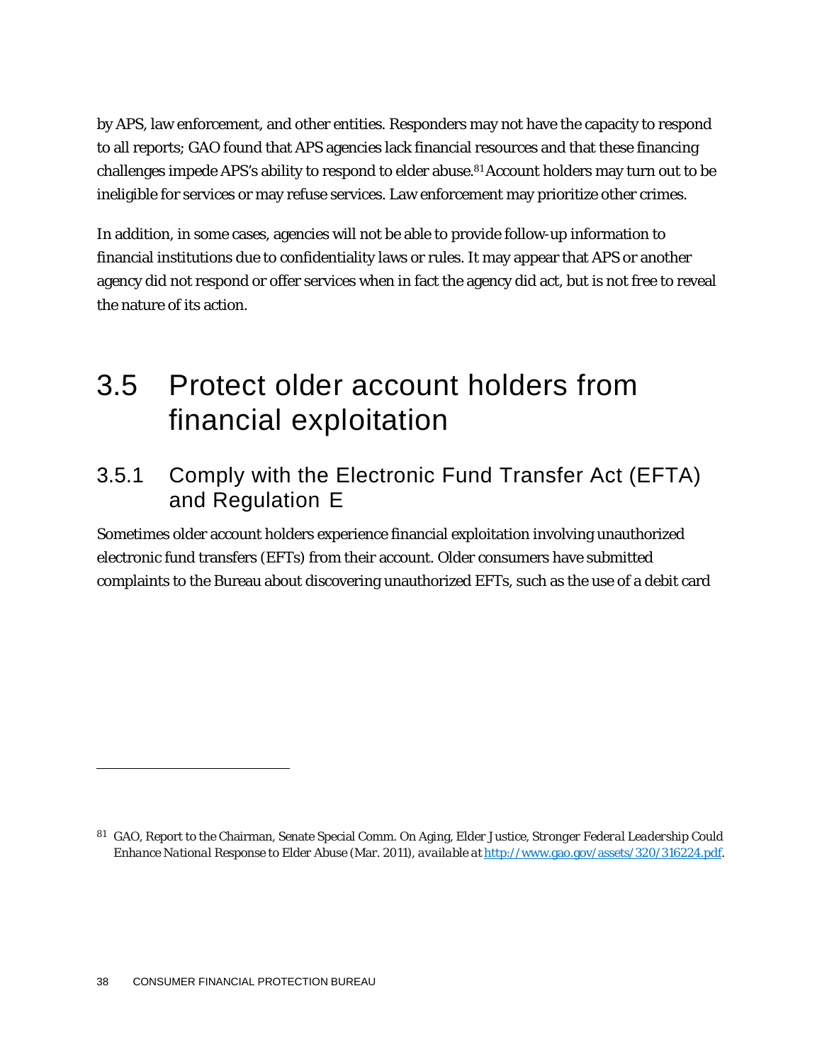by APS, law enforcement, and other entities. Responders may not have the capacity to respond to all reports; GAO found that APS agencies lack financial resources and that these financing challenges impede APS's ability to respond to elder abuse.[81] Account holders may turn out to be ineligible for services or may refuse services. Law enforcement may prioritize other crimes.

In addition, in some cases, agencies will not be able to provide follow-up information to financial institutions due to confidentiality laws or rules. It may appear that APS or another agency did not respond or offer services when in fact the agency did act, but is not free to reveal the nature of its action.

# 3.5 Protect older account holders from financial exploitation

## 3.5.1 Comply with the Electronic Fund Transfer Act (EFTA) and Regulation E

Sometimes older account holders experience financial exploitation involving unauthorized electronic fund transfers (EFTs) from their account. Older consumers have submitted complaints to the Bureau about discovering unauthorized EFTs, such as the use of a debit card

---

[81] GAO, Report to the Chairman, Senate Special Comm. On Aging, Elder Justice, *Stronger Federal Leadership Could Enhance National Response to Elder Abuse* (Mar. 2011), *available at* http://www.gao.gov/assets/320/316224.pdf.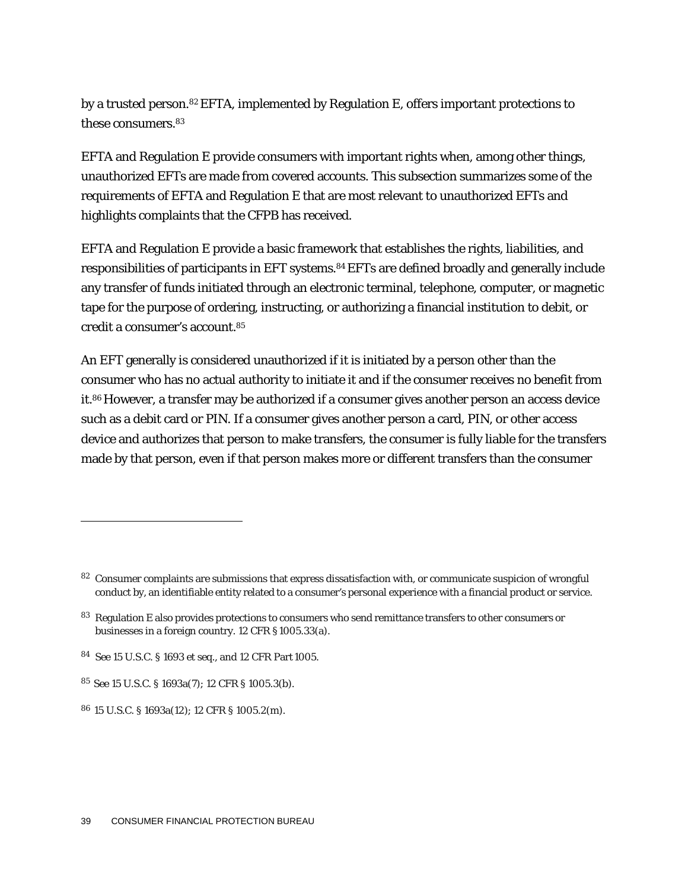by a trusted person.[82] EFTA, implemented by Regulation E, offers important protections to these consumers.[83]

EFTA and Regulation E provide consumers with important rights when, among other things, unauthorized EFTs are made from covered accounts. This subsection summarizes some of the requirements of EFTA and Regulation E that are most relevant to unauthorized EFTs and highlights complaints that the CFPB has received.

EFTA and Regulation E provide a basic framework that establishes the rights, liabilities, and responsibilities of participants in EFT systems.[84] EFTs are defined broadly and generally include any transfer of funds initiated through an electronic terminal, telephone, computer, or magnetic tape for the purpose of ordering, instructing, or authorizing a financial institution to debit, or credit a consumer's account.[85]

An EFT generally is considered unauthorized if it is initiated by a person other than the consumer who has no actual authority to initiate it and if the consumer receives no benefit from it.[86] However, a transfer may be authorized if a consumer gives another person an access device such as a debit card or PIN. If a consumer gives another person a card, PIN, or other access device and authorizes that person to make transfers, the consumer is fully liable for the transfers made by that person, even if that person makes more or different transfers than the consumer

---

[82] Consumer complaints are submissions that express dissatisfaction with, or communicate suspicion of wrongful conduct by, an identifiable entity related to a consumer's personal experience with a financial product or service.

[83] Regulation E also provides protections to consumers who send remittance transfers to other consumers or businesses in a foreign country. 12 CFR § 1005.33(a).

[84] See 15 U.S.C. § 1693 et seq., and 12 CFR Part 1005.

[85] See 15 U.S.C. § 1693a(7); 12 CFR § 1005.3(b).

[86] 15 U.S.C. § 1693a(12); 12 CFR § 1005.2(m).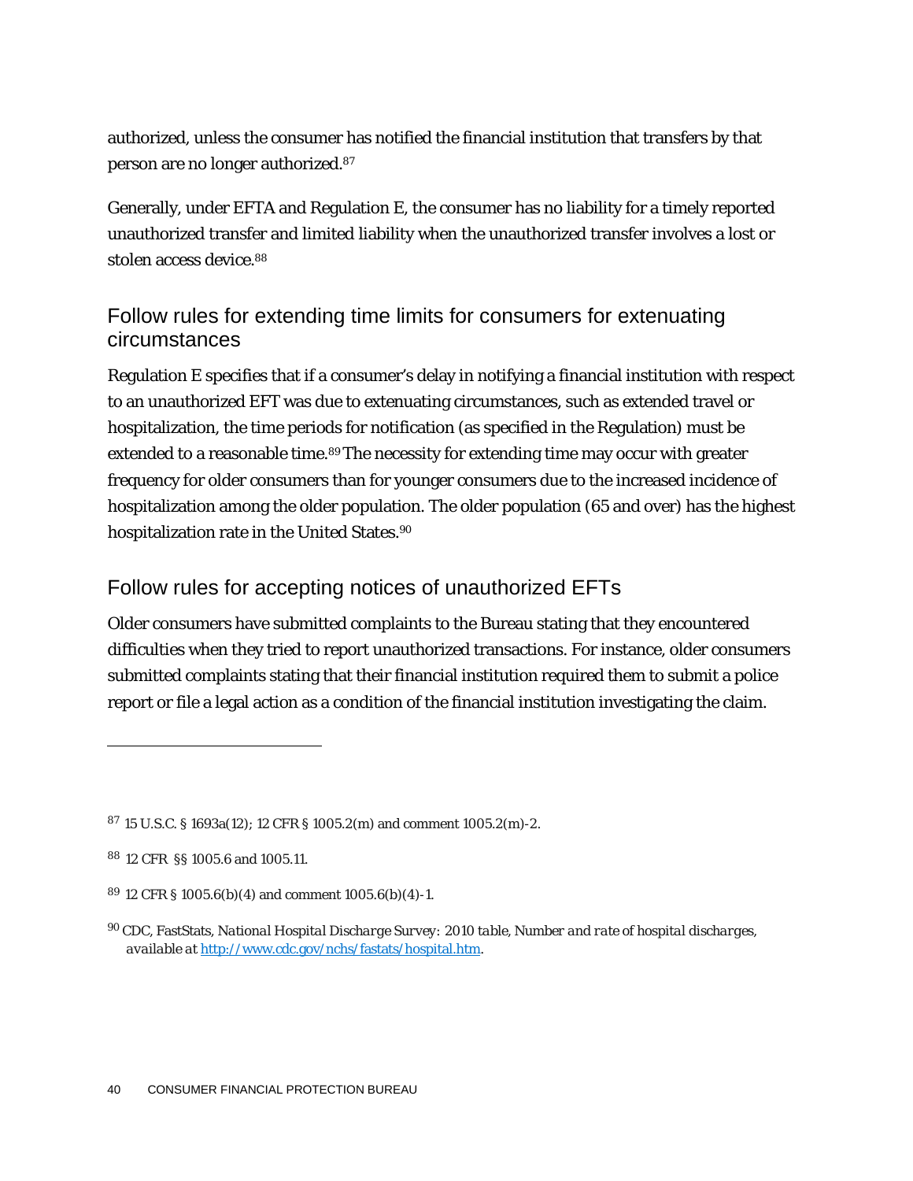authorized, unless the consumer has notified the financial institution that transfers by that person are no longer authorized.[87]

Generally, under EFTA and Regulation E, the consumer has no liability for a timely reported unauthorized transfer and limited liability when the unauthorized transfer involves a lost or stolen access device.[88]

## Follow rules for extending time limits for consumers for extenuating circumstances

Regulation E specifies that if a consumer's delay in notifying a financial institution with respect to an unauthorized EFT was due to extenuating circumstances, such as extended travel or hospitalization, the time periods for notification (as specified in the Regulation) must be extended to a reasonable time.[89] The necessity for extending time may occur with greater frequency for older consumers than for younger consumers due to the increased incidence of hospitalization among the older population. The older population (65 and over) has the highest hospitalization rate in the United States.[90]

## Follow rules for accepting notices of unauthorized EFTs

Older consumers have submitted complaints to the Bureau stating that they encountered difficulties when they tried to report unauthorized transactions. For instance, older consumers submitted complaints stating that their financial institution required them to submit a police report or file a legal action as a condition of the financial institution investigating the claim.

---

[87] 15 U.S.C. § 1693a(12); 12 CFR § 1005.2(m) and comment 1005.2(m)-2.

[88] 12 CFR §§ 1005.6 and 1005.11.

[89] 12 CFR § 1005.6(b)(4) and comment 1005.6(b)(4)-1.

[90] CDC, FastStats, *National Hospital Discharge Survey: 2010 table, Number and rate of hospital discharges, available at* http://www.cdc.gov/nchs/fastats/hospital.htm.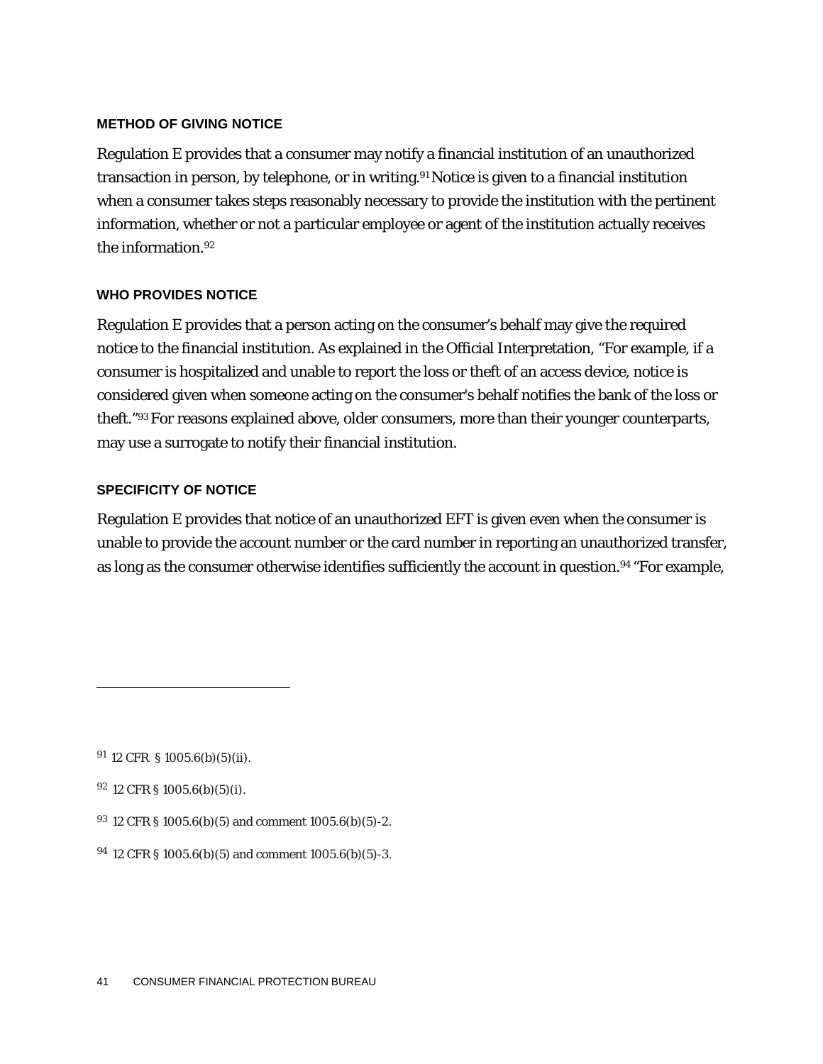#### METHOD OF GIVING NOTICE

Regulation E provides that a consumer may notify a financial institution of an unauthorized transaction in person, by telephone, or in writing.[91] Notice is given to a financial institution when a consumer takes steps reasonably necessary to provide the institution with the pertinent information, whether or not a particular employee or agent of the institution actually receives the information.[92]

#### WHO PROVIDES NOTICE

Regulation E provides that a person acting on the consumer's behalf may give the required notice to the financial institution. As explained in the Official Interpretation, "For example, if a consumer is hospitalized and unable to report the loss or theft of an access device, notice is considered given when someone acting on the consumer's behalf notifies the bank of the loss or theft."[93] For reasons explained above, older consumers, more than their younger counterparts, may use a surrogate to notify their financial institution.

#### SPECIFICITY OF NOTICE

Regulation E provides that notice of an unauthorized EFT is given even when the consumer is unable to provide the account number or the card number in reporting an unauthorized transfer, as long as the consumer otherwise identifies sufficiently the account in question.[94] "For example,

---

[91] 12 CFR § 1005.6(b)(5)(ii).

[92] 12 CFR § 1005.6(b)(5)(i).

[93] 12 CFR § 1005.6(b)(5) and comment 1005.6(b)(5)-2.

[94] 12 CFR § 1005.6(b)(5) and comment 1005.6(b)(5)-3.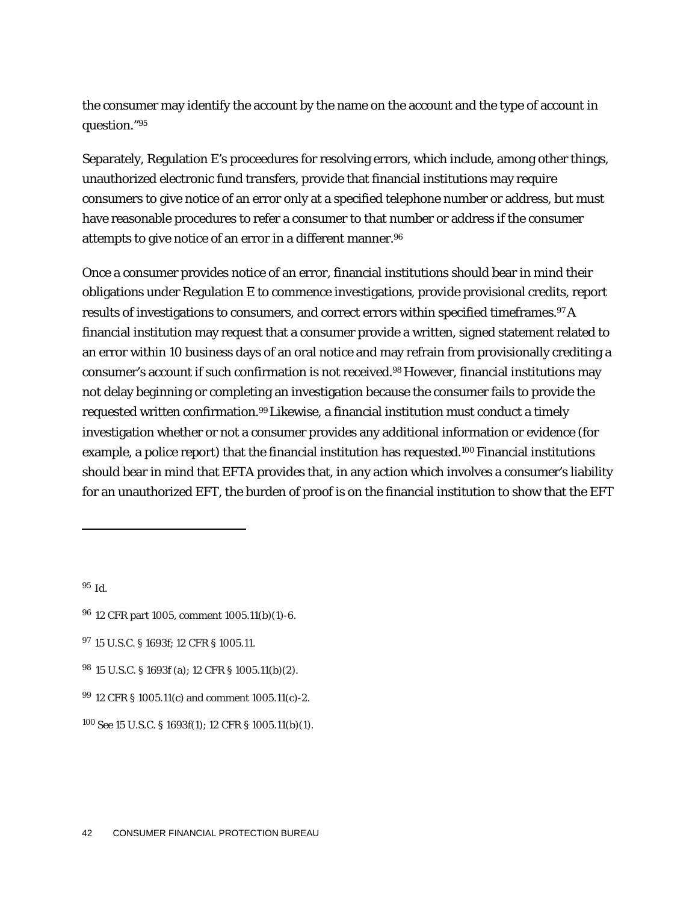the consumer may identify the account by the name on the account and the type of account in question."[95]

Separately, Regulation E's proceedures for resolving errors, which include, among other things, unauthorized electronic fund transfers, provide that financial institutions may require consumers to give notice of an error only at a specified telephone number or address, but must have reasonable procedures to refer a consumer to that number or address if the consumer attempts to give notice of an error in a different manner.[96]

Once a consumer provides notice of an error, financial institutions should bear in mind their obligations under Regulation E to commence investigations, provide provisional credits, report results of investigations to consumers, and correct errors within specified timeframes.[97] A financial institution may request that a consumer provide a written, signed statement related to an error within 10 business days of an oral notice and may refrain from provisionally crediting a consumer's account if such confirmation is not received.[98] However, financial institutions may not delay beginning or completing an investigation because the consumer fails to provide the requested written confirmation.[99] Likewise, a financial institution must conduct a timely investigation whether or not a consumer provides any additional information or evidence (for example, a police report) that the financial institution has requested.[100] Financial institutions should bear in mind that EFTA provides that, in any action which involves a consumer's liability for an unauthorized EFT, the burden of proof is on the financial institution to show that the EFT

---

[95] Id.

[96] 12 CFR part 1005, comment 1005.11(b)(1)-6.

[97] 15 U.S.C. § 1693f; 12 CFR § 1005.11.

[98] 15 U.S.C. § 1693f (a); 12 CFR § 1005.11(b)(2).

[99] 12 CFR § 1005.11(c) and comment 1005.11(c)-2.

[100] See 15 U.S.C. § 1693f(1); 12 CFR § 1005.11(b)(1).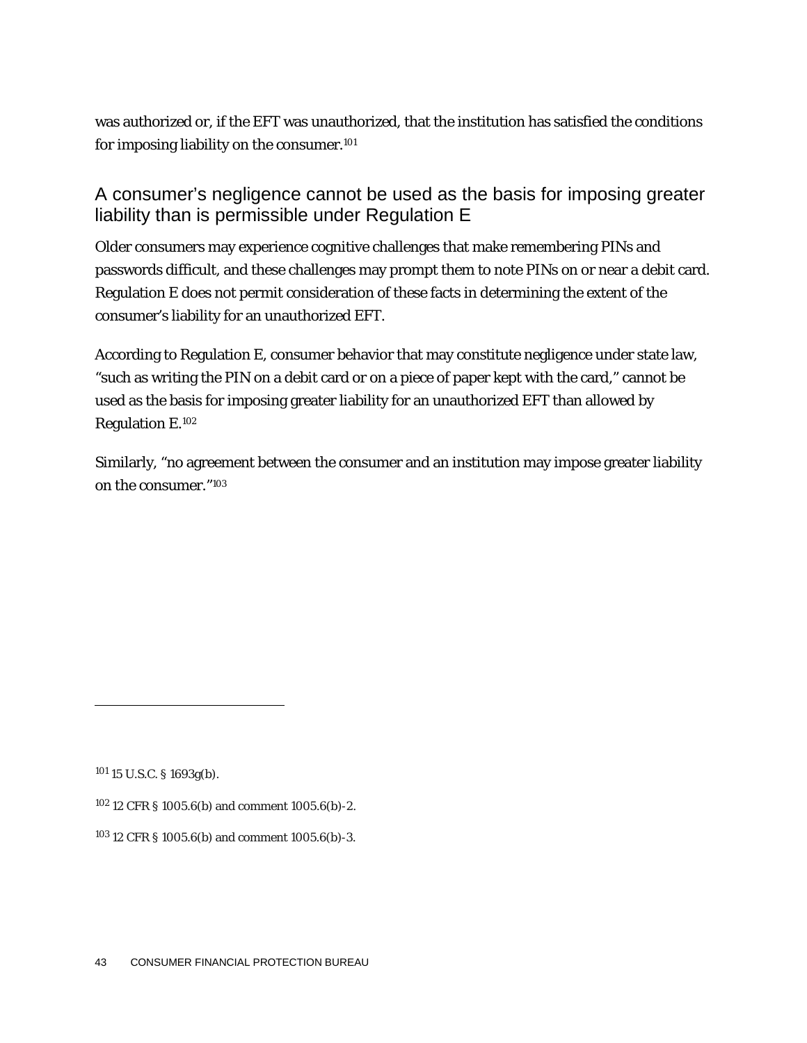was authorized or, if the EFT was unauthorized, that the institution has satisfied the conditions for imposing liability on the consumer.[101]

## A consumer's negligence cannot be used as the basis for imposing greater liability than is permissible under Regulation E

Older consumers may experience cognitive challenges that make remembering PINs and passwords difficult, and these challenges may prompt them to note PINs on or near a debit card. Regulation E does not permit consideration of these facts in determining the extent of the consumer's liability for an unauthorized EFT.

According to Regulation E, consumer behavior that may constitute negligence under state law, "such as writing the PIN on a debit card or on a piece of paper kept with the card," cannot be used as the basis for imposing greater liability for an unauthorized EFT than allowed by Regulation E.[102]

Similarly, "no agreement between the consumer and an institution may impose greater liability on the consumer."[103]

---

[101] 15 U.S.C. § 1693g(b).

[102] 12 CFR § 1005.6(b) and comment 1005.6(b)-2.

[103] 12 CFR § 1005.6(b) and comment 1005.6(b)-3.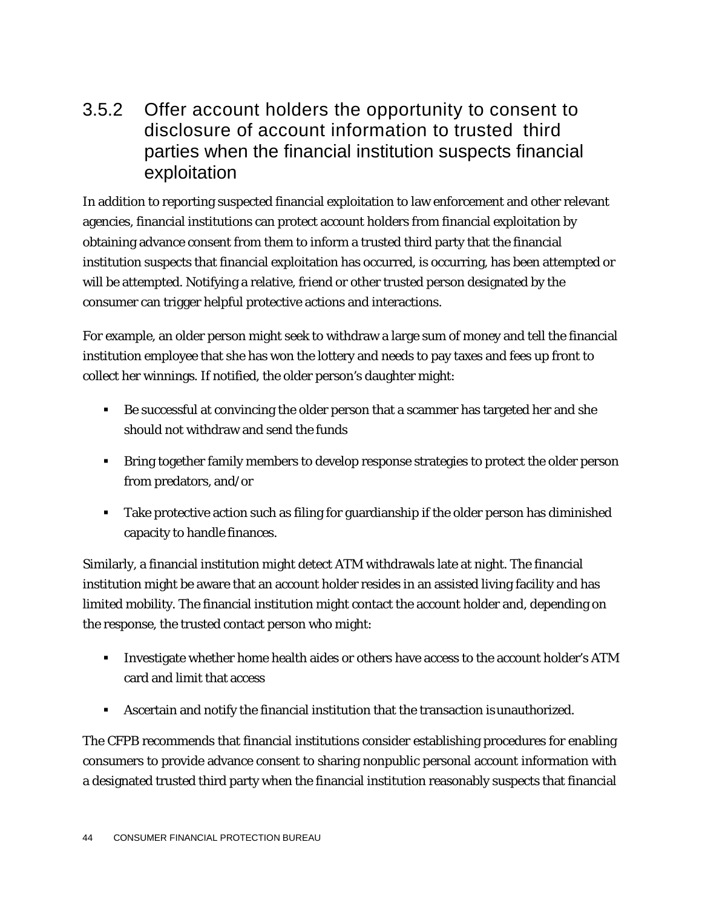### 3.5.2 Offer account holders the opportunity to consent to disclosure of account information to trusted third parties when the financial institution suspects financial exploitation

In addition to reporting suspected financial exploitation to law enforcement and other relevant agencies, financial institutions can protect account holders from financial exploitation by obtaining advance consent from them to inform a trusted third party that the financial institution suspects that financial exploitation has occurred, is occurring, has been attempted or will be attempted. Notifying a relative, friend or other trusted person designated by the consumer can trigger helpful protective actions and interactions.

For example, an older person might seek to withdraw a large sum of money and tell the financial institution employee that she has won the lottery and needs to pay taxes and fees up front to collect her winnings. If notified, the older person's daughter might:

- Be successful at convincing the older person that a scammer has targeted her and she should not withdraw and send the funds
- Bring together family members to develop response strategies to protect the older person from predators, and/or
- Take protective action such as filing for guardianship if the older person has diminished capacity to handle finances.

Similarly, a financial institution might detect ATM withdrawals late at night. The financial institution might be aware that an account holder resides in an assisted living facility and has limited mobility. The financial institution might contact the account holder and, depending on the response, the trusted contact person who might:

- Investigate whether home health aides or others have access to the account holder's ATM card and limit that access
- Ascertain and notify the financial institution that the transaction is unauthorized.

The CFPB recommends that financial institutions consider establishing procedures for enabling consumers to provide advance consent to sharing nonpublic personal account information with a designated trusted third party when the financial institution reasonably suspects that financial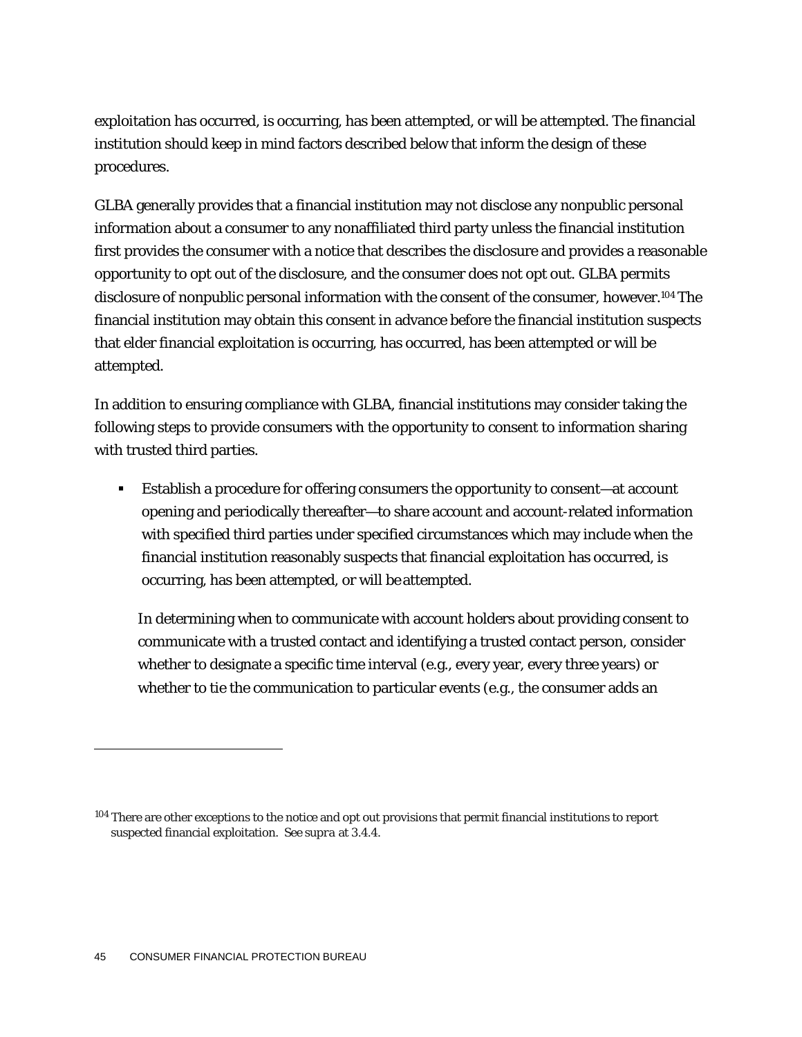exploitation has occurred, is occurring, has been attempted, or will be attempted. The financial institution should keep in mind factors described below that inform the design of these procedures.

GLBA generally provides that a financial institution may not disclose any nonpublic personal information about a consumer to any nonaffiliated third party unless the financial institution first provides the consumer with a notice that describes the disclosure and provides a reasonable opportunity to opt out of the disclosure, and the consumer does not opt out. GLBA permits disclosure of nonpublic personal information with the consent of the consumer, however.[104] The financial institution may obtain this consent in advance before the financial institution suspects that elder financial exploitation is occurring, has occurred, has been attempted or will be attempted.

In addition to ensuring compliance with GLBA, financial institutions may consider taking the following steps to provide consumers with the opportunity to consent to information sharing with trusted third parties.

- Establish a procedure for offering consumers the opportunity to consent—at account opening and periodically thereafter—to share account and account-related information with specified third parties under specified circumstances which may include when the financial institution reasonably suspects that financial exploitation has occurred, is occurring, has been attempted, or will be attempted.

  In determining when to communicate with account holders about providing consent to communicate with a trusted contact and identifying a trusted contact person, consider whether to designate a specific time interval (e.g., every year, every three years) or whether to tie the communication to particular events (e.g., the consumer adds an

---

[104] There are other exceptions to the notice and opt out provisions that permit financial institutions to report suspected financial exploitation. See *supra* at 3.4.4.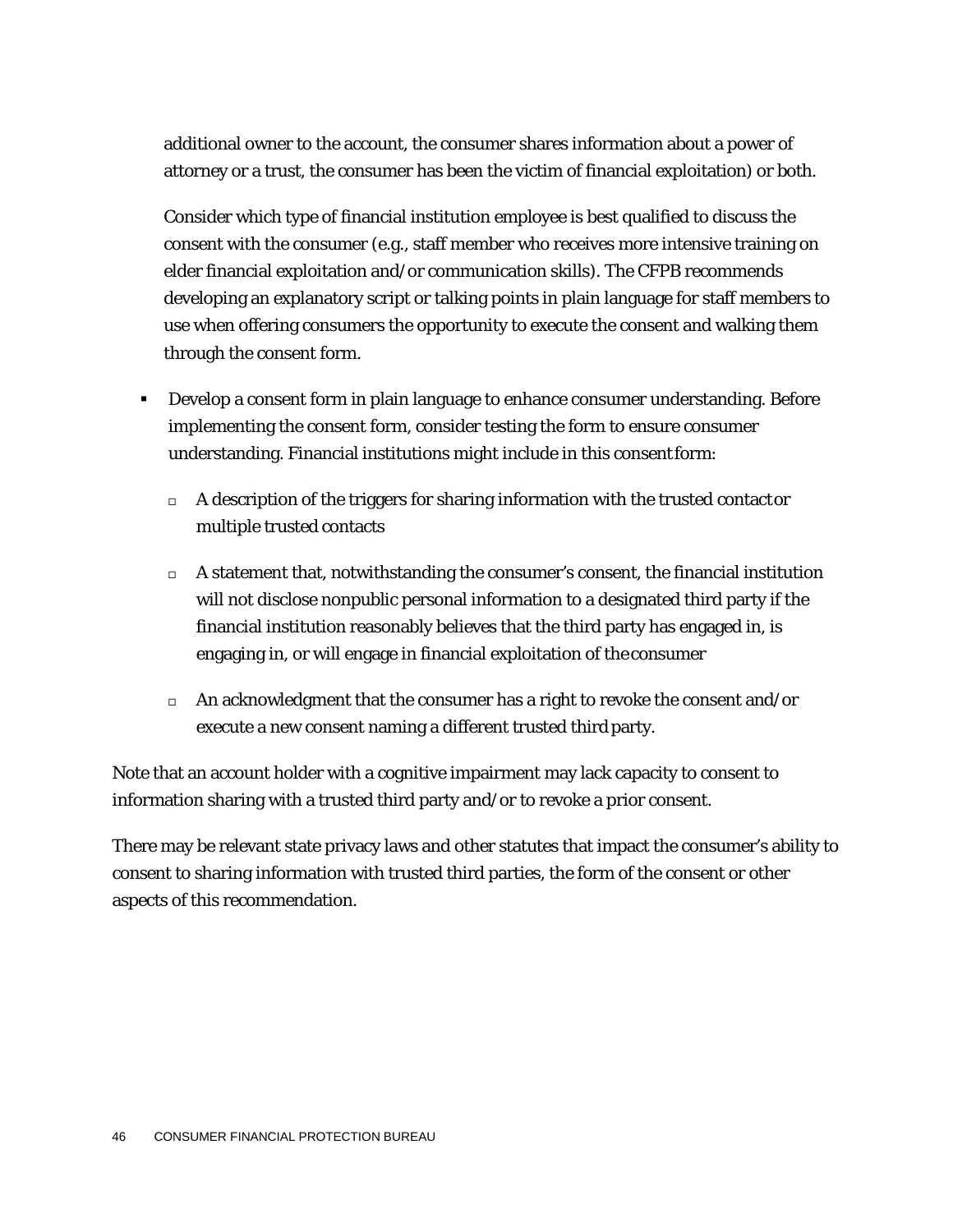additional owner to the account, the consumer shares information about a power of attorney or a trust, the consumer has been the victim of financial exploitation) or both.

Consider which type of financial institution employee is best qualified to discuss the consent with the consumer (e.g., staff member who receives more intensive training on elder financial exploitation and/or communication skills). The CFPB recommends developing an explanatory script or talking points in plain language for staff members to use when offering consumers the opportunity to execute the consent and walking them through the consent form.

- Develop a consent form in plain language to enhance consumer understanding. Before implementing the consent form, consider testing the form to ensure consumer understanding. Financial institutions might include in this consent form:
  - A description of the triggers for sharing information with the trusted contact or multiple trusted contacts
  - A statement that, notwithstanding the consumer's consent, the financial institution will not disclose nonpublic personal information to a designated third party if the financial institution reasonably believes that the third party has engaged in, is engaging in, or will engage in financial exploitation of the consumer
  - An acknowledgment that the consumer has a right to revoke the consent and/or execute a new consent naming a different trusted third party.

Note that an account holder with a cognitive impairment may lack capacity to consent to information sharing with a trusted third party and/or to revoke a prior consent.

There may be relevant state privacy laws and other statutes that impact the consumer's ability to consent to sharing information with trusted third parties, the form of the consent or other aspects of this recommendation.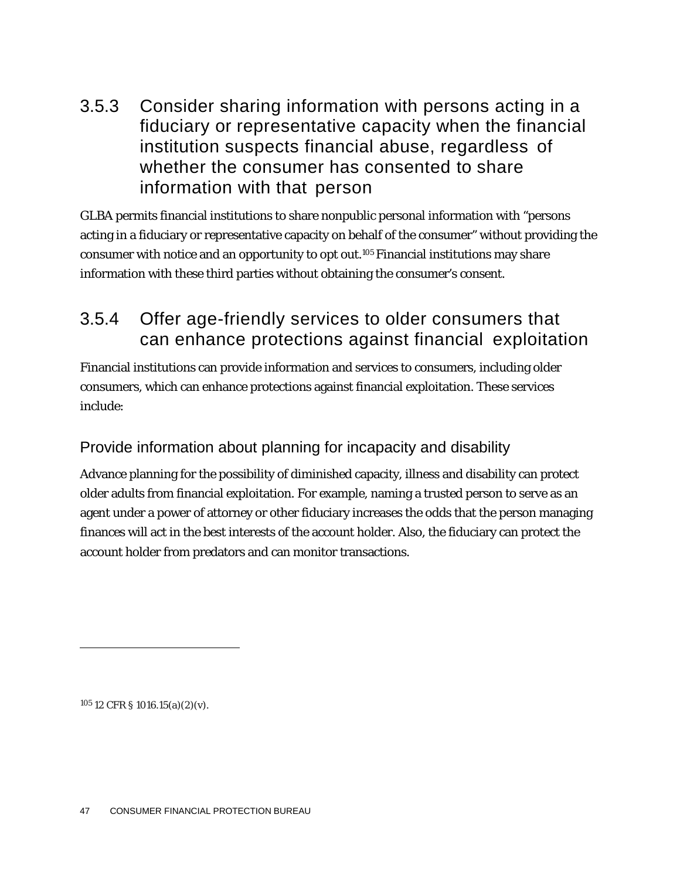### 3.5.3 Consider sharing information with persons acting in a fiduciary or representative capacity when the financial institution suspects financial abuse, regardless of whether the consumer has consented to share information with that person

GLBA permits financial institutions to share nonpublic personal information with "persons acting in a fiduciary or representative capacity on behalf of the consumer" without providing the consumer with notice and an opportunity to opt out.[105] Financial institutions may share information with these third parties without obtaining the consumer's consent.

### 3.5.4 Offer age-friendly services to older consumers that can enhance protections against financial exploitation

Financial institutions can provide information and services to consumers, including older consumers, which can enhance protections against financial exploitation. These services include:

#### Provide information about planning for incapacity and disability

Advance planning for the possibility of diminished capacity, illness and disability can protect older adults from financial exploitation. For example, naming a trusted person to serve as an agent under a power of attorney or other fiduciary increases the odds that the person managing finances will act in the best interests of the account holder. Also, the fiduciary can protect the account holder from predators and can monitor transactions.

---

[105] 12 CFR § 1016.15(a)(2)(v).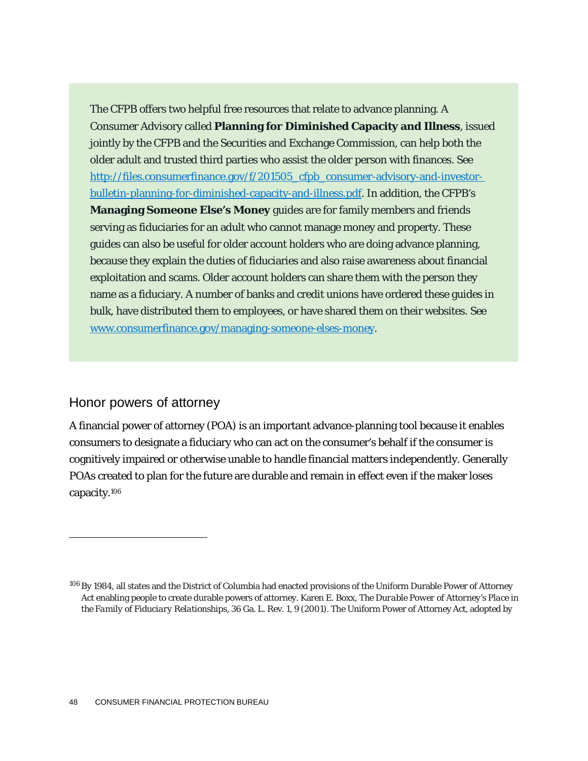The CFPB offers two helpful free resources that relate to advance planning. A Consumer Advisory called **Planning for Diminished Capacity and Illness**, issued jointly by the CFPB and the Securities and Exchange Commission, can help both the older adult and trusted third parties who assist the older person with finances. See http://files.consumerfinance.gov/f/201505_cfpb_consumer-advisory-and-investor-bulletin-planning-for-diminished-capacity-and-illness.pdf. In addition, the CFPB's **Managing Someone Else's Money** guides are for family members and friends serving as fiduciaries for an adult who cannot manage money and property. These guides can also be useful for older account holders who are doing advance planning, because they explain the duties of fiduciaries and also raise awareness about financial exploitation and scams. Older account holders can share them with the person they name as a fiduciary. A number of banks and credit unions have ordered these guides in bulk, have distributed them to employees, or have shared them on their websites. See www.consumerfinance.gov/managing-someone-elses-money.

## Honor powers of attorney

A financial power of attorney (POA) is an important advance-planning tool because it enables consumers to designate a fiduciary who can act on the consumer's behalf if the consumer is cognitively impaired or otherwise unable to handle financial matters independently. Generally POAs created to plan for the future are durable and remain in effect even if the maker loses capacity.[106]

---

[106] By 1984, all states and the District of Columbia had enacted provisions of the Uniform Durable Power of Attorney Act enabling people to create durable powers of attorney. Karen E. Boxx, *The Durable Power of Attorney's Place in the Family of Fiduciary Relationships*, 36 Ga. L. Rev. 1, 9 (2001). The Uniform Power of Attorney Act, adopted by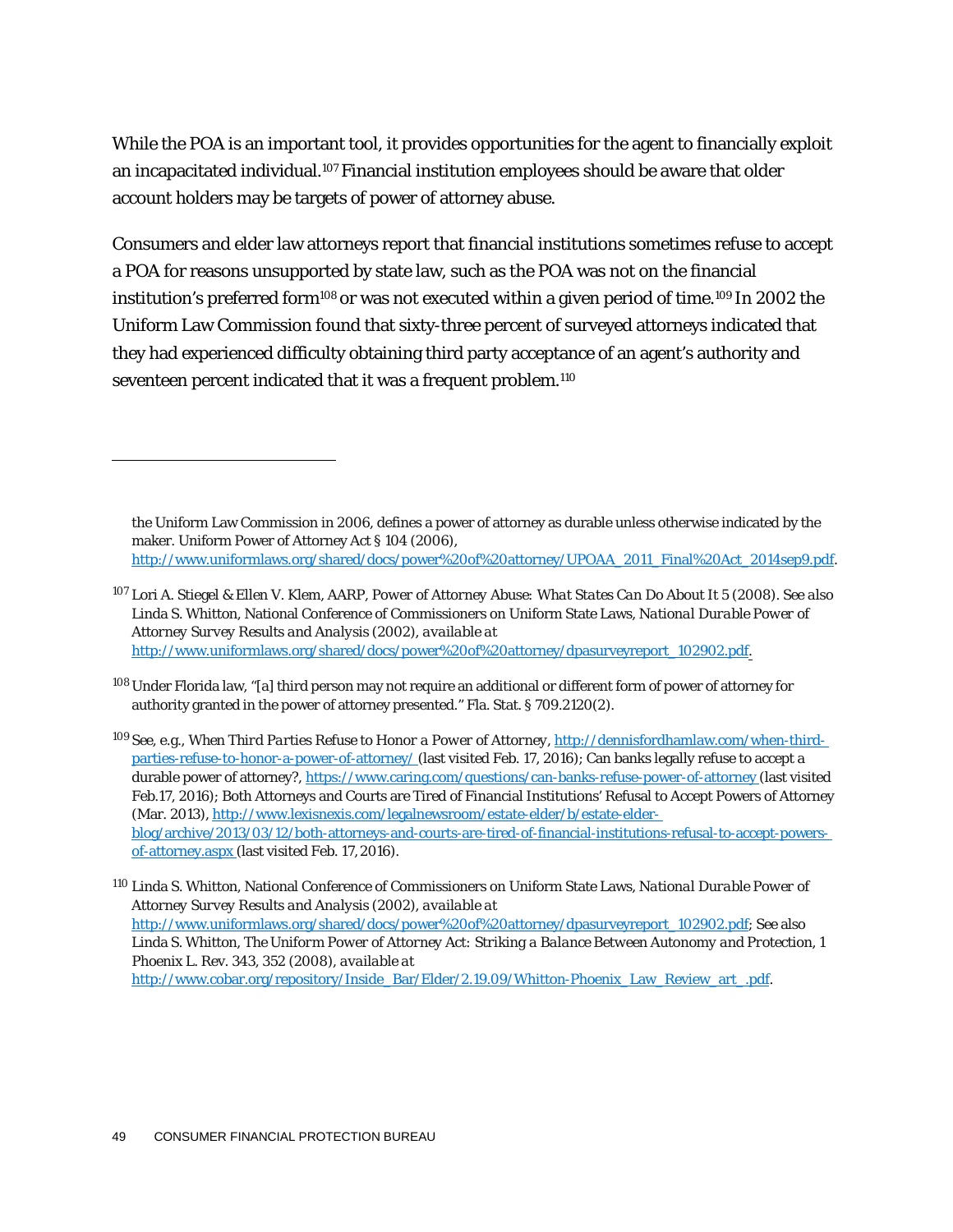While the POA is an important tool, it provides opportunities for the agent to financially exploit an incapacitated individual.[107] Financial institution employees should be aware that older account holders may be targets of power of attorney abuse.

Consumers and elder law attorneys report that financial institutions sometimes refuse to accept a POA for reasons unsupported by state law, such as the POA was not on the financial institution's preferred form[108] or was not executed within a given period of time.[109] In 2002 the Uniform Law Commission found that sixty-three percent of surveyed attorneys indicated that they had experienced difficulty obtaining third party acceptance of an agent's authority and seventeen percent indicated that it was a frequent problem.[110]

---

the Uniform Law Commission in 2006, defines a power of attorney as durable unless otherwise indicated by the maker. Uniform Power of Attorney Act § 104 (2006), http://www.uniformlaws.org/shared/docs/power%20of%20attorney/UPOAA_2011_Final%20Act_2014sep9.pdf.

[107] Lori A. Stiegel & Ellen V. Klem, AARP, *Power of Attorney Abuse: What States Can Do About It* 5 (2008). *See also* Linda S. Whitton, National Conference of Commissioners on Uniform State Laws, *National Durable Power of Attorney Survey Results and Analysis* (2002), *available at* http://www.uniformlaws.org/shared/docs/power%20of%20attorney/dpasurveyreport_102902.pdf.

[108] Under Florida law, "[a] third person may not require an additional or different form of power of attorney for authority granted in the power of attorney presented." Fla. Stat. § 709.2120(2).

[109] *See, e.g., When Third Parties Refuse to Honor a Power of Attorney*, http://dennisfordhamlaw.com/when-third-parties-refuse-to-honor-a-power-of-attorney/ (last visited Feb. 17, 2016); Can banks legally refuse to accept a durable power of attorney?, https://www.caring.com/questions/can-banks-refuse-power-of-attorney (last visited Feb.17, 2016); Both Attorneys and Courts are Tired of Financial Institutions' Refusal to Accept Powers of Attorney (Mar. 2013), http://www.lexisnexis.com/legalnewsroom/estate-elder/b/estate-elder-blog/archive/2013/03/12/both-attorneys-and-courts-are-tired-of-financial-institutions-refusal-to-accept-powers-of-attorney.aspx (last visited Feb. 17, 2016).

[110] Linda S. Whitton, National Conference of Commissioners on Uniform State Laws, *National Durable Power of Attorney Survey Results and Analysis* (2002), *available at* http://www.uniformlaws.org/shared/docs/power%20of%20attorney/dpasurveyreport_102902.pdf; See also Linda S. Whitton, *The Uniform Power of Attorney Act: Striking a Balance Between Autonomy and Protection*, 1 Phoenix L. Rev. 343, 352 (2008), *available at* http://www.cobar.org/repository/Inside_Bar/Elder/2.19.09/Whitton-Phoenix_Law_Review_art_.pdf.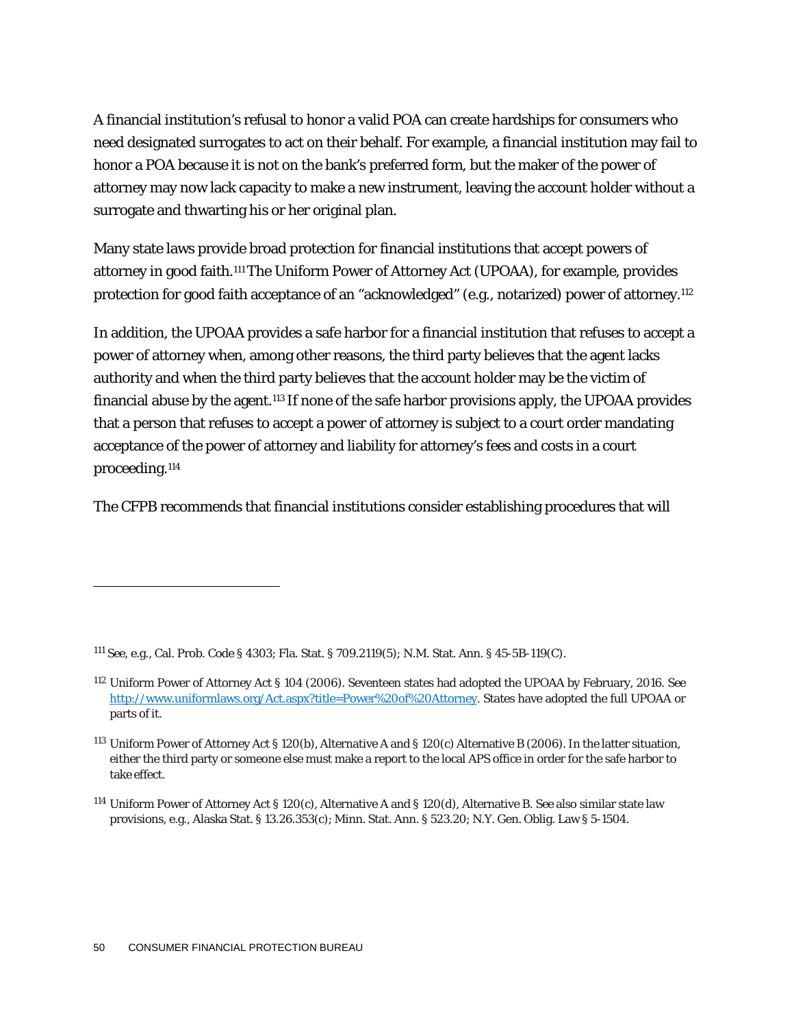A financial institution's refusal to honor a valid POA can create hardships for consumers who need designated surrogates to act on their behalf. For example, a financial institution may fail to honor a POA because it is not on the bank's preferred form, but the maker of the power of attorney may now lack capacity to make a new instrument, leaving the account holder without a surrogate and thwarting his or her original plan.

Many state laws provide broad protection for financial institutions that accept powers of attorney in good faith.[111] The Uniform Power of Attorney Act (UPOAA), for example, provides protection for good faith acceptance of an "acknowledged" (e.g., notarized) power of attorney.[112]

In addition, the UPOAA provides a safe harbor for a financial institution that refuses to accept a power of attorney when, among other reasons, the third party believes that the agent lacks authority and when the third party believes that the account holder may be the victim of financial abuse by the agent.[113] If none of the safe harbor provisions apply, the UPOAA provides that a person that refuses to accept a power of attorney is subject to a court order mandating acceptance of the power of attorney and liability for attorney's fees and costs in a court proceeding.[114]

The CFPB recommends that financial institutions consider establishing procedures that will

---

[111] See, e.g., Cal. Prob. Code § 4303; Fla. Stat. § 709.2119(5); N.M. Stat. Ann. § 45-5B-119(C).

[112] Uniform Power of Attorney Act § 104 (2006). Seventeen states had adopted the UPOAA by February, 2016. See http://www.uniformlaws.org/Act.aspx?title=Power%20of%20Attorney. States have adopted the full UPOAA or parts of it.

[113] Uniform Power of Attorney Act § 120(b), Alternative A and § 120(c) Alternative B (2006). In the latter situation, either the third party or someone else must make a report to the local APS office in order for the safe harbor to take effect.

[114] Uniform Power of Attorney Act § 120(c), Alternative A and § 120(d), Alternative B. See also similar state law provisions, e.g., Alaska Stat. § 13.26.353(c); Minn. Stat. Ann. § 523.20; N.Y. Gen. Oblig. Law § 5-1504.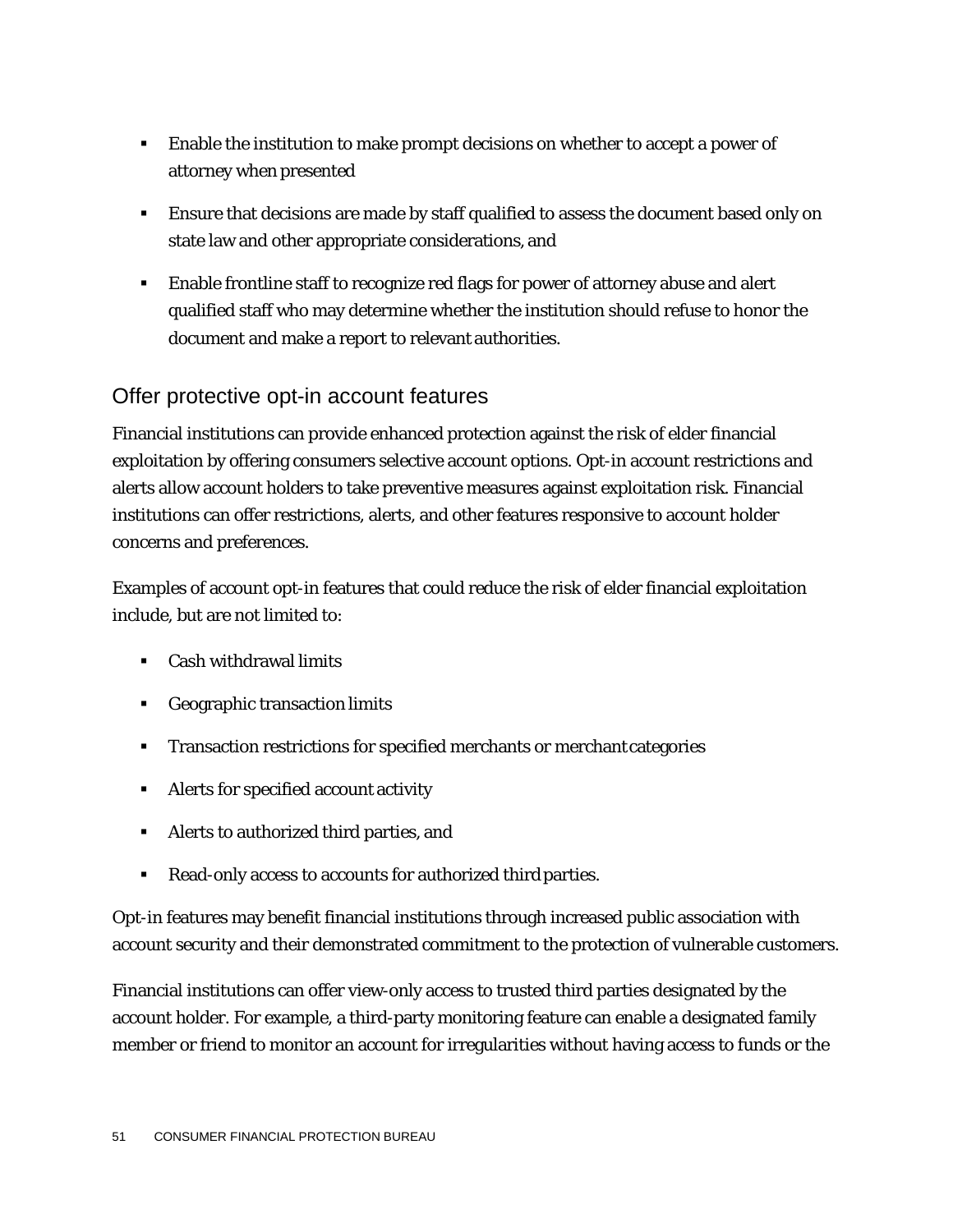- Enable the institution to make prompt decisions on whether to accept a power of attorney when presented
- Ensure that decisions are made by staff qualified to assess the document based only on state law and other appropriate considerations, and
- Enable frontline staff to recognize red flags for power of attorney abuse and alert qualified staff who may determine whether the institution should refuse to honor the document and make a report to relevant authorities.

## Offer protective opt-in account features

Financial institutions can provide enhanced protection against the risk of elder financial exploitation by offering consumers selective account options. Opt-in account restrictions and alerts allow account holders to take preventive measures against exploitation risk. Financial institutions can offer restrictions, alerts, and other features responsive to account holder concerns and preferences.

Examples of account opt-in features that could reduce the risk of elder financial exploitation include, but are not limited to:

- Cash withdrawal limits
- Geographic transaction limits
- Transaction restrictions for specified merchants or merchant categories
- Alerts for specified account activity
- Alerts to authorized third parties, and
- Read-only access to accounts for authorized third parties.

Opt-in features may benefit financial institutions through increased public association with account security and their demonstrated commitment to the protection of vulnerable customers.

Financial institutions can offer view-only access to trusted third parties designated by the account holder. For example, a third-party monitoring feature can enable a designated family member or friend to monitor an account for irregularities without having access to funds or the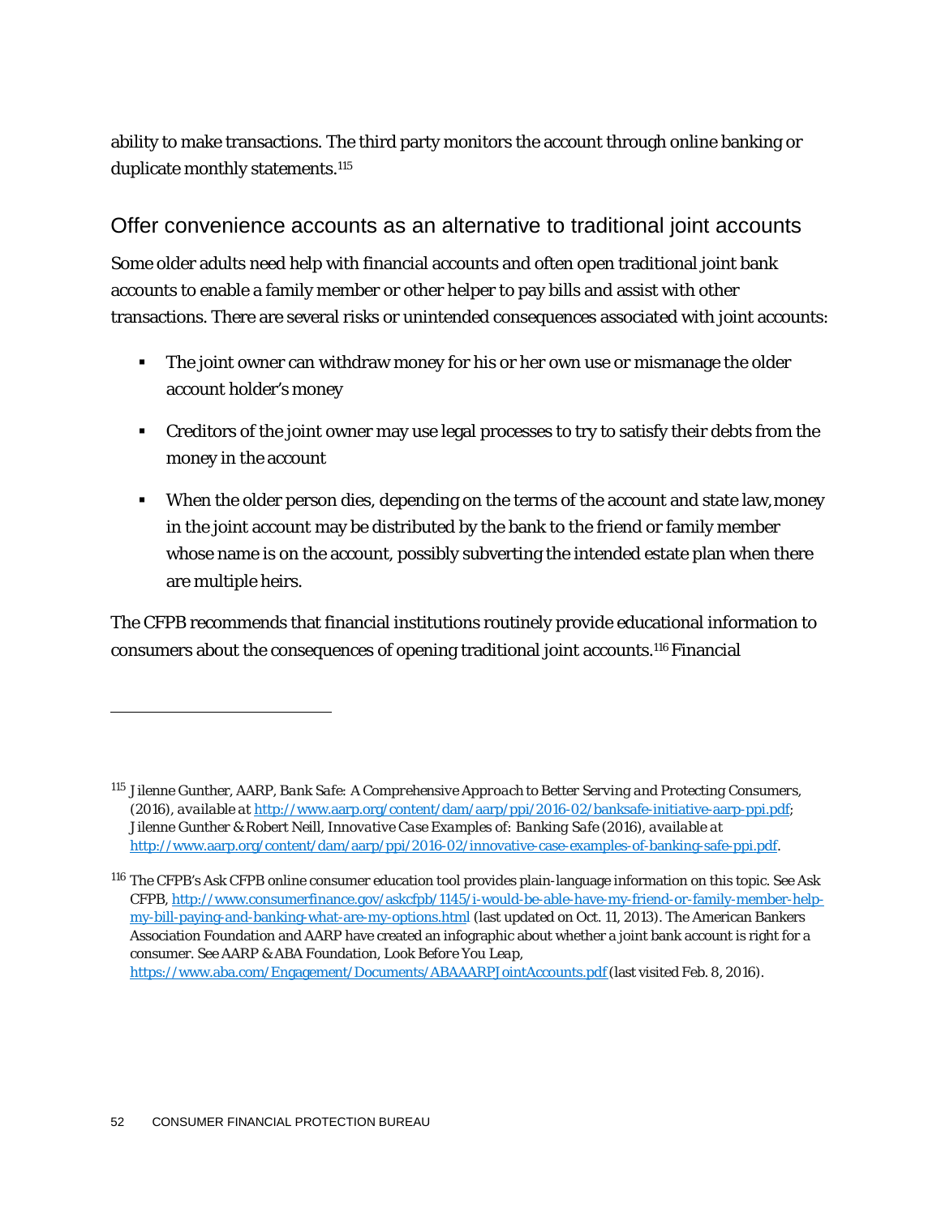ability to make transactions. The third party monitors the account through online banking or duplicate monthly statements.[115]

## Offer convenience accounts as an alternative to traditional joint accounts

Some older adults need help with financial accounts and often open traditional joint bank accounts to enable a family member or other helper to pay bills and assist with other transactions. There are several risks or unintended consequences associated with joint accounts:

- The joint owner can withdraw money for his or her own use or mismanage the older account holder's money
- Creditors of the joint owner may use legal processes to try to satisfy their debts from the money in the account
- When the older person dies, depending on the terms of the account and state law, money in the joint account may be distributed by the bank to the friend or family member whose name is on the account, possibly subverting the intended estate plan when there are multiple heirs.

The CFPB recommends that financial institutions routinely provide educational information to consumers about the consequences of opening traditional joint accounts.[116] Financial

---

[115] Jilenne Gunther, AARP, *Bank Safe: A Comprehensive Approach to Better Serving and Protecting Consumers*, (2016), *available at* http://www.aarp.org/content/dam/aarp/ppi/2016-02/banksafe-initiative-aarp-ppi.pdf; Jilenne Gunther & Robert Neill, *Innovative Case Examples of: Banking Safe* (2016), *available at* http://www.aarp.org/content/dam/aarp/ppi/2016-02/innovative-case-examples-of-banking-safe-ppi.pdf.

[116] The CFPB's Ask CFPB online consumer education tool provides plain-language information on this topic. See Ask CFPB, http://www.consumerfinance.gov/askcfpb/1145/i-would-be-able-have-my-friend-or-family-member-help-my-bill-paying-and-banking-what-are-my-options.html (last updated on Oct. 11, 2013). The American Bankers Association Foundation and AARP have created an infographic about whether a joint bank account is right for a consumer. See AARP & ABA Foundation, *Look Before You Leap*, https://www.aba.com/Engagement/Documents/ABAAARPJointAccounts.pdf (last visited Feb. 8, 2016).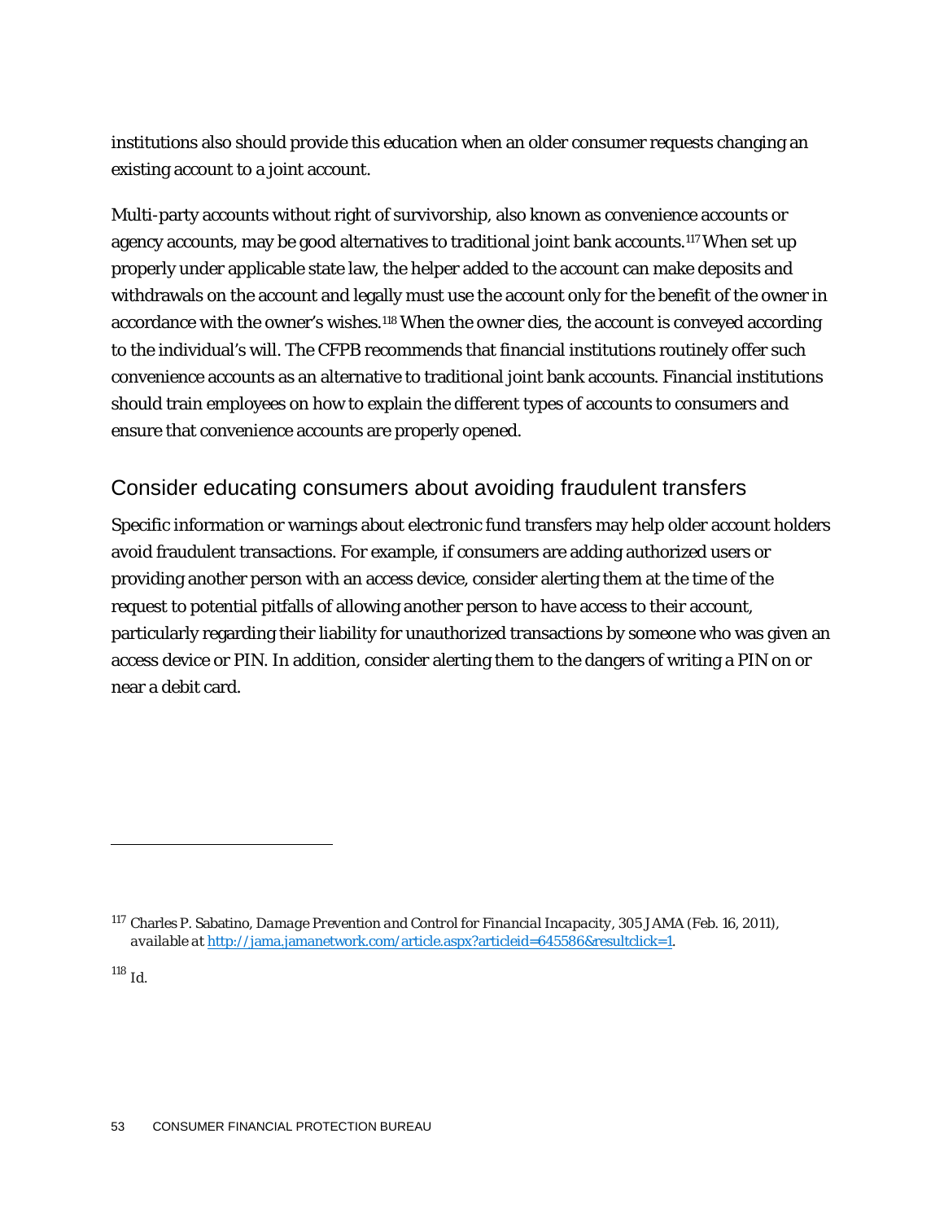institutions also should provide this education when an older consumer requests changing an existing account to a joint account.

Multi-party accounts without right of survivorship, also known as convenience accounts or agency accounts, may be good alternatives to traditional joint bank accounts.[117] When set up properly under applicable state law, the helper added to the account can make deposits and withdrawals on the account and legally must use the account only for the benefit of the owner in accordance with the owner's wishes.[118] When the owner dies, the account is conveyed according to the individual's will. The CFPB recommends that financial institutions routinely offer such convenience accounts as an alternative to traditional joint bank accounts. Financial institutions should train employees on how to explain the different types of accounts to consumers and ensure that convenience accounts are properly opened.

## Consider educating consumers about avoiding fraudulent transfers

Specific information or warnings about electronic fund transfers may help older account holders avoid fraudulent transactions. For example, if consumers are adding authorized users or providing another person with an access device, consider alerting them at the time of the request to potential pitfalls of allowing another person to have access to their account, particularly regarding their liability for unauthorized transactions by someone who was given an access device or PIN. In addition, consider alerting them to the dangers of writing a PIN on or near a debit card.

---

[117] Charles P. Sabatino, *Damage Prevention and Control for Financial Incapacity*, 305 JAMA (Feb. 16, 2011), *available at* http://jama.jamanetwork.com/article.aspx?articleid=645586&resultclick=1.

[118] *Id.*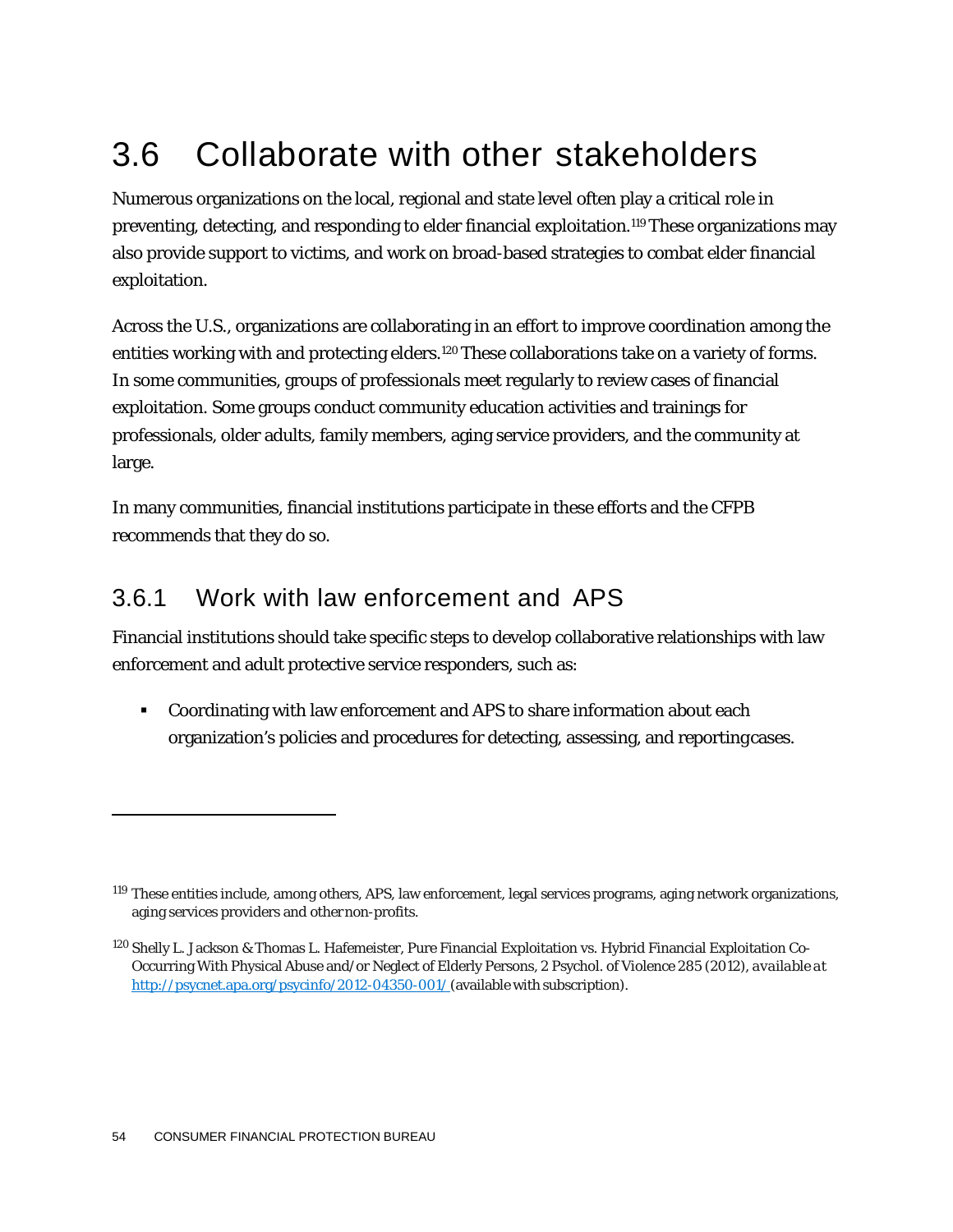## 3.6 Collaborate with other stakeholders

Numerous organizations on the local, regional and state level often play a critical role in preventing, detecting, and responding to elder financial exploitation.[119] These organizations may also provide support to victims, and work on broad-based strategies to combat elder financial exploitation.

Across the U.S., organizations are collaborating in an effort to improve coordination among the entities working with and protecting elders.[120] These collaborations take on a variety of forms. In some communities, groups of professionals meet regularly to review cases of financial exploitation. Some groups conduct community education activities and trainings for professionals, older adults, family members, aging service providers, and the community at large.

In many communities, financial institutions participate in these efforts and the CFPB recommends that they do so.

### 3.6.1 Work with law enforcement and APS

Financial institutions should take specific steps to develop collaborative relationships with law enforcement and adult protective service responders, such as:

- Coordinating with law enforcement and APS to share information about each organization's policies and procedures for detecting, assessing, and reporting cases.

---

[119] These entities include, among others, APS, law enforcement, legal services programs, aging network organizations, aging services providers and other non-profits.

[120] Shelly L. Jackson & Thomas L. Hafemeister, Pure Financial Exploitation vs. Hybrid Financial Exploitation Co-Occurring With Physical Abuse and/or Neglect of Elderly Persons, 2 Psychol. of Violence 285 (2012), *available at* http://psycnet.apa.org/psycinfo/2012-04350-001/ (available with subscription).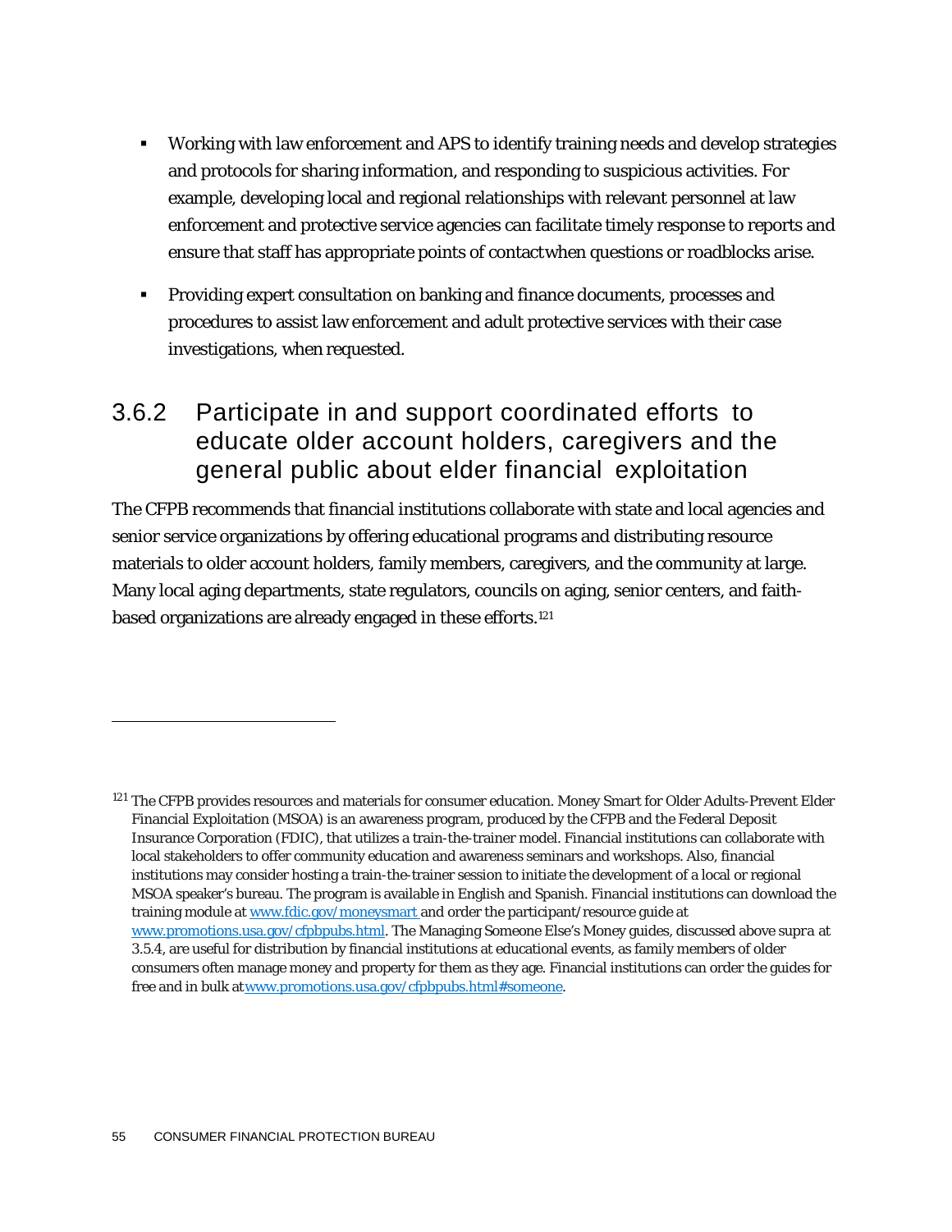- Working with law enforcement and APS to identify training needs and develop strategies and protocols for sharing information, and responding to suspicious activities. For example, developing local and regional relationships with relevant personnel at law enforcement and protective service agencies can facilitate timely response to reports and ensure that staff has appropriate points of contactwhen questions or roadblocks arise.
- Providing expert consultation on banking and finance documents, processes and procedures to assist law enforcement and adult protective services with their case investigations, when requested.

### 3.6.2 Participate in and support coordinated efforts to educate older account holders, caregivers and the general public about elder financial exploitation

The CFPB recommends that financial institutions collaborate with state and local agencies and senior service organizations by offering educational programs and distributing resource materials to older account holders, family members, caregivers, and the community at large. Many local aging departments, state regulators, councils on aging, senior centers, and faith-based organizations are already engaged in these efforts.[121]

---

[121] The CFPB provides resources and materials for consumer education. Money Smart for Older Adults-Prevent Elder Financial Exploitation (MSOA) is an awareness program, produced by the CFPB and the Federal Deposit Insurance Corporation (FDIC), that utilizes a train-the-trainer model. Financial institutions can collaborate with local stakeholders to offer community education and awareness seminars and workshops. Also, financial institutions may consider hosting a train-the-trainer session to initiate the development of a local or regional MSOA speaker's bureau. The program is available in English and Spanish. Financial institutions can download the training module at www.fdic.gov/moneysmart and order the participant/resource guide at www.promotions.usa.gov/cfpbpubs.html. The Managing Someone Else's Money guides, discussed above *supra* at 3.5.4, are useful for distribution by financial institutions at educational events, as family members of older consumers often manage money and property for them as they age. Financial institutions can order the guides for free and in bulk atwww.promotions.usa.gov/cfpbpubs.html#someone.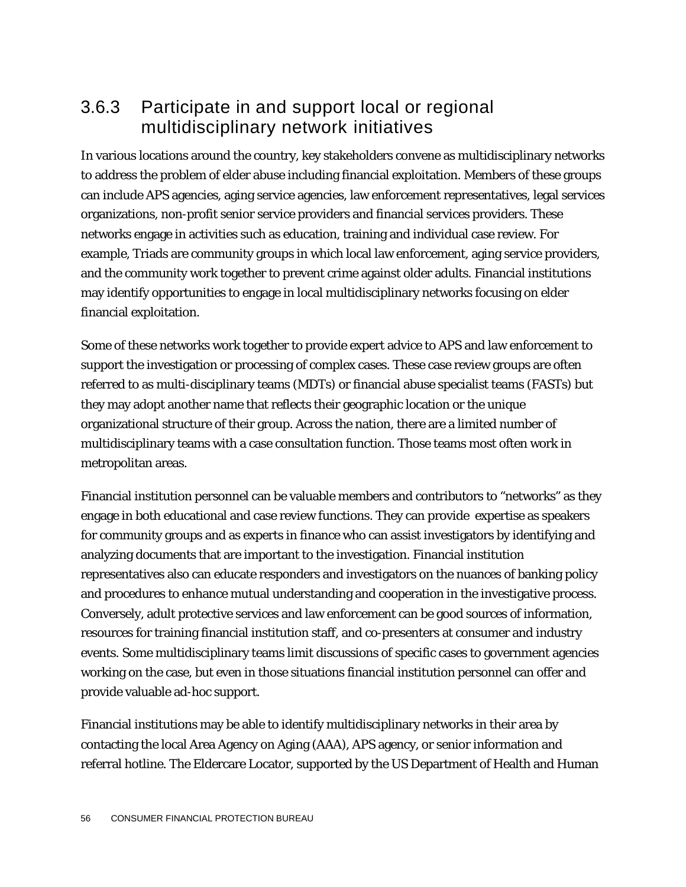### 3.6.3 Participate in and support local or regional multidisciplinary network initiatives

In various locations around the country, key stakeholders convene as multidisciplinary networks to address the problem of elder abuse including financial exploitation. Members of these groups can include APS agencies, aging service agencies, law enforcement representatives, legal services organizations, non-profit senior service providers and financial services providers. These networks engage in activities such as education, training and individual case review. For example, Triads are community groups in which local law enforcement, aging service providers, and the community work together to prevent crime against older adults. Financial institutions may identify opportunities to engage in local multidisciplinary networks focusing on elder financial exploitation.

Some of these networks work together to provide expert advice to APS and law enforcement to support the investigation or processing of complex cases. These case review groups are often referred to as multi-disciplinary teams (MDTs) or financial abuse specialist teams (FASTs) but they may adopt another name that reflects their geographic location or the unique organizational structure of their group. Across the nation, there are a limited number of multidisciplinary teams with a case consultation function. Those teams most often work in metropolitan areas.

Financial institution personnel can be valuable members and contributors to "networks" as they engage in both educational and case review functions. They can provide expertise as speakers for community groups and as experts in finance who can assist investigators by identifying and analyzing documents that are important to the investigation. Financial institution representatives also can educate responders and investigators on the nuances of banking policy and procedures to enhance mutual understanding and cooperation in the investigative process. Conversely, adult protective services and law enforcement can be good sources of information, resources for training financial institution staff, and co-presenters at consumer and industry events. Some multidisciplinary teams limit discussions of specific cases to government agencies working on the case, but even in those situations financial institution personnel can offer and provide valuable ad-hoc support.

Financial institutions may be able to identify multidisciplinary networks in their area by contacting the local Area Agency on Aging (AAA), APS agency, or senior information and referral hotline. The Eldercare Locator, supported by the US Department of Health and Human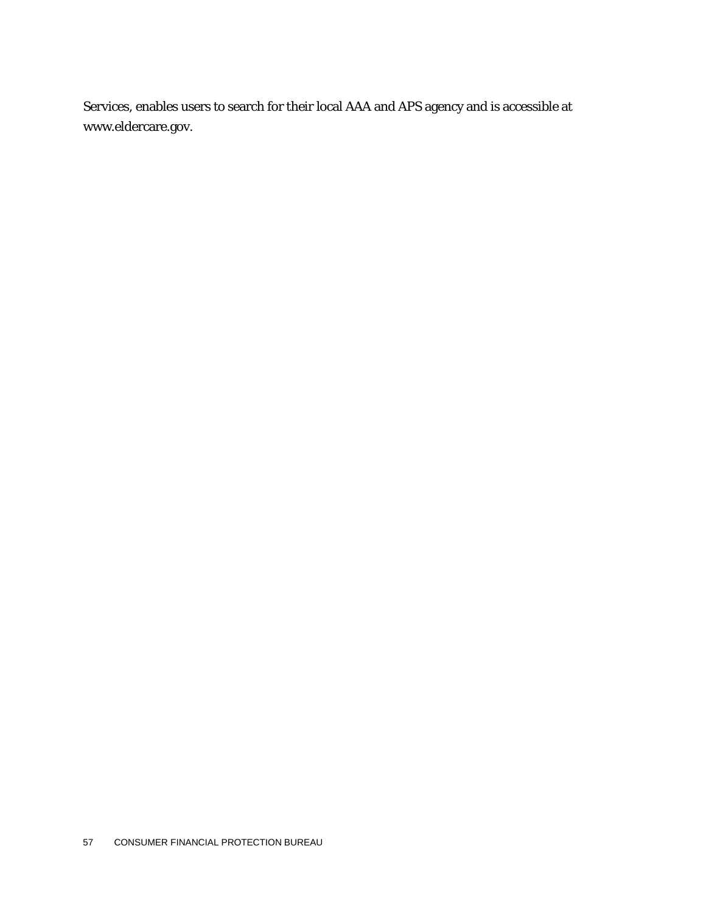Services, enables users to search for their local AAA and APS agency and is accessible at www.eldercare.gov.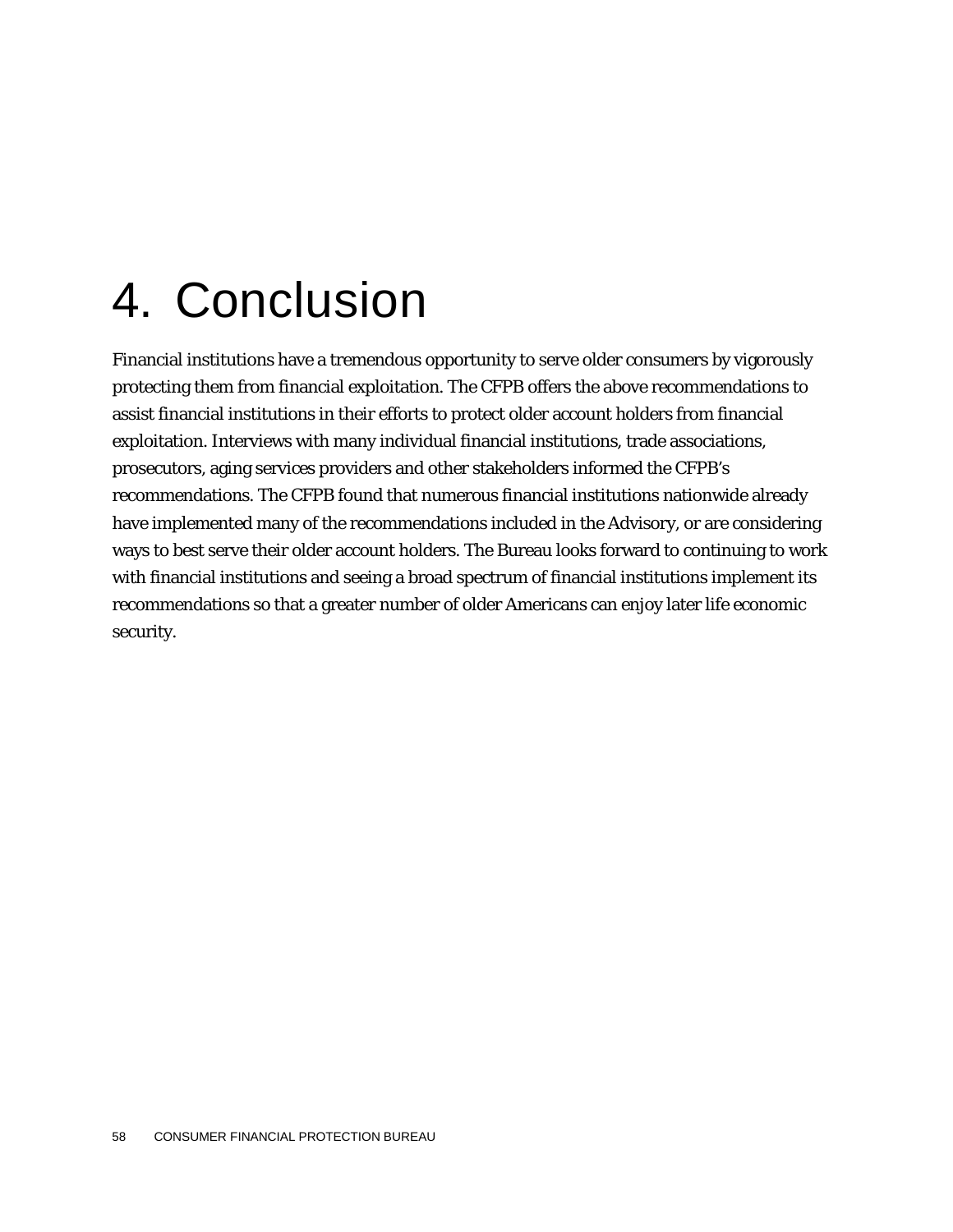# 4. Conclusion

Financial institutions have a tremendous opportunity to serve older consumers by vigorously protecting them from financial exploitation. The CFPB offers the above recommendations to assist financial institutions in their efforts to protect older account holders from financial exploitation. Interviews with many individual financial institutions, trade associations, prosecutors, aging services providers and other stakeholders informed the CFPB's recommendations. The CFPB found that numerous financial institutions nationwide already have implemented many of the recommendations included in the Advisory, or are considering ways to best serve their older account holders. The Bureau looks forward to continuing to work with financial institutions and seeing a broad spectrum of financial institutions implement its recommendations so that a greater number of older Americans can enjoy later life economic security.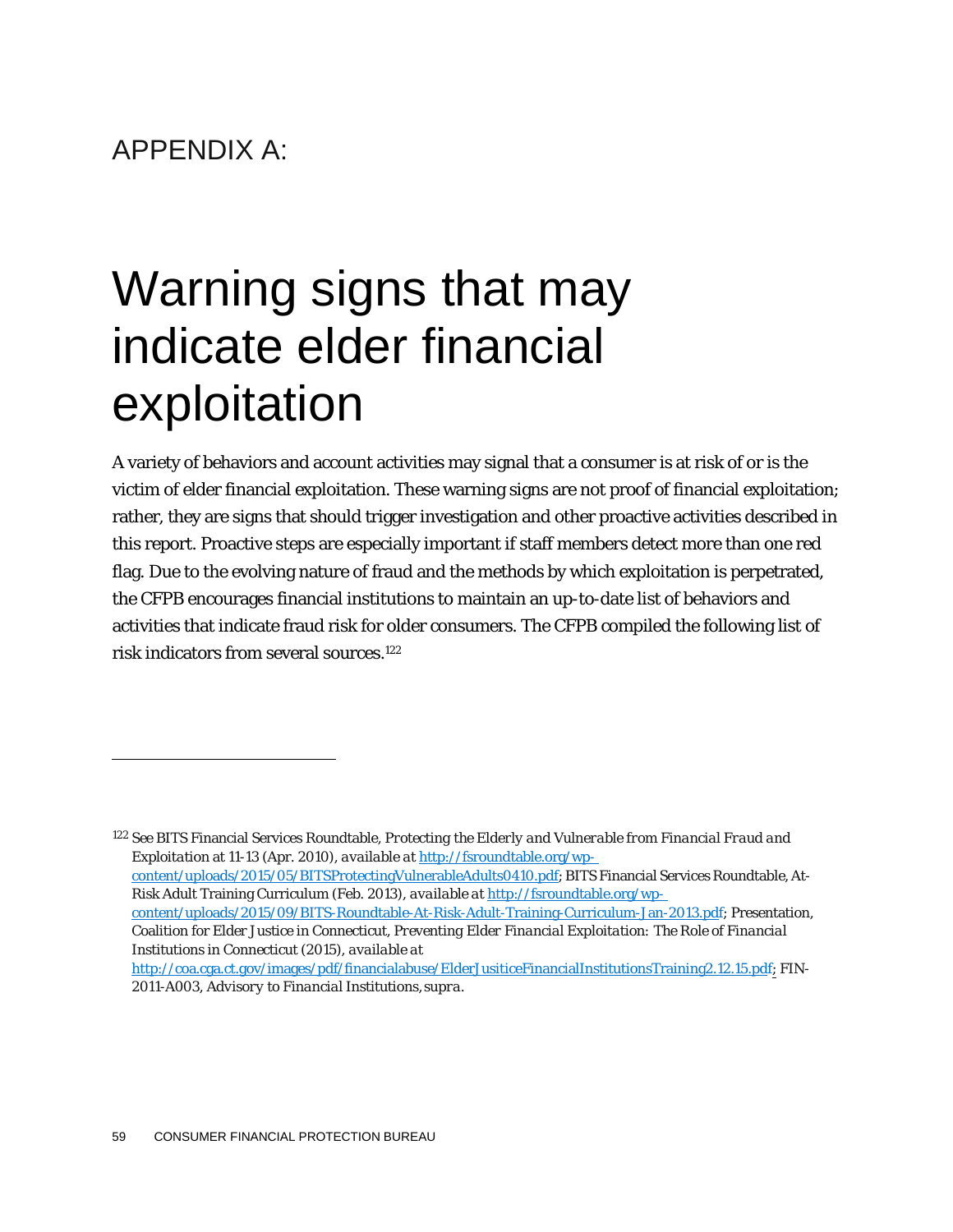# APPENDIX A:

# Warning signs that may indicate elder financial exploitation

A variety of behaviors and account activities may signal that a consumer is at risk of or is the victim of elder financial exploitation. These warning signs are not proof of financial exploitation; rather, they are signs that should trigger investigation and other proactive activities described in this report. Proactive steps are especially important if staff members detect more than one red flag. Due to the evolving nature of fraud and the methods by which exploitation is perpetrated, the CFPB encourages financial institutions to maintain an up-to-date list of behaviors and activities that indicate fraud risk for older consumers. The CFPB compiled the following list of risk indicators from several sources.[122]

---

[122] *See* BITS Financial Services Roundtable, *Protecting the Elderly and Vulnerable from Financial Fraud and Exploitation* at 11-13 (Apr. 2010), *available at* http://fsroundtable.org/wp-content/uploads/2015/05/BITSProtectingVulnerableAdults0410.pdf; BITS Financial Services Roundtable, At-Risk Adult Training Curriculum (Feb. 2013), *available at* http://fsroundtable.org/wp-content/uploads/2015/09/BITS-Roundtable-At-Risk-Adult-Training-Curriculum-Jan-2013.pdf; Presentation, Coalition for Elder Justice in Connecticut, *Preventing Elder Financial Exploitation: The Role of Financial Institutions in Connecticut* (2015), *available at* http://coa.cga.ct.gov/images/pdf/financialabuse/ElderJusiticeFinancialInstitutionsTraining2.12.15.pdf; FIN-2011-A003, *Advisory to Financial Institutions*, *supra*.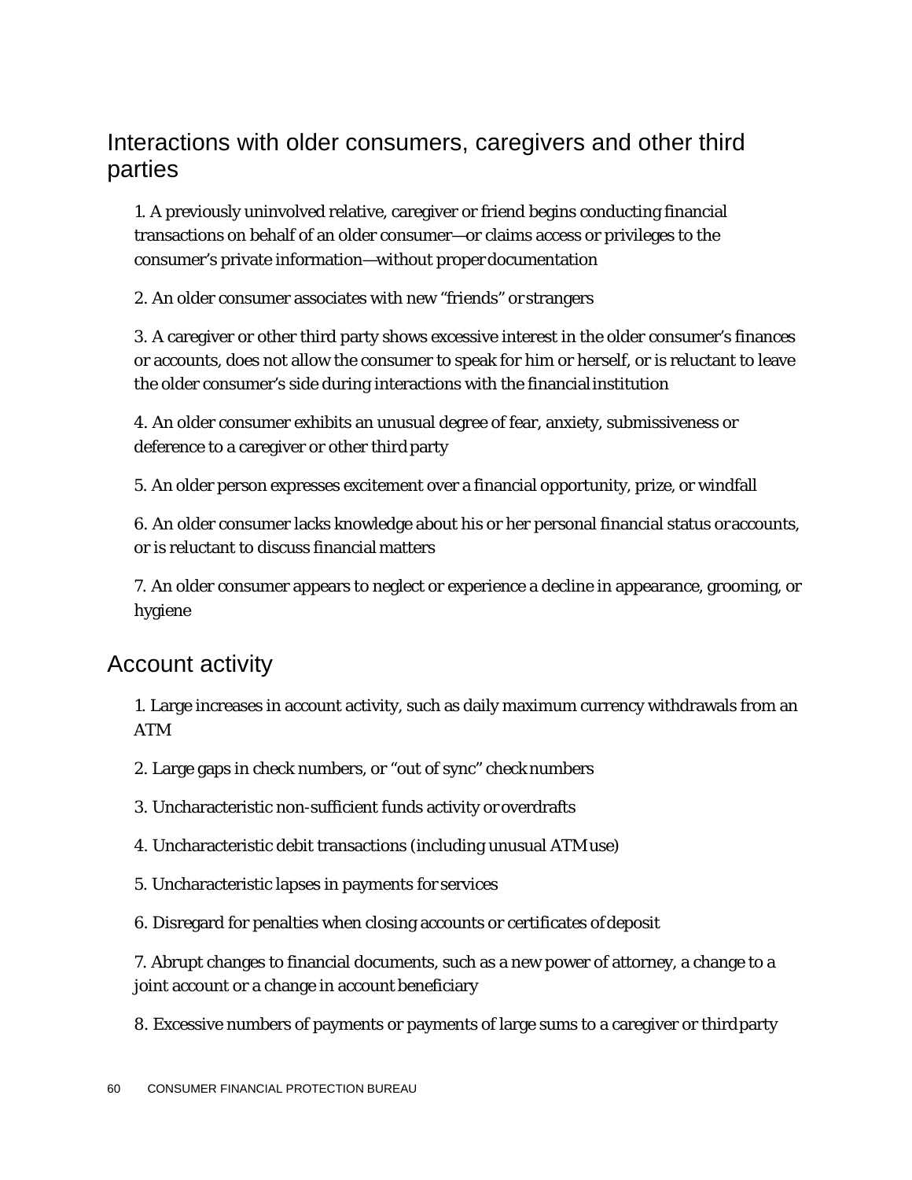## Interactions with older consumers, caregivers and other third parties

1. A previously uninvolved relative, caregiver or friend begins conducting financial transactions on behalf of an older consumer—or claims access or privileges to the consumer's private information—without proper documentation

2. An older consumer associates with new "friends" or strangers

3. A caregiver or other third party shows excessive interest in the older consumer's finances or accounts, does not allow the consumer to speak for him or herself, or is reluctant to leave the older consumer's side during interactions with the financial institution

4. An older consumer exhibits an unusual degree of fear, anxiety, submissiveness or deference to a caregiver or other third party

5. An older person expresses excitement over a financial opportunity, prize, or windfall

6. An older consumer lacks knowledge about his or her personal financial status or accounts, or is reluctant to discuss financial matters

7. An older consumer appears to neglect or experience a decline in appearance, grooming, or hygiene

## Account activity

1. Large increases in account activity, such as daily maximum currency withdrawals from an ATM

2. Large gaps in check numbers, or "out of sync" check numbers

3. Uncharacteristic non-sufficient funds activity or overdrafts

4. Uncharacteristic debit transactions (including unusual ATM use)

5. Uncharacteristic lapses in payments for services

6. Disregard for penalties when closing accounts or certificates of deposit

7. Abrupt changes to financial documents, such as a new power of attorney, a change to a joint account or a change in account beneficiary

8. Excessive numbers of payments or payments of large sums to a caregiver or third party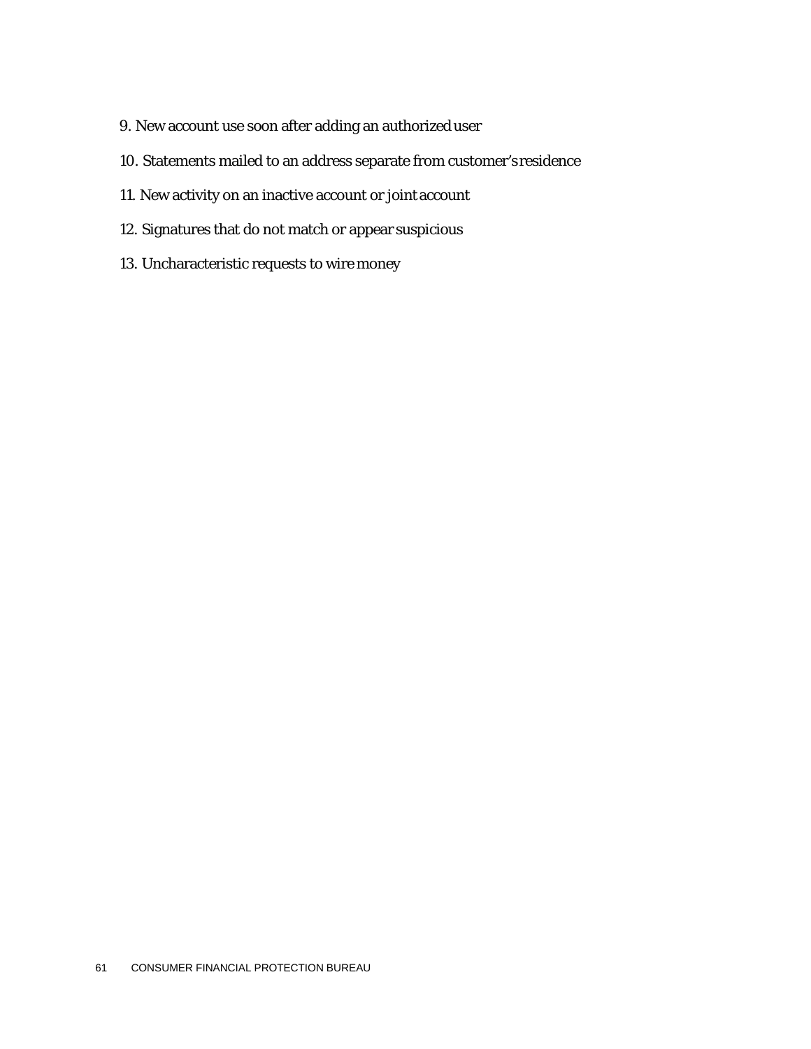9. New account use soon after adding an authorized user

10. Statements mailed to an address separate from customer's residence

11. New activity on an inactive account or joint account

12. Signatures that do not match or appear suspicious

13. Uncharacteristic requests to wire money